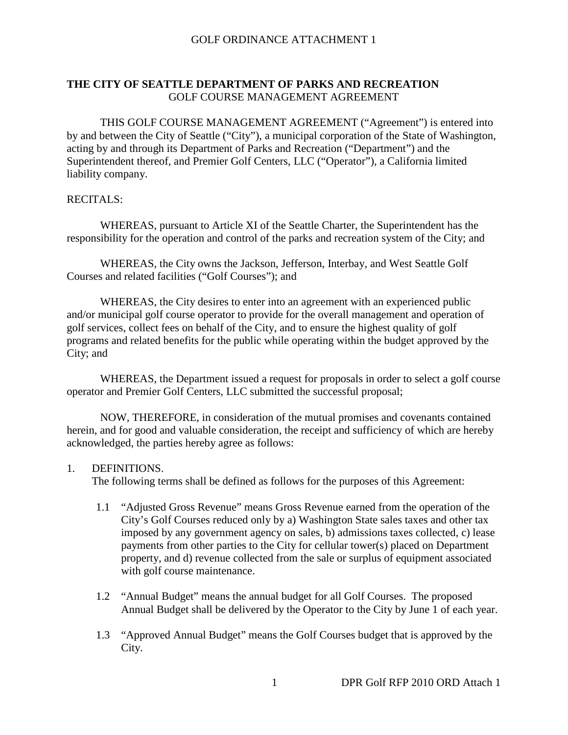GOLF ORDINANCE ATTACHMENT 1

**THE CITY OF SEATTLE DEPARTMENT OF PARKS AND RECREATION**
GOLF COURSE MANAGEMENT AGREEMENT

THIS GOLF COURSE MANAGEMENT AGREEMENT ("Agreement") is entered into by and between the City of Seattle ("City"), a municipal corporation of the State of Washington, acting by and through its Department of Parks and Recreation ("Department") and the Superintendent thereof, and Premier Golf Centers, LLC ("Operator"), a California limited liability company.

RECITALS:

WHEREAS, pursuant to Article XI of the Seattle Charter, the Superintendent has the responsibility for the operation and control of the parks and recreation system of the City; and

WHEREAS, the City owns the Jackson, Jefferson, Interbay, and West Seattle Golf Courses and related facilities ("Golf Courses"); and

WHEREAS, the City desires to enter into an agreement with an experienced public and/or municipal golf course operator to provide for the overall management and operation of golf services, collect fees on behalf of the City, and to ensure the highest quality of golf programs and related benefits for the public while operating within the budget approved by the City; and

WHEREAS, the Department issued a request for proposals in order to select a golf course operator and Premier Golf Centers, LLC submitted the successful proposal;

NOW, THEREFORE, in consideration of the mutual promises and covenants contained herein, and for good and valuable consideration, the receipt and sufficiency of which are hereby acknowledged, the parties hereby agree as follows:

1. DEFINITIONS.
   The following terms shall be defined as follows for the purposes of this Agreement:

   1.1 "Adjusted Gross Revenue" means Gross Revenue earned from the operation of the City's Golf Courses reduced only by a) Washington State sales taxes and other tax imposed by any government agency on sales, b) admissions taxes collected, c) lease payments from other parties to the City for cellular tower(s) placed on Department property, and d) revenue collected from the sale or surplus of equipment associated with golf course maintenance.

   1.2 "Annual Budget" means the annual budget for all Golf Courses. The proposed Annual Budget shall be delivered by the Operator to the City by June 1 of each year.

   1.3 "Approved Annual Budget" means the Golf Courses budget that is approved by the City.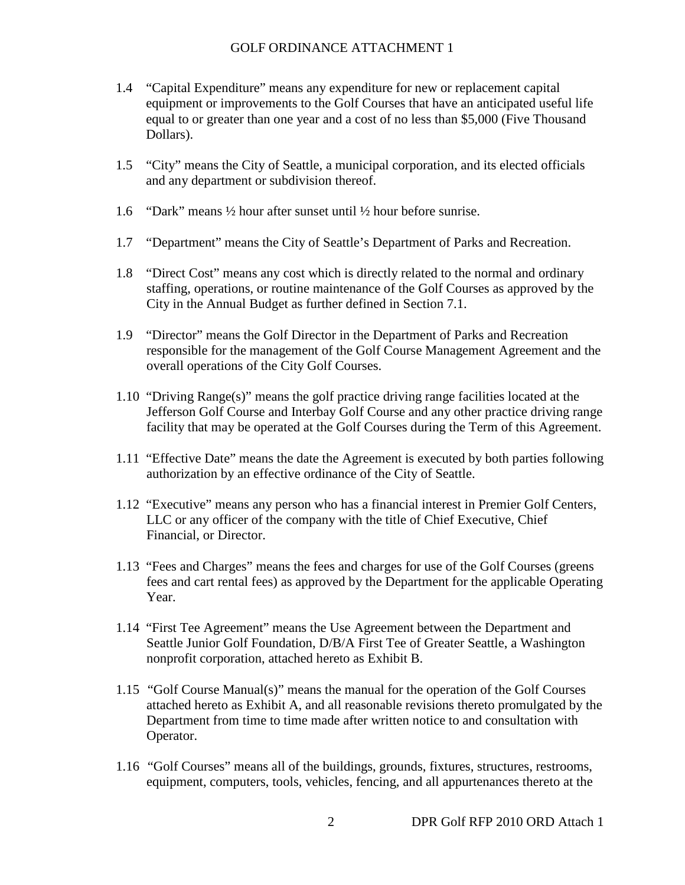1.4 "Capital Expenditure" means any expenditure for new or replacement capital equipment or improvements to the Golf Courses that have an anticipated useful life equal to or greater than one year and a cost of no less than $5,000 (Five Thousand Dollars).

1.5 "City" means the City of Seattle, a municipal corporation, and its elected officials and any department or subdivision thereof.

1.6 "Dark" means ½ hour after sunset until ½ hour before sunrise.

1.7 "Department" means the City of Seattle's Department of Parks and Recreation.

1.8 "Direct Cost" means any cost which is directly related to the normal and ordinary staffing, operations, or routine maintenance of the Golf Courses as approved by the City in the Annual Budget as further defined in Section 7.1.

1.9 "Director" means the Golf Director in the Department of Parks and Recreation responsible for the management of the Golf Course Management Agreement and the overall operations of the City Golf Courses.

1.10 "Driving Range(s)" means the golf practice driving range facilities located at the Jefferson Golf Course and Interbay Golf Course and any other practice driving range facility that may be operated at the Golf Courses during the Term of this Agreement.

1.11 "Effective Date" means the date the Agreement is executed by both parties following authorization by an effective ordinance of the City of Seattle.

1.12 "Executive" means any person who has a financial interest in Premier Golf Centers, LLC or any officer of the company with the title of Chief Executive, Chief Financial, or Director.

1.13 "Fees and Charges" means the fees and charges for use of the Golf Courses (greens fees and cart rental fees) as approved by the Department for the applicable Operating Year.

1.14 "First Tee Agreement" means the Use Agreement between the Department and Seattle Junior Golf Foundation, D/B/A First Tee of Greater Seattle, a Washington nonprofit corporation, attached hereto as Exhibit B.

1.15 "Golf Course Manual(s)" means the manual for the operation of the Golf Courses attached hereto as Exhibit A, and all reasonable revisions thereto promulgated by the Department from time to time made after written notice to and consultation with Operator.

1.16 "Golf Courses" means all of the buildings, grounds, fixtures, structures, restrooms, equipment, computers, tools, vehicles, fencing, and all appurtenances thereto at the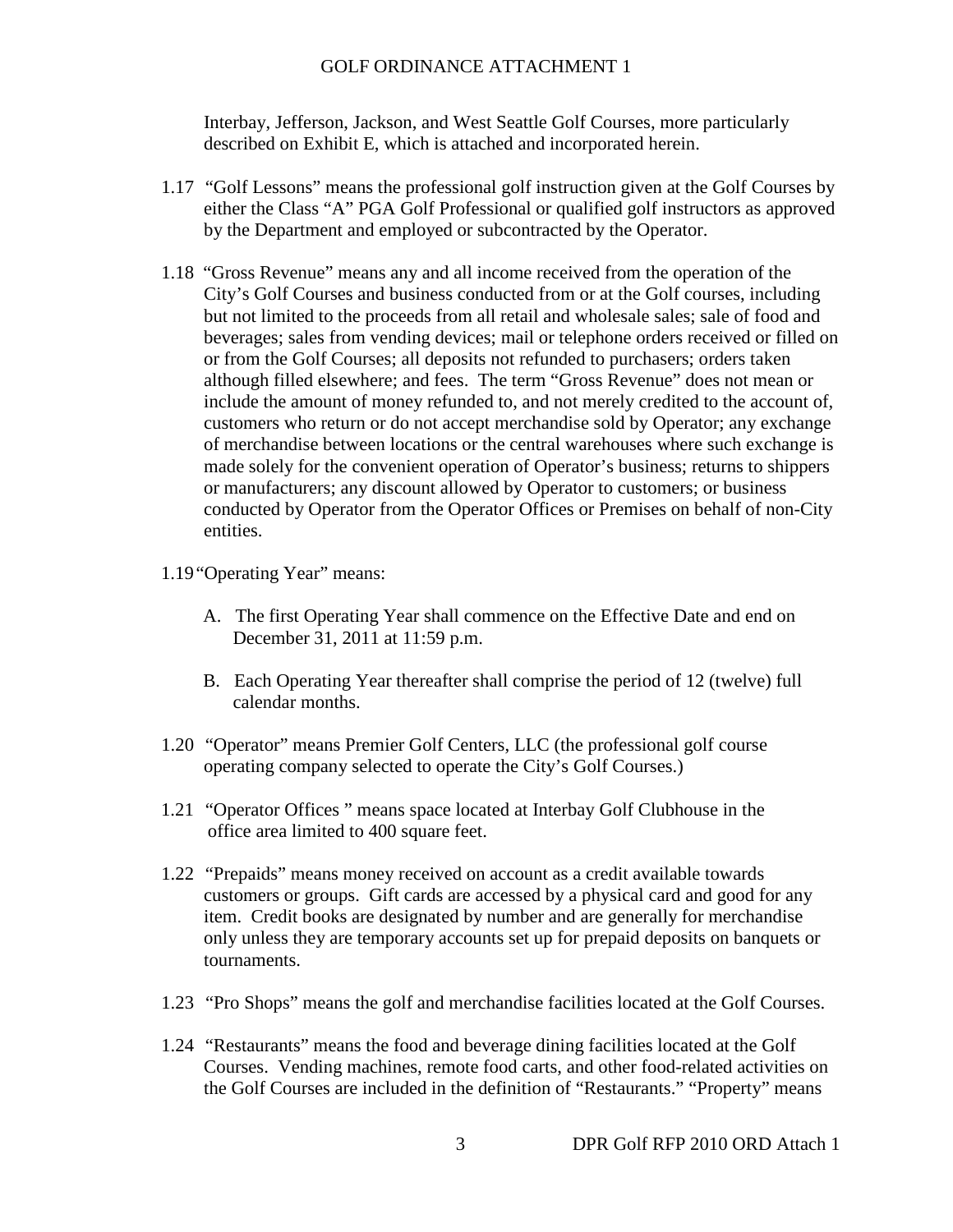Interbay, Jefferson, Jackson, and West Seattle Golf Courses, more particularly described on Exhibit E, which is attached and incorporated herein.

1.17 "Golf Lessons" means the professional golf instruction given at the Golf Courses by either the Class "A" PGA Golf Professional or qualified golf instructors as approved by the Department and employed or subcontracted by the Operator.

1.18 "Gross Revenue" means any and all income received from the operation of the City's Golf Courses and business conducted from or at the Golf courses, including but not limited to the proceeds from all retail and wholesale sales; sale of food and beverages; sales from vending devices; mail or telephone orders received or filled on or from the Golf Courses; all deposits not refunded to purchasers; orders taken although filled elsewhere; and fees. The term "Gross Revenue" does not mean or include the amount of money refunded to, and not merely credited to the account of, customers who return or do not accept merchandise sold by Operator; any exchange of merchandise between locations or the central warehouses where such exchange is made solely for the convenient operation of Operator's business; returns to shippers or manufacturers; any discount allowed by Operator to customers; or business conducted by Operator from the Operator Offices or Premises on behalf of non-City entities.

1.19 "Operating Year" means:

A. The first Operating Year shall commence on the Effective Date and end on December 31, 2011 at 11:59 p.m.

B. Each Operating Year thereafter shall comprise the period of 12 (twelve) full calendar months.

1.20 "Operator" means Premier Golf Centers, LLC (the professional golf course operating company selected to operate the City's Golf Courses.)

1.21 "Operator Offices " means space located at Interbay Golf Clubhouse in the office area limited to 400 square feet.

1.22 "Prepaids" means money received on account as a credit available towards customers or groups. Gift cards are accessed by a physical card and good for any item. Credit books are designated by number and are generally for merchandise only unless they are temporary accounts set up for prepaid deposits on banquets or tournaments.

1.23 "Pro Shops" means the golf and merchandise facilities located at the Golf Courses.

1.24 "Restaurants" means the food and beverage dining facilities located at the Golf Courses. Vending machines, remote food carts, and other food-related activities on the Golf Courses are included in the definition of "Restaurants." "Property" means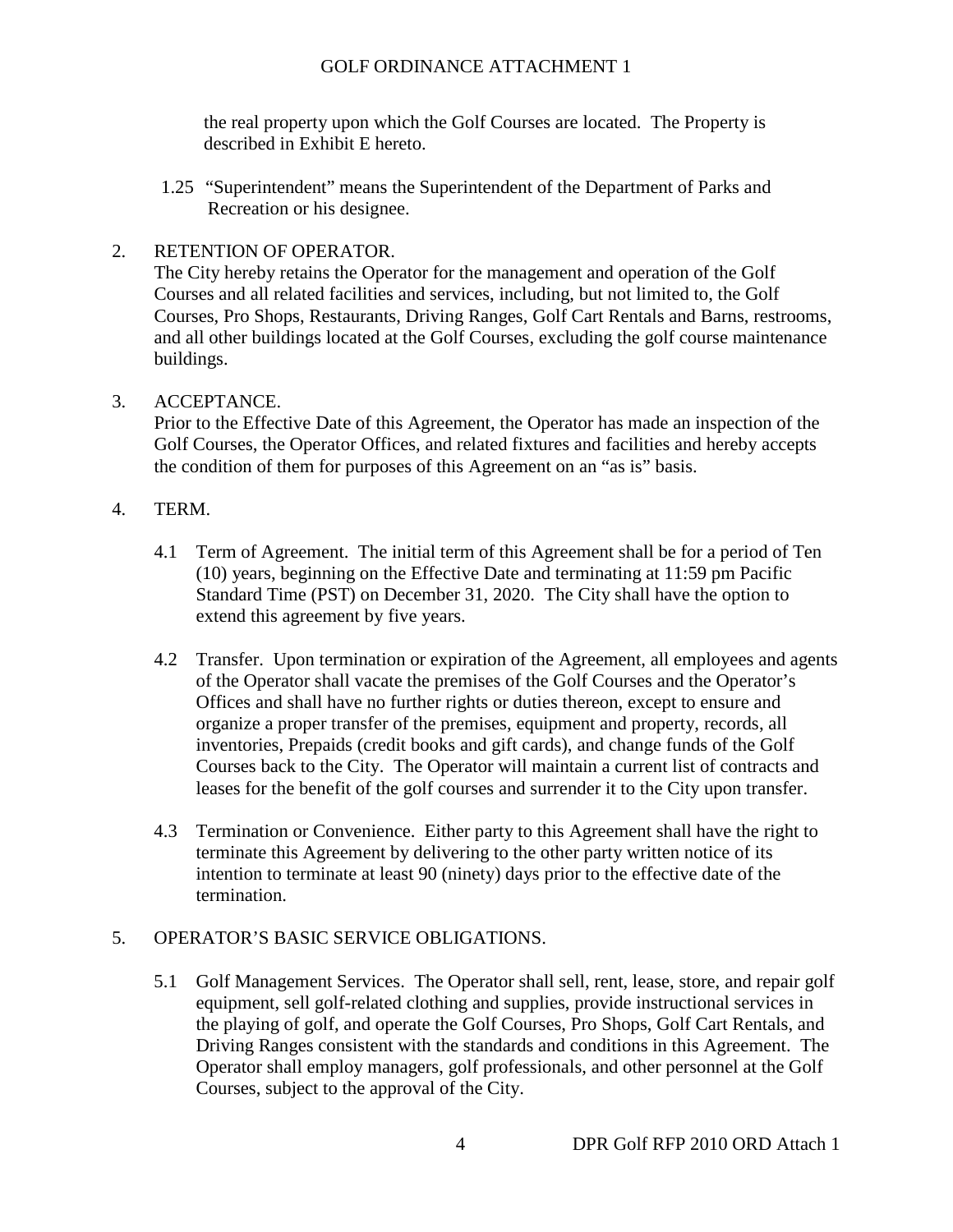the real property upon which the Golf Courses are located. The Property is described in Exhibit E hereto.

1.25 "Superintendent" means the Superintendent of the Department of Parks and Recreation or his designee.

2. RETENTION OF OPERATOR.
The City hereby retains the Operator for the management and operation of the Golf Courses and all related facilities and services, including, but not limited to, the Golf Courses, Pro Shops, Restaurants, Driving Ranges, Golf Cart Rentals and Barns, restrooms, and all other buildings located at the Golf Courses, excluding the golf course maintenance buildings.

3. ACCEPTANCE.
Prior to the Effective Date of this Agreement, the Operator has made an inspection of the Golf Courses, the Operator Offices, and related fixtures and facilities and hereby accepts the condition of them for purposes of this Agreement on an "as is" basis.

4. TERM.

4.1 Term of Agreement. The initial term of this Agreement shall be for a period of Ten (10) years, beginning on the Effective Date and terminating at 11:59 pm Pacific Standard Time (PST) on December 31, 2020. The City shall have the option to extend this agreement by five years.

4.2 Transfer. Upon termination or expiration of the Agreement, all employees and agents of the Operator shall vacate the premises of the Golf Courses and the Operator's Offices and shall have no further rights or duties thereon, except to ensure and organize a proper transfer of the premises, equipment and property, records, all inventories, Prepaids (credit books and gift cards), and change funds of the Golf Courses back to the City. The Operator will maintain a current list of contracts and leases for the benefit of the golf courses and surrender it to the City upon transfer.

4.3 Termination or Convenience. Either party to this Agreement shall have the right to terminate this Agreement by delivering to the other party written notice of its intention to terminate at least 90 (ninety) days prior to the effective date of the termination.

5. OPERATOR'S BASIC SERVICE OBLIGATIONS.

5.1 Golf Management Services. The Operator shall sell, rent, lease, store, and repair golf equipment, sell golf-related clothing and supplies, provide instructional services in the playing of golf, and operate the Golf Courses, Pro Shops, Golf Cart Rentals, and Driving Ranges consistent with the standards and conditions in this Agreement. The Operator shall employ managers, golf professionals, and other personnel at the Golf Courses, subject to the approval of the City.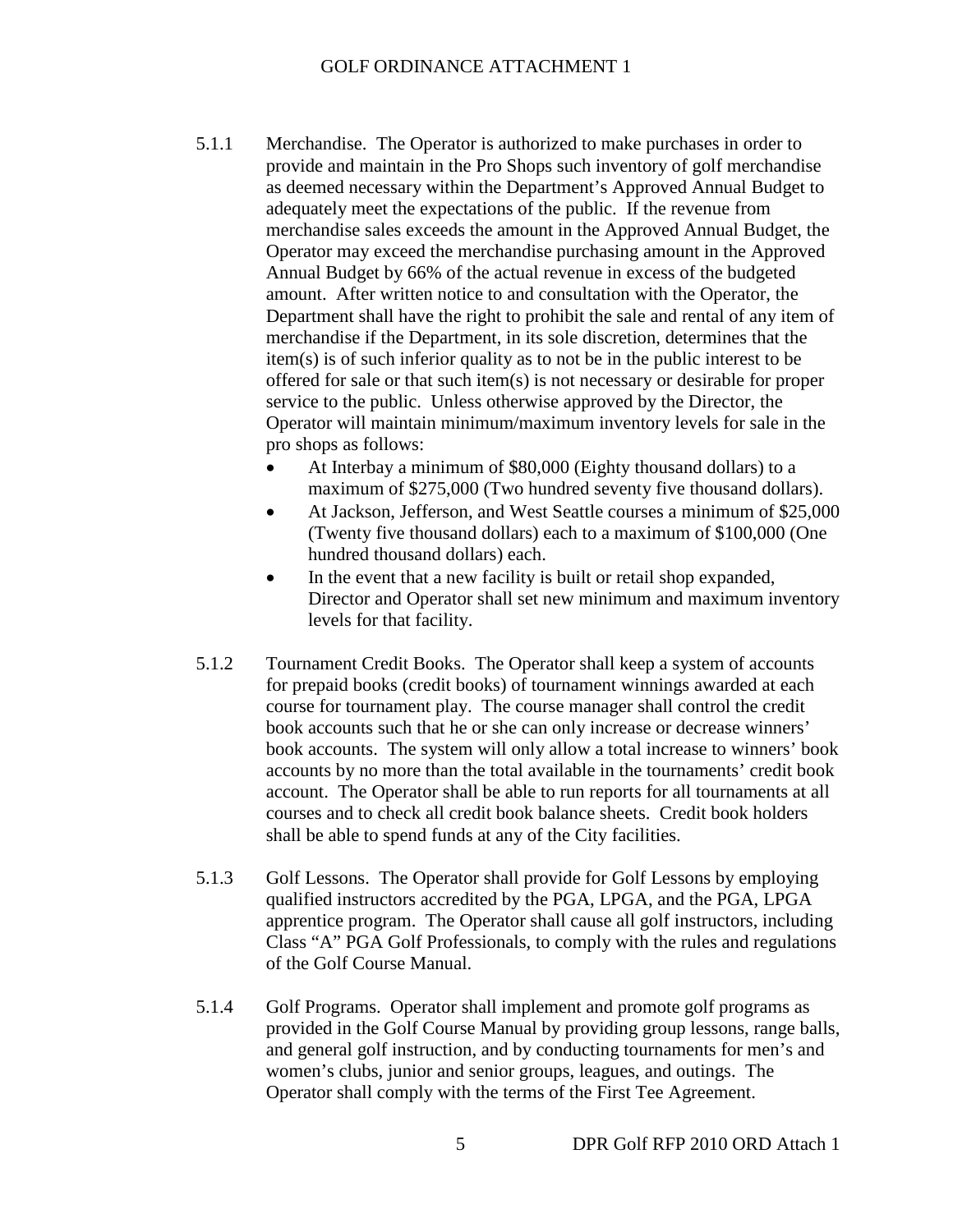5.1.1 Merchandise. The Operator is authorized to make purchases in order to provide and maintain in the Pro Shops such inventory of golf merchandise as deemed necessary within the Department's Approved Annual Budget to adequately meet the expectations of the public. If the revenue from merchandise sales exceeds the amount in the Approved Annual Budget, the Operator may exceed the merchandise purchasing amount in the Approved Annual Budget by 66% of the actual revenue in excess of the budgeted amount. After written notice to and consultation with the Operator, the Department shall have the right to prohibit the sale and rental of any item of merchandise if the Department, in its sole discretion, determines that the item(s) is of such inferior quality as to not be in the public interest to be offered for sale or that such item(s) is not necessary or desirable for proper service to the public. Unless otherwise approved by the Director, the Operator will maintain minimum/maximum inventory levels for sale in the pro shops as follows:

- At Interbay a minimum of $80,000 (Eighty thousand dollars) to a maximum of $275,000 (Two hundred seventy five thousand dollars).
- At Jackson, Jefferson, and West Seattle courses a minimum of $25,000 (Twenty five thousand dollars) each to a maximum of $100,000 (One hundred thousand dollars) each.
- In the event that a new facility is built or retail shop expanded, Director and Operator shall set new minimum and maximum inventory levels for that facility.

5.1.2 Tournament Credit Books. The Operator shall keep a system of accounts for prepaid books (credit books) of tournament winnings awarded at each course for tournament play. The course manager shall control the credit book accounts such that he or she can only increase or decrease winners' book accounts. The system will only allow a total increase to winners' book accounts by no more than the total available in the tournaments' credit book account. The Operator shall be able to run reports for all tournaments at all courses and to check all credit book balance sheets. Credit book holders shall be able to spend funds at any of the City facilities.

5.1.3 Golf Lessons. The Operator shall provide for Golf Lessons by employing qualified instructors accredited by the PGA, LPGA, and the PGA, LPGA apprentice program. The Operator shall cause all golf instructors, including Class "A" PGA Golf Professionals, to comply with the rules and regulations of the Golf Course Manual.

5.1.4 Golf Programs. Operator shall implement and promote golf programs as provided in the Golf Course Manual by providing group lessons, range balls, and general golf instruction, and by conducting tournaments for men's and women's clubs, junior and senior groups, leagues, and outings. The Operator shall comply with the terms of the First Tee Agreement.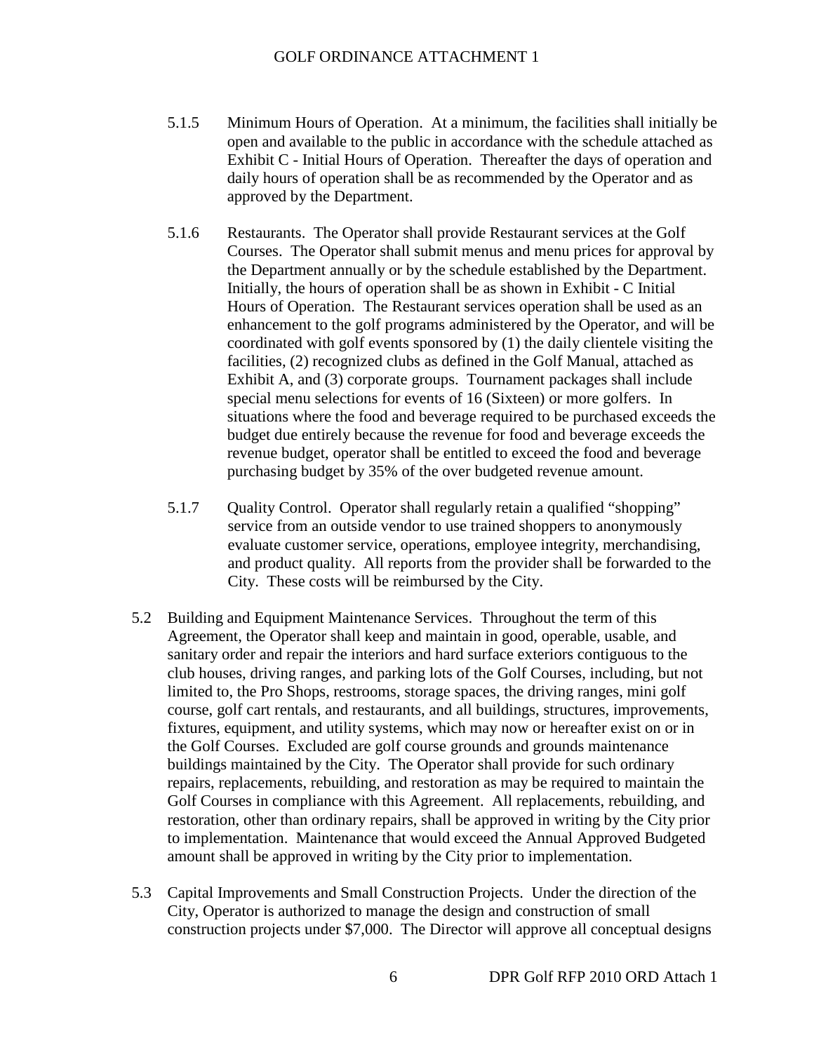5.1.5 Minimum Hours of Operation. At a minimum, the facilities shall initially be open and available to the public in accordance with the schedule attached as Exhibit C - Initial Hours of Operation. Thereafter the days of operation and daily hours of operation shall be as recommended by the Operator and as approved by the Department.

5.1.6 Restaurants. The Operator shall provide Restaurant services at the Golf Courses. The Operator shall submit menus and menu prices for approval by the Department annually or by the schedule established by the Department. Initially, the hours of operation shall be as shown in Exhibit - C Initial Hours of Operation. The Restaurant services operation shall be used as an enhancement to the golf programs administered by the Operator, and will be coordinated with golf events sponsored by (1) the daily clientele visiting the facilities, (2) recognized clubs as defined in the Golf Manual, attached as Exhibit A, and (3) corporate groups. Tournament packages shall include special menu selections for events of 16 (Sixteen) or more golfers. In situations where the food and beverage required to be purchased exceeds the budget due entirely because the revenue for food and beverage exceeds the revenue budget, operator shall be entitled to exceed the food and beverage purchasing budget by 35% of the over budgeted revenue amount.

5.1.7 Quality Control. Operator shall regularly retain a qualified "shopping" service from an outside vendor to use trained shoppers to anonymously evaluate customer service, operations, employee integrity, merchandising, and product quality. All reports from the provider shall be forwarded to the City. These costs will be reimbursed by the City.

5.2 Building and Equipment Maintenance Services. Throughout the term of this Agreement, the Operator shall keep and maintain in good, operable, usable, and sanitary order and repair the interiors and hard surface exteriors contiguous to the club houses, driving ranges, and parking lots of the Golf Courses, including, but not limited to, the Pro Shops, restrooms, storage spaces, the driving ranges, mini golf course, golf cart rentals, and restaurants, and all buildings, structures, improvements, fixtures, equipment, and utility systems, which may now or hereafter exist on or in the Golf Courses. Excluded are golf course grounds and grounds maintenance buildings maintained by the City. The Operator shall provide for such ordinary repairs, replacements, rebuilding, and restoration as may be required to maintain the Golf Courses in compliance with this Agreement. All replacements, rebuilding, and restoration, other than ordinary repairs, shall be approved in writing by the City prior to implementation. Maintenance that would exceed the Annual Approved Budgeted amount shall be approved in writing by the City prior to implementation.

5.3 Capital Improvements and Small Construction Projects. Under the direction of the City, Operator is authorized to manage the design and construction of small construction projects under $7,000. The Director will approve all conceptual designs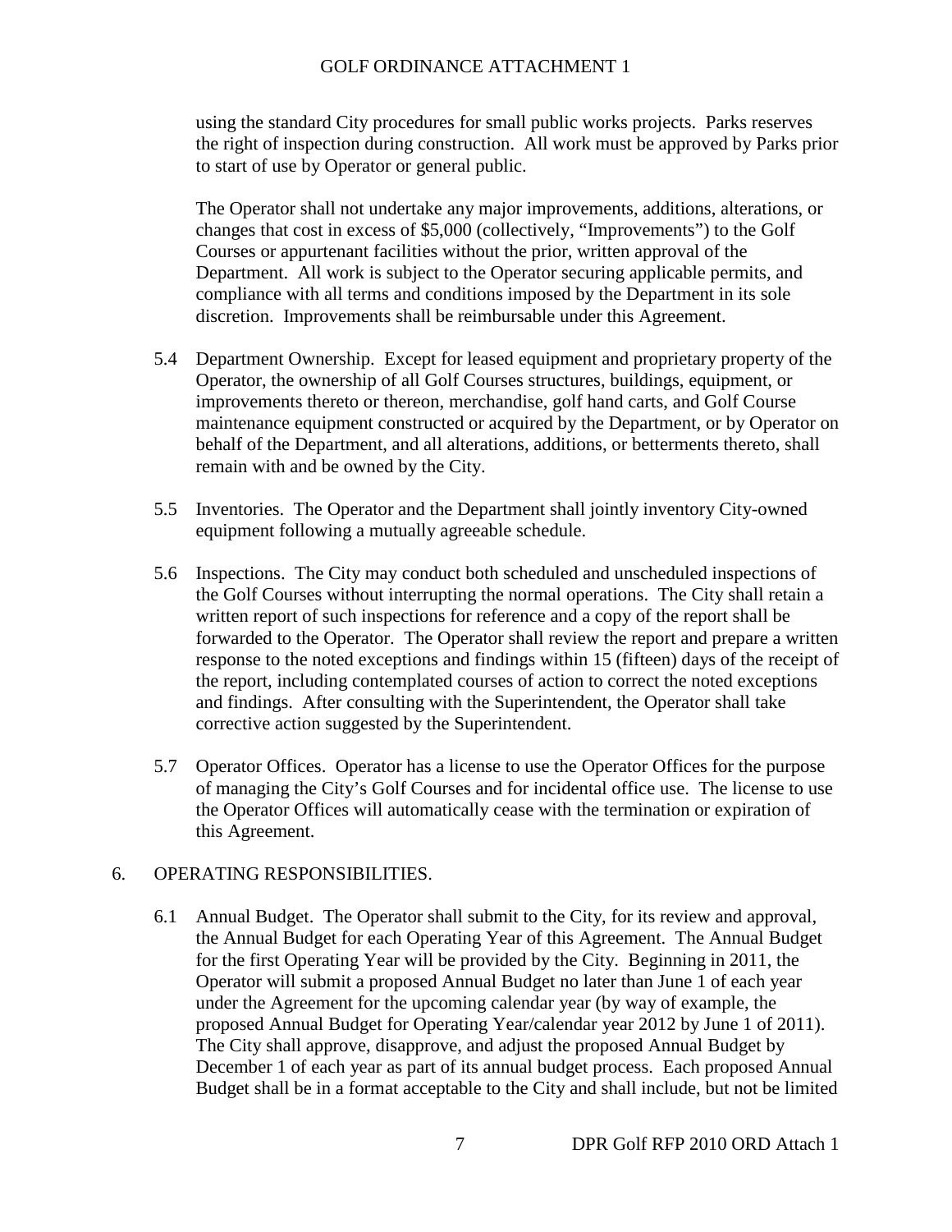using the standard City procedures for small public works projects. Parks reserves the right of inspection during construction. All work must be approved by Parks prior to start of use by Operator or general public.

The Operator shall not undertake any major improvements, additions, alterations, or changes that cost in excess of $5,000 (collectively, "Improvements") to the Golf Courses or appurtenant facilities without the prior, written approval of the Department. All work is subject to the Operator securing applicable permits, and compliance with all terms and conditions imposed by the Department in its sole discretion. Improvements shall be reimbursable under this Agreement.

5.4 Department Ownership. Except for leased equipment and proprietary property of the Operator, the ownership of all Golf Courses structures, buildings, equipment, or improvements thereto or thereon, merchandise, golf hand carts, and Golf Course maintenance equipment constructed or acquired by the Department, or by Operator on behalf of the Department, and all alterations, additions, or betterments thereto, shall remain with and be owned by the City.

5.5 Inventories. The Operator and the Department shall jointly inventory City-owned equipment following a mutually agreeable schedule.

5.6 Inspections. The City may conduct both scheduled and unscheduled inspections of the Golf Courses without interrupting the normal operations. The City shall retain a written report of such inspections for reference and a copy of the report shall be forwarded to the Operator. The Operator shall review the report and prepare a written response to the noted exceptions and findings within 15 (fifteen) days of the receipt of the report, including contemplated courses of action to correct the noted exceptions and findings. After consulting with the Superintendent, the Operator shall take corrective action suggested by the Superintendent.

5.7 Operator Offices. Operator has a license to use the Operator Offices for the purpose of managing the City's Golf Courses and for incidental office use. The license to use the Operator Offices will automatically cease with the termination or expiration of this Agreement.

6. OPERATING RESPONSIBILITIES.

6.1 Annual Budget. The Operator shall submit to the City, for its review and approval, the Annual Budget for each Operating Year of this Agreement. The Annual Budget for the first Operating Year will be provided by the City. Beginning in 2011, the Operator will submit a proposed Annual Budget no later than June 1 of each year under the Agreement for the upcoming calendar year (by way of example, the proposed Annual Budget for Operating Year/calendar year 2012 by June 1 of 2011). The City shall approve, disapprove, and adjust the proposed Annual Budget by December 1 of each year as part of its annual budget process. Each proposed Annual Budget shall be in a format acceptable to the City and shall include, but not be limited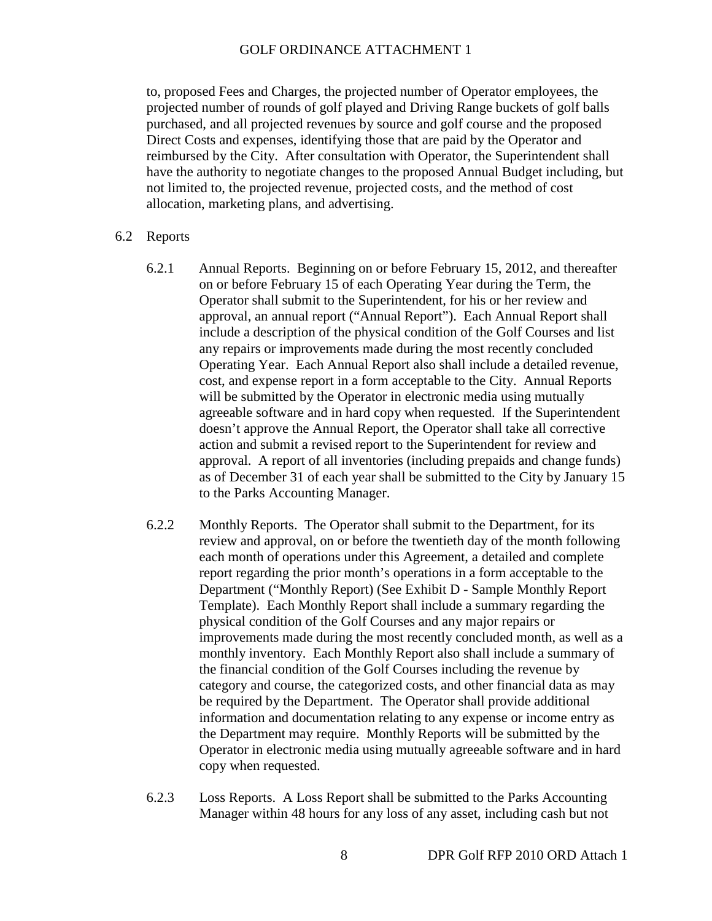to, proposed Fees and Charges, the projected number of Operator employees, the projected number of rounds of golf played and Driving Range buckets of golf balls purchased, and all projected revenues by source and golf course and the proposed Direct Costs and expenses, identifying those that are paid by the Operator and reimbursed by the City. After consultation with Operator, the Superintendent shall have the authority to negotiate changes to the proposed Annual Budget including, but not limited to, the projected revenue, projected costs, and the method of cost allocation, marketing plans, and advertising.

6.2 Reports

6.2.1 Annual Reports. Beginning on or before February 15, 2012, and thereafter on or before February 15 of each Operating Year during the Term, the Operator shall submit to the Superintendent, for his or her review and approval, an annual report ("Annual Report"). Each Annual Report shall include a description of the physical condition of the Golf Courses and list any repairs or improvements made during the most recently concluded Operating Year. Each Annual Report also shall include a detailed revenue, cost, and expense report in a form acceptable to the City. Annual Reports will be submitted by the Operator in electronic media using mutually agreeable software and in hard copy when requested. If the Superintendent doesn't approve the Annual Report, the Operator shall take all corrective action and submit a revised report to the Superintendent for review and approval. A report of all inventories (including prepaids and change funds) as of December 31 of each year shall be submitted to the City by January 15 to the Parks Accounting Manager.

6.2.2 Monthly Reports. The Operator shall submit to the Department, for its review and approval, on or before the twentieth day of the month following each month of operations under this Agreement, a detailed and complete report regarding the prior month's operations in a form acceptable to the Department ("Monthly Report) (See Exhibit D - Sample Monthly Report Template). Each Monthly Report shall include a summary regarding the physical condition of the Golf Courses and any major repairs or improvements made during the most recently concluded month, as well as a monthly inventory. Each Monthly Report also shall include a summary of the financial condition of the Golf Courses including the revenue by category and course, the categorized costs, and other financial data as may be required by the Department. The Operator shall provide additional information and documentation relating to any expense or income entry as the Department may require. Monthly Reports will be submitted by the Operator in electronic media using mutually agreeable software and in hard copy when requested.

6.2.3 Loss Reports. A Loss Report shall be submitted to the Parks Accounting Manager within 48 hours for any loss of any asset, including cash but not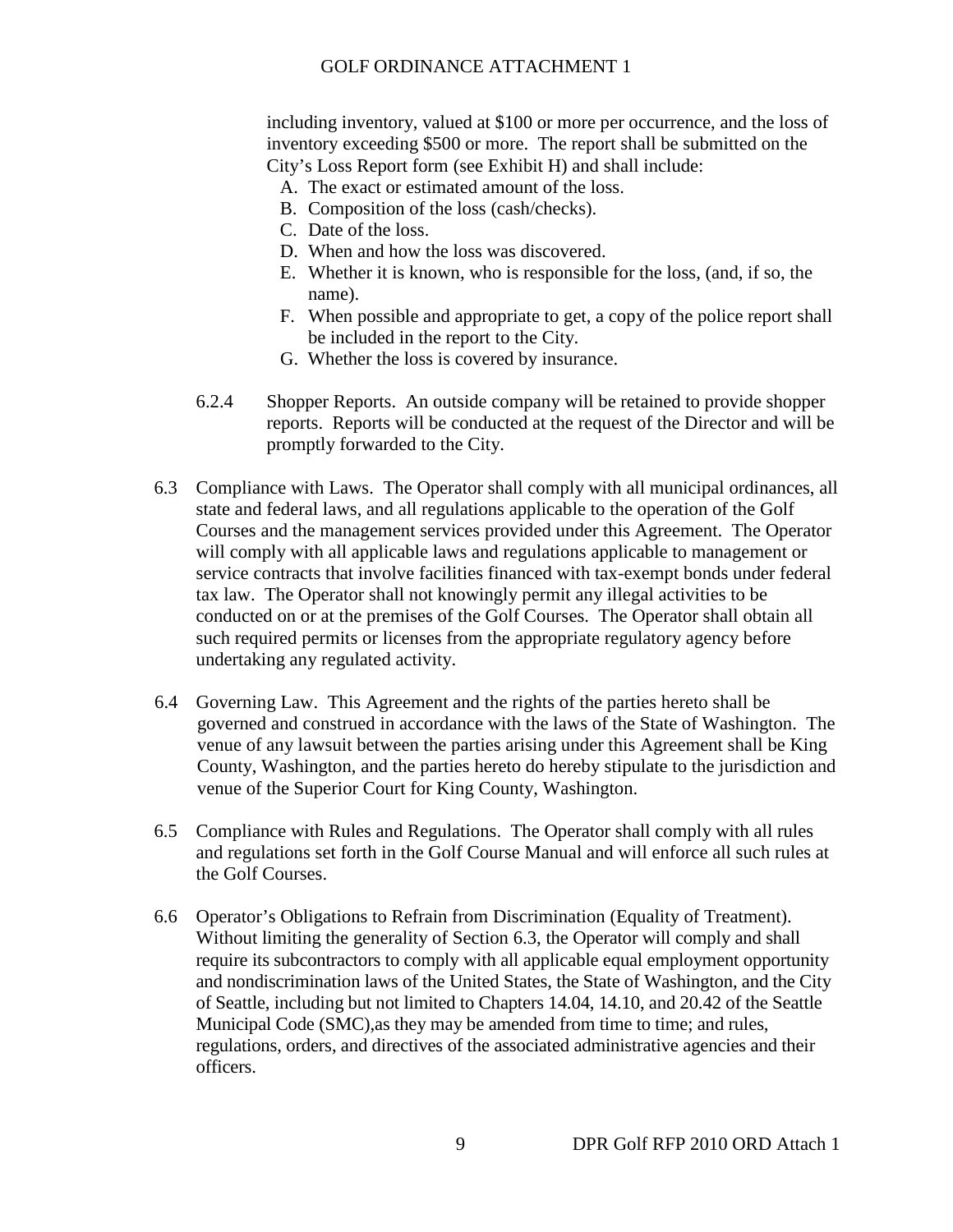including inventory, valued at $100 or more per occurrence, and the loss of inventory exceeding $500 or more. The report shall be submitted on the City's Loss Report form (see Exhibit H) and shall include:

A. The exact or estimated amount of the loss.
B. Composition of the loss (cash/checks).
C. Date of the loss.
D. When and how the loss was discovered.
E. Whether it is known, who is responsible for the loss, (and, if so, the name).
F. When possible and appropriate to get, a copy of the police report shall be included in the report to the City.
G. Whether the loss is covered by insurance.

6.2.4 Shopper Reports. An outside company will be retained to provide shopper reports. Reports will be conducted at the request of the Director and will be promptly forwarded to the City.

6.3 Compliance with Laws. The Operator shall comply with all municipal ordinances, all state and federal laws, and all regulations applicable to the operation of the Golf Courses and the management services provided under this Agreement. The Operator will comply with all applicable laws and regulations applicable to management or service contracts that involve facilities financed with tax-exempt bonds under federal tax law. The Operator shall not knowingly permit any illegal activities to be conducted on or at the premises of the Golf Courses. The Operator shall obtain all such required permits or licenses from the appropriate regulatory agency before undertaking any regulated activity.

6.4 Governing Law. This Agreement and the rights of the parties hereto shall be governed and construed in accordance with the laws of the State of Washington. The venue of any lawsuit between the parties arising under this Agreement shall be King County, Washington, and the parties hereto do hereby stipulate to the jurisdiction and venue of the Superior Court for King County, Washington.

6.5 Compliance with Rules and Regulations. The Operator shall comply with all rules and regulations set forth in the Golf Course Manual and will enforce all such rules at the Golf Courses.

6.6 Operator's Obligations to Refrain from Discrimination (Equality of Treatment). Without limiting the generality of Section 6.3, the Operator will comply and shall require its subcontractors to comply with all applicable equal employment opportunity and nondiscrimination laws of the United States, the State of Washington, and the City of Seattle, including but not limited to Chapters 14.04, 14.10, and 20.42 of the Seattle Municipal Code (SMC),as they may be amended from time to time; and rules, regulations, orders, and directives of the associated administrative agencies and their officers.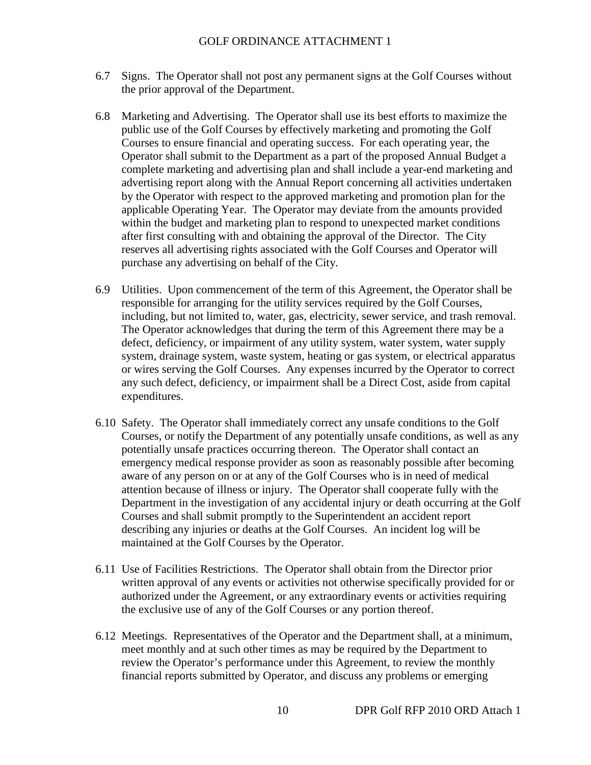6.7 Signs. The Operator shall not post any permanent signs at the Golf Courses without the prior approval of the Department.

6.8 Marketing and Advertising. The Operator shall use its best efforts to maximize the public use of the Golf Courses by effectively marketing and promoting the Golf Courses to ensure financial and operating success. For each operating year, the Operator shall submit to the Department as a part of the proposed Annual Budget a complete marketing and advertising plan and shall include a year-end marketing and advertising report along with the Annual Report concerning all activities undertaken by the Operator with respect to the approved marketing and promotion plan for the applicable Operating Year. The Operator may deviate from the amounts provided within the budget and marketing plan to respond to unexpected market conditions after first consulting with and obtaining the approval of the Director. The City reserves all advertising rights associated with the Golf Courses and Operator will purchase any advertising on behalf of the City.

6.9 Utilities. Upon commencement of the term of this Agreement, the Operator shall be responsible for arranging for the utility services required by the Golf Courses, including, but not limited to, water, gas, electricity, sewer service, and trash removal. The Operator acknowledges that during the term of this Agreement there may be a defect, deficiency, or impairment of any utility system, water system, water supply system, drainage system, waste system, heating or gas system, or electrical apparatus or wires serving the Golf Courses. Any expenses incurred by the Operator to correct any such defect, deficiency, or impairment shall be a Direct Cost, aside from capital expenditures.

6.10 Safety. The Operator shall immediately correct any unsafe conditions to the Golf Courses, or notify the Department of any potentially unsafe conditions, as well as any potentially unsafe practices occurring thereon. The Operator shall contact an emergency medical response provider as soon as reasonably possible after becoming aware of any person on or at any of the Golf Courses who is in need of medical attention because of illness or injury. The Operator shall cooperate fully with the Department in the investigation of any accidental injury or death occurring at the Golf Courses and shall submit promptly to the Superintendent an accident report describing any injuries or deaths at the Golf Courses. An incident log will be maintained at the Golf Courses by the Operator.

6.11 Use of Facilities Restrictions. The Operator shall obtain from the Director prior written approval of any events or activities not otherwise specifically provided for or authorized under the Agreement, or any extraordinary events or activities requiring the exclusive use of any of the Golf Courses or any portion thereof.

6.12 Meetings. Representatives of the Operator and the Department shall, at a minimum, meet monthly and at such other times as may be required by the Department to review the Operator's performance under this Agreement, to review the monthly financial reports submitted by Operator, and discuss any problems or emerging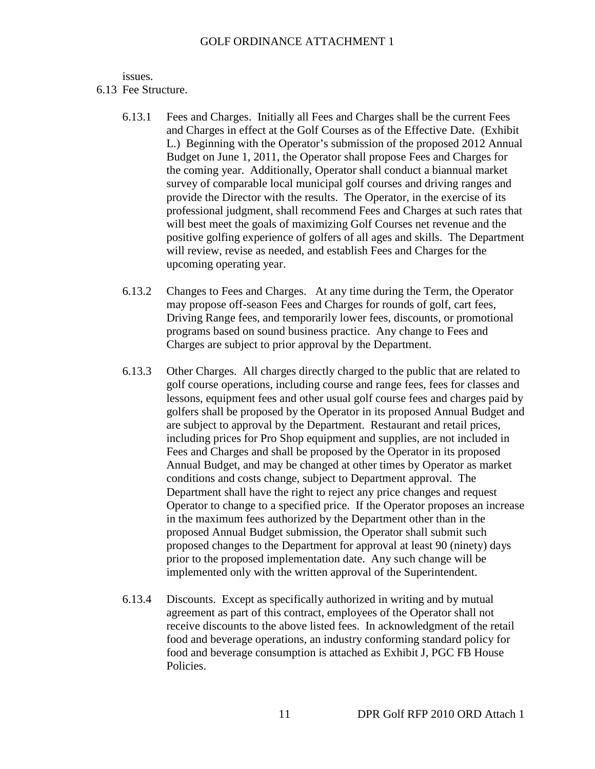issues.

6.13 Fee Structure.

6.13.1 Fees and Charges. Initially all Fees and Charges shall be the current Fees and Charges in effect at the Golf Courses as of the Effective Date. (Exhibit L.) Beginning with the Operator's submission of the proposed 2012 Annual Budget on June 1, 2011, the Operator shall propose Fees and Charges for the coming year. Additionally, Operator shall conduct a biannual market survey of comparable local municipal golf courses and driving ranges and provide the Director with the results. The Operator, in the exercise of its professional judgment, shall recommend Fees and Charges at such rates that will best meet the goals of maximizing Golf Courses net revenue and the positive golfing experience of golfers of all ages and skills. The Department will review, revise as needed, and establish Fees and Charges for the upcoming operating year.

6.13.2 Changes to Fees and Charges. At any time during the Term, the Operator may propose off-season Fees and Charges for rounds of golf, cart fees, Driving Range fees, and temporarily lower fees, discounts, or promotional programs based on sound business practice. Any change to Fees and Charges are subject to prior approval by the Department.

6.13.3 Other Charges. All charges directly charged to the public that are related to golf course operations, including course and range fees, fees for classes and lessons, equipment fees and other usual golf course fees and charges paid by golfers shall be proposed by the Operator in its proposed Annual Budget and are subject to approval by the Department. Restaurant and retail prices, including prices for Pro Shop equipment and supplies, are not included in Fees and Charges and shall be proposed by the Operator in its proposed Annual Budget, and may be changed at other times by Operator as market conditions and costs change, subject to Department approval. The Department shall have the right to reject any price changes and request Operator to change to a specified price. If the Operator proposes an increase in the maximum fees authorized by the Department other than in the proposed Annual Budget submission, the Operator shall submit such proposed changes to the Department for approval at least 90 (ninety) days prior to the proposed implementation date. Any such change will be implemented only with the written approval of the Superintendent.

6.13.4 Discounts. Except as specifically authorized in writing and by mutual agreement as part of this contract, employees of the Operator shall not receive discounts to the above listed fees. In acknowledgment of the retail food and beverage operations, an industry conforming standard policy for food and beverage consumption is attached as Exhibit J, PGC FB House Policies.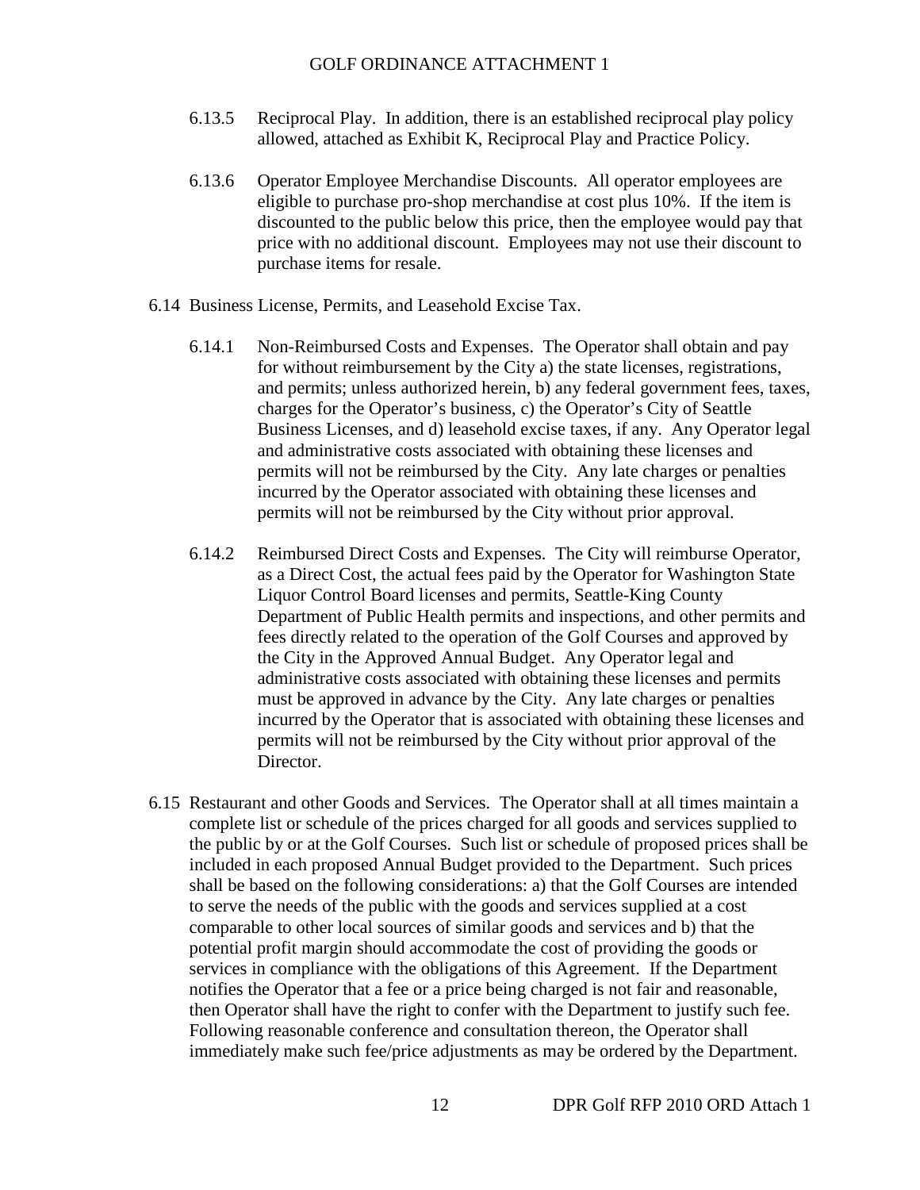6.13.5 Reciprocal Play. In addition, there is an established reciprocal play policy allowed, attached as Exhibit K, Reciprocal Play and Practice Policy.

6.13.6 Operator Employee Merchandise Discounts. All operator employees are eligible to purchase pro-shop merchandise at cost plus 10%. If the item is discounted to the public below this price, then the employee would pay that price with no additional discount. Employees may not use their discount to purchase items for resale.

6.14 Business License, Permits, and Leasehold Excise Tax.

6.14.1 Non-Reimbursed Costs and Expenses. The Operator shall obtain and pay for without reimbursement by the City a) the state licenses, registrations, and permits; unless authorized herein, b) any federal government fees, taxes, charges for the Operator's business, c) the Operator's City of Seattle Business Licenses, and d) leasehold excise taxes, if any. Any Operator legal and administrative costs associated with obtaining these licenses and permits will not be reimbursed by the City. Any late charges or penalties incurred by the Operator associated with obtaining these licenses and permits will not be reimbursed by the City without prior approval.

6.14.2 Reimbursed Direct Costs and Expenses. The City will reimburse Operator, as a Direct Cost, the actual fees paid by the Operator for Washington State Liquor Control Board licenses and permits, Seattle-King County Department of Public Health permits and inspections, and other permits and fees directly related to the operation of the Golf Courses and approved by the City in the Approved Annual Budget. Any Operator legal and administrative costs associated with obtaining these licenses and permits must be approved in advance by the City. Any late charges or penalties incurred by the Operator that is associated with obtaining these licenses and permits will not be reimbursed by the City without prior approval of the Director.

6.15 Restaurant and other Goods and Services. The Operator shall at all times maintain a complete list or schedule of the prices charged for all goods and services supplied to the public by or at the Golf Courses. Such list or schedule of proposed prices shall be included in each proposed Annual Budget provided to the Department. Such prices shall be based on the following considerations: a) that the Golf Courses are intended to serve the needs of the public with the goods and services supplied at a cost comparable to other local sources of similar goods and services and b) that the potential profit margin should accommodate the cost of providing the goods or services in compliance with the obligations of this Agreement. If the Department notifies the Operator that a fee or a price being charged is not fair and reasonable, then Operator shall have the right to confer with the Department to justify such fee. Following reasonable conference and consultation thereon, the Operator shall immediately make such fee/price adjustments as may be ordered by the Department.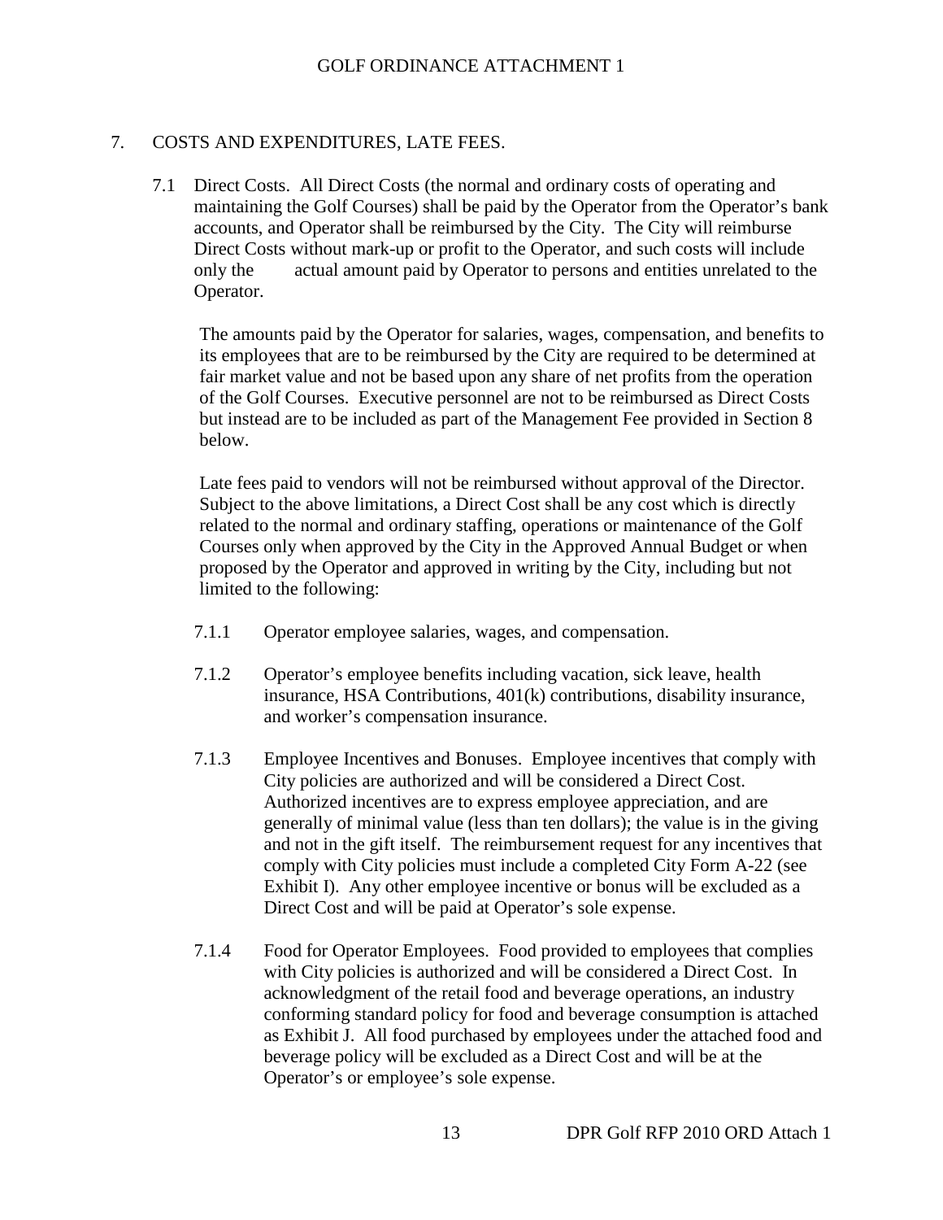## 7. COSTS AND EXPENDITURES, LATE FEES.

7.1 Direct Costs. All Direct Costs (the normal and ordinary costs of operating and maintaining the Golf Courses) shall be paid by the Operator from the Operator's bank accounts, and Operator shall be reimbursed by the City. The City will reimburse Direct Costs without mark-up or profit to the Operator, and such costs will include only the actual amount paid by Operator to persons and entities unrelated to the Operator.

The amounts paid by the Operator for salaries, wages, compensation, and benefits to its employees that are to be reimbursed by the City are required to be determined at fair market value and not be based upon any share of net profits from the operation of the Golf Courses. Executive personnel are not to be reimbursed as Direct Costs but instead are to be included as part of the Management Fee provided in Section 8 below.

Late fees paid to vendors will not be reimbursed without approval of the Director. Subject to the above limitations, a Direct Cost shall be any cost which is directly related to the normal and ordinary staffing, operations or maintenance of the Golf Courses only when approved by the City in the Approved Annual Budget or when proposed by the Operator and approved in writing by the City, including but not limited to the following:

7.1.1 Operator employee salaries, wages, and compensation.

7.1.2 Operator's employee benefits including vacation, sick leave, health insurance, HSA Contributions, 401(k) contributions, disability insurance, and worker's compensation insurance.

7.1.3 Employee Incentives and Bonuses. Employee incentives that comply with City policies are authorized and will be considered a Direct Cost. Authorized incentives are to express employee appreciation, and are generally of minimal value (less than ten dollars); the value is in the giving and not in the gift itself. The reimbursement request for any incentives that comply with City policies must include a completed City Form A-22 (see Exhibit I). Any other employee incentive or bonus will be excluded as a Direct Cost and will be paid at Operator's sole expense.

7.1.4 Food for Operator Employees. Food provided to employees that complies with City policies is authorized and will be considered a Direct Cost. In acknowledgment of the retail food and beverage operations, an industry conforming standard policy for food and beverage consumption is attached as Exhibit J. All food purchased by employees under the attached food and beverage policy will be excluded as a Direct Cost and will be at the Operator's or employee's sole expense.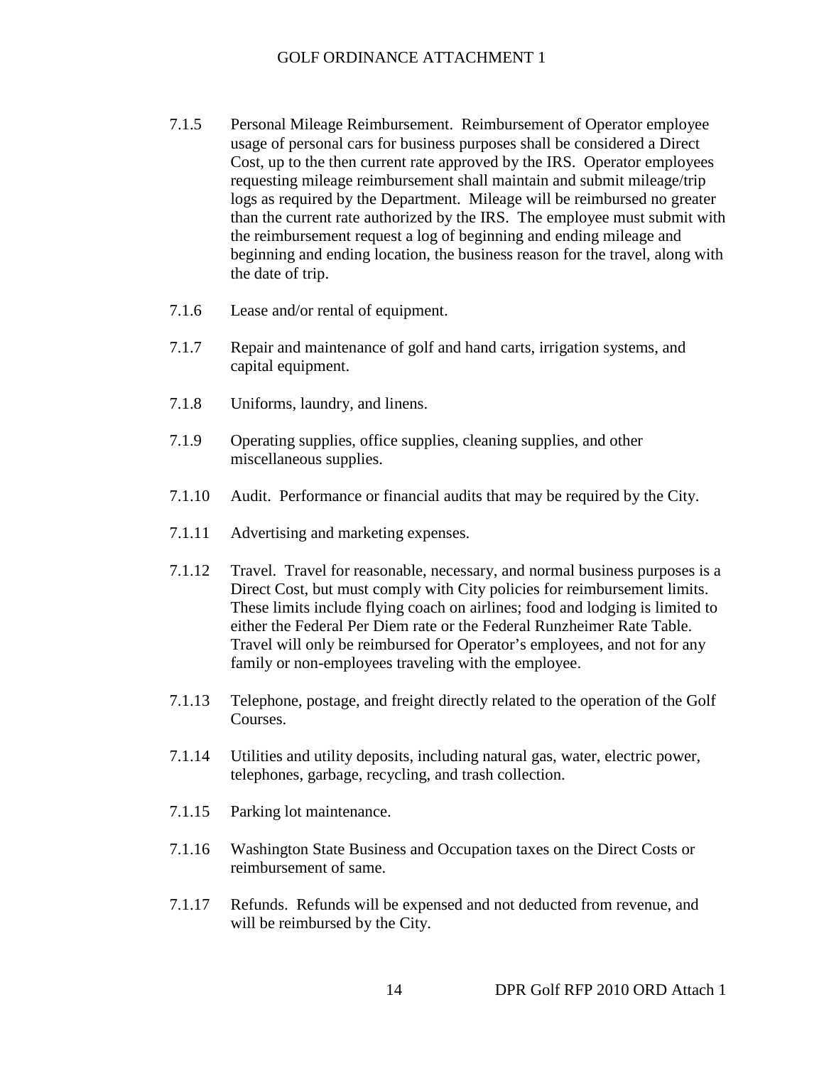7.1.5 Personal Mileage Reimbursement. Reimbursement of Operator employee usage of personal cars for business purposes shall be considered a Direct Cost, up to the then current rate approved by the IRS. Operator employees requesting mileage reimbursement shall maintain and submit mileage/trip logs as required by the Department. Mileage will be reimbursed no greater than the current rate authorized by the IRS. The employee must submit with the reimbursement request a log of beginning and ending mileage and beginning and ending location, the business reason for the travel, along with the date of trip.

7.1.6 Lease and/or rental of equipment.

7.1.7 Repair and maintenance of golf and hand carts, irrigation systems, and capital equipment.

7.1.8 Uniforms, laundry, and linens.

7.1.9 Operating supplies, office supplies, cleaning supplies, and other miscellaneous supplies.

7.1.10 Audit. Performance or financial audits that may be required by the City.

7.1.11 Advertising and marketing expenses.

7.1.12 Travel. Travel for reasonable, necessary, and normal business purposes is a Direct Cost, but must comply with City policies for reimbursement limits. These limits include flying coach on airlines; food and lodging is limited to either the Federal Per Diem rate or the Federal Runzheimer Rate Table. Travel will only be reimbursed for Operator's employees, and not for any family or non-employees traveling with the employee.

7.1.13 Telephone, postage, and freight directly related to the operation of the Golf Courses.

7.1.14 Utilities and utility deposits, including natural gas, water, electric power, telephones, garbage, recycling, and trash collection.

7.1.15 Parking lot maintenance.

7.1.16 Washington State Business and Occupation taxes on the Direct Costs or reimbursement of same.

7.1.17 Refunds. Refunds will be expensed and not deducted from revenue, and will be reimbursed by the City.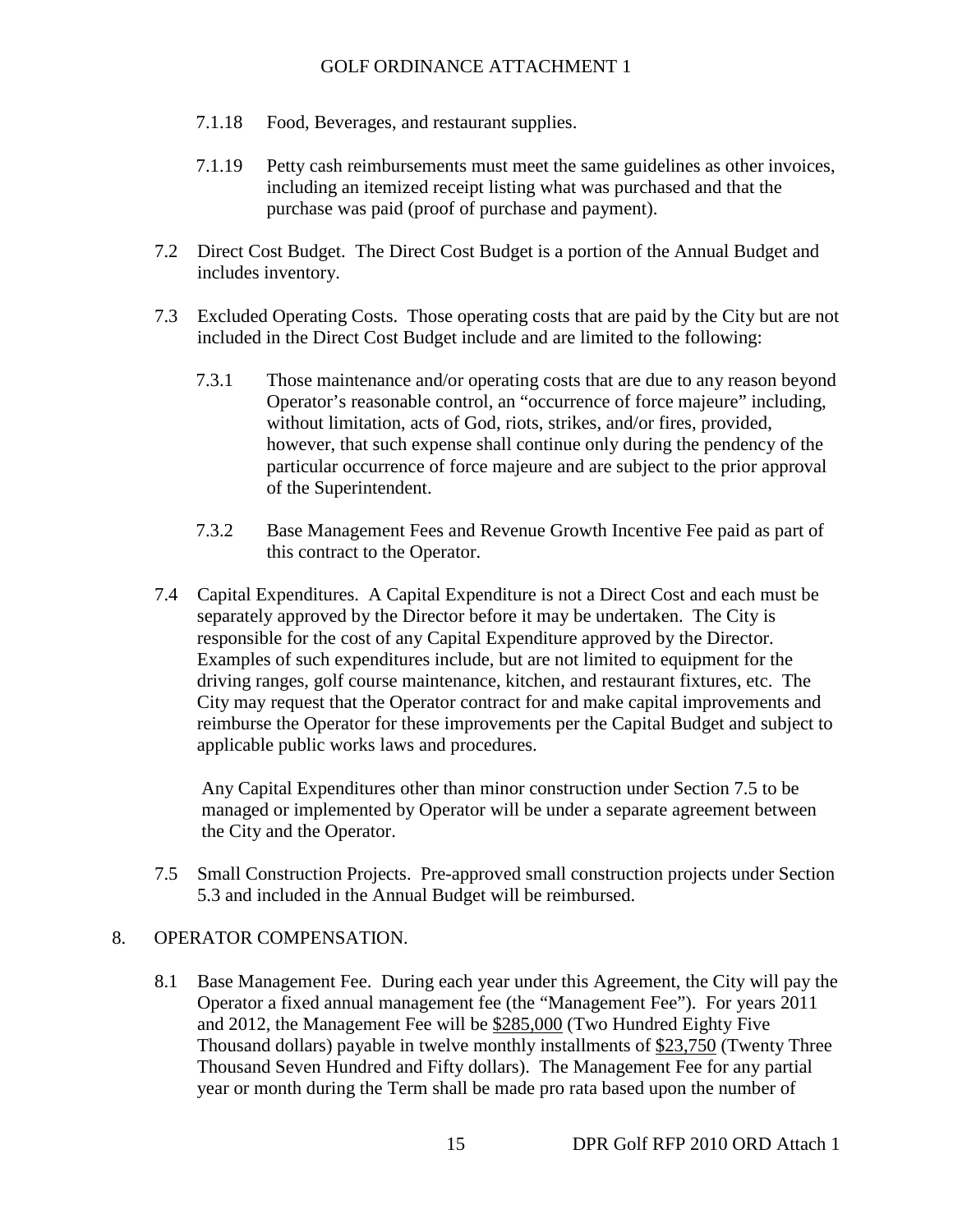7.1.18 Food, Beverages, and restaurant supplies.

7.1.19 Petty cash reimbursements must meet the same guidelines as other invoices, including an itemized receipt listing what was purchased and that the purchase was paid (proof of purchase and payment).

7.2 Direct Cost Budget. The Direct Cost Budget is a portion of the Annual Budget and includes inventory.

7.3 Excluded Operating Costs. Those operating costs that are paid by the City but are not included in the Direct Cost Budget include and are limited to the following:

7.3.1 Those maintenance and/or operating costs that are due to any reason beyond Operator's reasonable control, an "occurrence of force majeure" including, without limitation, acts of God, riots, strikes, and/or fires, provided, however, that such expense shall continue only during the pendency of the particular occurrence of force majeure and are subject to the prior approval of the Superintendent.

7.3.2 Base Management Fees and Revenue Growth Incentive Fee paid as part of this contract to the Operator.

7.4 Capital Expenditures. A Capital Expenditure is not a Direct Cost and each must be separately approved by the Director before it may be undertaken. The City is responsible for the cost of any Capital Expenditure approved by the Director. Examples of such expenditures include, but are not limited to equipment for the driving ranges, golf course maintenance, kitchen, and restaurant fixtures, etc. The City may request that the Operator contract for and make capital improvements and reimburse the Operator for these improvements per the Capital Budget and subject to applicable public works laws and procedures.

Any Capital Expenditures other than minor construction under Section 7.5 to be managed or implemented by Operator will be under a separate agreement between the City and the Operator.

7.5 Small Construction Projects. Pre-approved small construction projects under Section 5.3 and included in the Annual Budget will be reimbursed.

8. OPERATOR COMPENSATION.

8.1 Base Management Fee. During each year under this Agreement, the City will pay the Operator a fixed annual management fee (the "Management Fee"). For years 2011 and 2012, the Management Fee will be $285,000 (Two Hundred Eighty Five Thousand dollars) payable in twelve monthly installments of $23,750 (Twenty Three Thousand Seven Hundred and Fifty dollars). The Management Fee for any partial year or month during the Term shall be made pro rata based upon the number of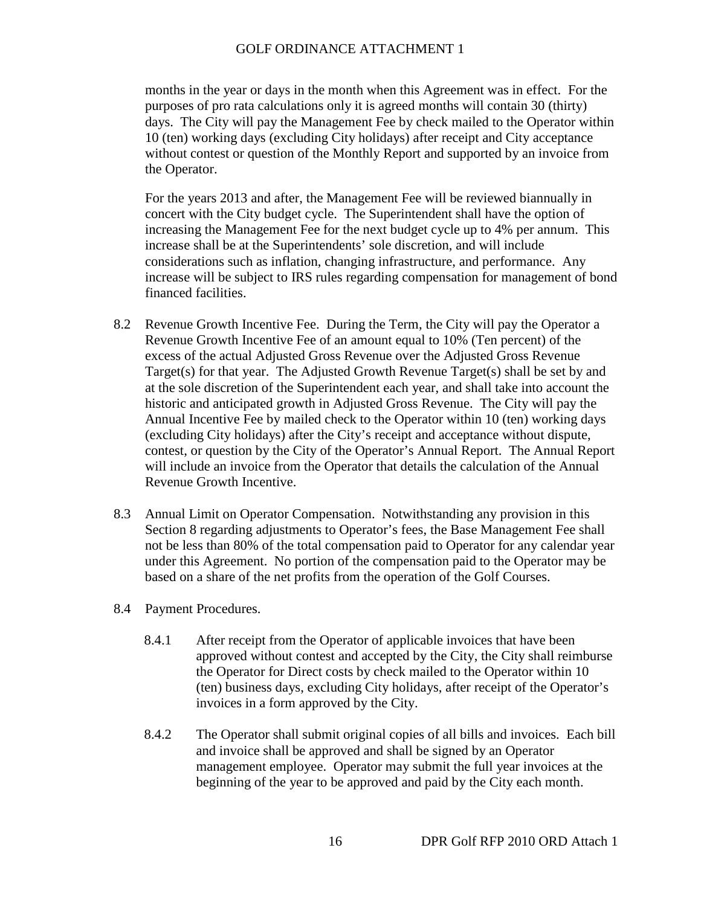months in the year or days in the month when this Agreement was in effect. For the purposes of pro rata calculations only it is agreed months will contain 30 (thirty) days. The City will pay the Management Fee by check mailed to the Operator within 10 (ten) working days (excluding City holidays) after receipt and City acceptance without contest or question of the Monthly Report and supported by an invoice from the Operator.

For the years 2013 and after, the Management Fee will be reviewed biannually in concert with the City budget cycle. The Superintendent shall have the option of increasing the Management Fee for the next budget cycle up to 4% per annum. This increase shall be at the Superintendents' sole discretion, and will include considerations such as inflation, changing infrastructure, and performance. Any increase will be subject to IRS rules regarding compensation for management of bond financed facilities.

8.2 Revenue Growth Incentive Fee. During the Term, the City will pay the Operator a Revenue Growth Incentive Fee of an amount equal to 10% (Ten percent) of the excess of the actual Adjusted Gross Revenue over the Adjusted Gross Revenue Target(s) for that year. The Adjusted Growth Revenue Target(s) shall be set by and at the sole discretion of the Superintendent each year, and shall take into account the historic and anticipated growth in Adjusted Gross Revenue. The City will pay the Annual Incentive Fee by mailed check to the Operator within 10 (ten) working days (excluding City holidays) after the City's receipt and acceptance without dispute, contest, or question by the City of the Operator's Annual Report. The Annual Report will include an invoice from the Operator that details the calculation of the Annual Revenue Growth Incentive.

8.3 Annual Limit on Operator Compensation. Notwithstanding any provision in this Section 8 regarding adjustments to Operator's fees, the Base Management Fee shall not be less than 80% of the total compensation paid to Operator for any calendar year under this Agreement. No portion of the compensation paid to the Operator may be based on a share of the net profits from the operation of the Golf Courses.

8.4 Payment Procedures.

8.4.1 After receipt from the Operator of applicable invoices that have been approved without contest and accepted by the City, the City shall reimburse the Operator for Direct costs by check mailed to the Operator within 10 (ten) business days, excluding City holidays, after receipt of the Operator's invoices in a form approved by the City.

8.4.2 The Operator shall submit original copies of all bills and invoices. Each bill and invoice shall be approved and shall be signed by an Operator management employee. Operator may submit the full year invoices at the beginning of the year to be approved and paid by the City each month.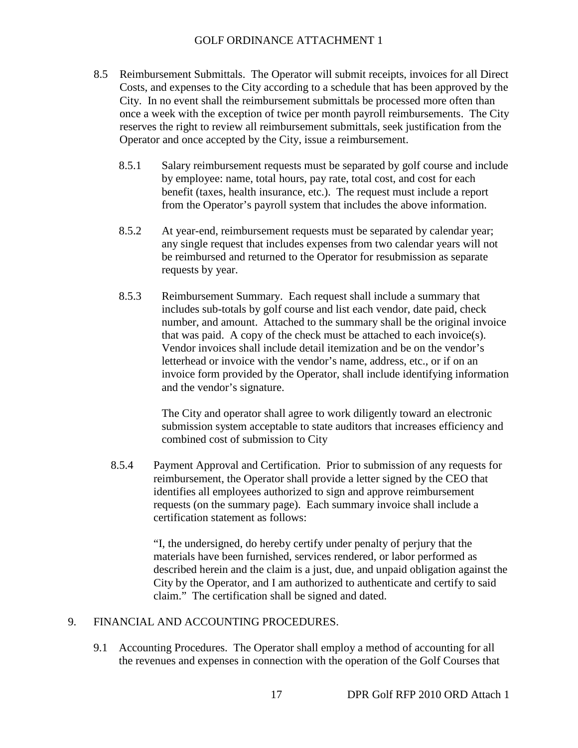8.5 Reimbursement Submittals. The Operator will submit receipts, invoices for all Direct Costs, and expenses to the City according to a schedule that has been approved by the City. In no event shall the reimbursement submittals be processed more often than once a week with the exception of twice per month payroll reimbursements. The City reserves the right to review all reimbursement submittals, seek justification from the Operator and once accepted by the City, issue a reimbursement.

8.5.1 Salary reimbursement requests must be separated by golf course and include by employee: name, total hours, pay rate, total cost, and cost for each benefit (taxes, health insurance, etc.). The request must include a report from the Operator's payroll system that includes the above information.

8.5.2 At year-end, reimbursement requests must be separated by calendar year; any single request that includes expenses from two calendar years will not be reimbursed and returned to the Operator for resubmission as separate requests by year.

8.5.3 Reimbursement Summary. Each request shall include a summary that includes sub-totals by golf course and list each vendor, date paid, check number, and amount. Attached to the summary shall be the original invoice that was paid. A copy of the check must be attached to each invoice(s). Vendor invoices shall include detail itemization and be on the vendor's letterhead or invoice with the vendor's name, address, etc., or if on an invoice form provided by the Operator, shall include identifying information and the vendor's signature.

The City and operator shall agree to work diligently toward an electronic submission system acceptable to state auditors that increases efficiency and combined cost of submission to City

8.5.4 Payment Approval and Certification. Prior to submission of any requests for reimbursement, the Operator shall provide a letter signed by the CEO that identifies all employees authorized to sign and approve reimbursement requests (on the summary page). Each summary invoice shall include a certification statement as follows:

"I, the undersigned, do hereby certify under penalty of perjury that the materials have been furnished, services rendered, or labor performed as described herein and the claim is a just, due, and unpaid obligation against the City by the Operator, and I am authorized to authenticate and certify to said claim." The certification shall be signed and dated.

## 9. FINANCIAL AND ACCOUNTING PROCEDURES.

9.1 Accounting Procedures. The Operator shall employ a method of accounting for all the revenues and expenses in connection with the operation of the Golf Courses that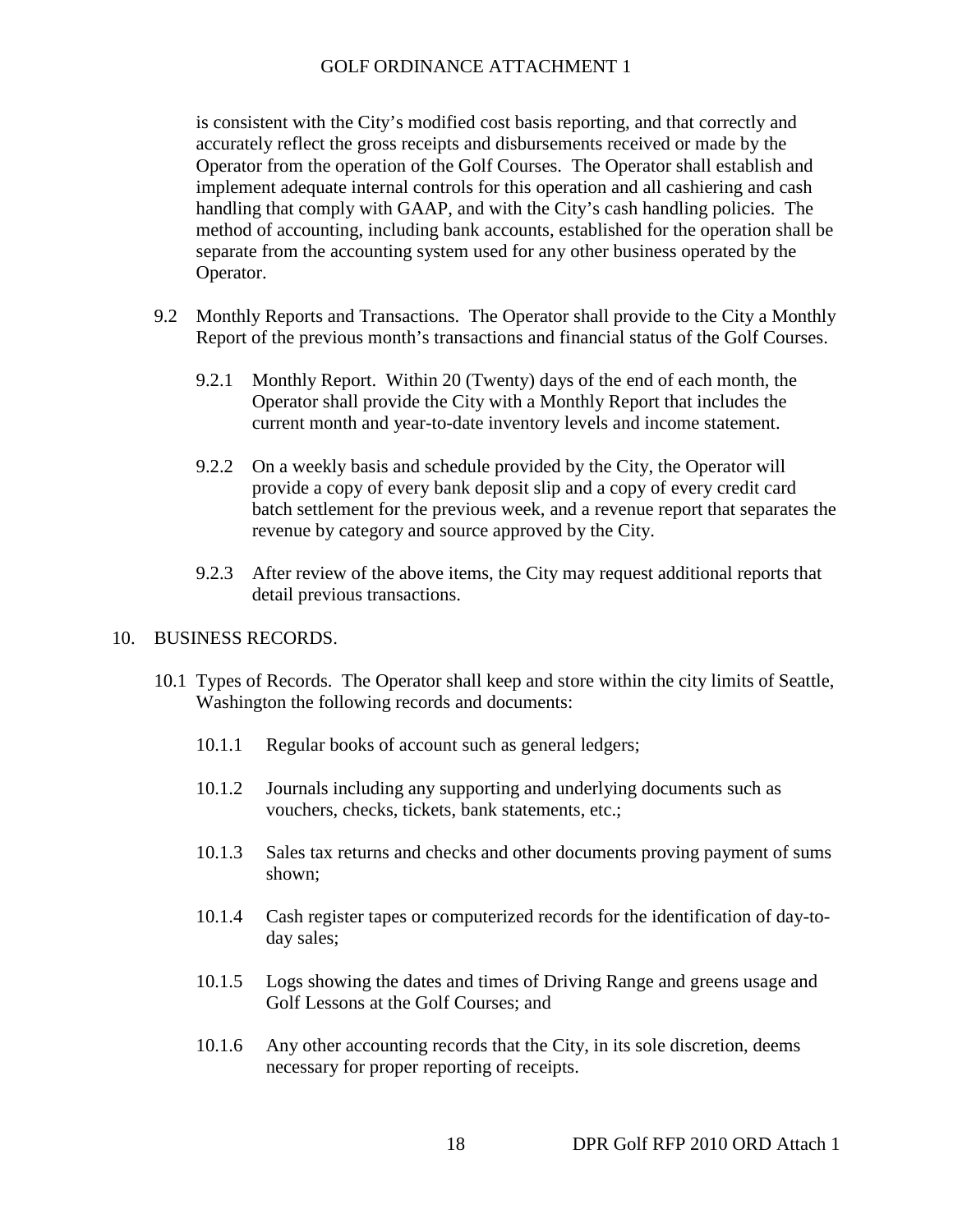is consistent with the City's modified cost basis reporting, and that correctly and accurately reflect the gross receipts and disbursements received or made by the Operator from the operation of the Golf Courses. The Operator shall establish and implement adequate internal controls for this operation and all cashiering and cash handling that comply with GAAP, and with the City's cash handling policies. The method of accounting, including bank accounts, established for the operation shall be separate from the accounting system used for any other business operated by the Operator.

9.2 Monthly Reports and Transactions. The Operator shall provide to the City a Monthly Report of the previous month's transactions and financial status of the Golf Courses.

9.2.1 Monthly Report. Within 20 (Twenty) days of the end of each month, the Operator shall provide the City with a Monthly Report that includes the current month and year-to-date inventory levels and income statement.

9.2.2 On a weekly basis and schedule provided by the City, the Operator will provide a copy of every bank deposit slip and a copy of every credit card batch settlement for the previous week, and a revenue report that separates the revenue by category and source approved by the City.

9.2.3 After review of the above items, the City may request additional reports that detail previous transactions.

10. BUSINESS RECORDS.

10.1 Types of Records. The Operator shall keep and store within the city limits of Seattle, Washington the following records and documents:

10.1.1 Regular books of account such as general ledgers;

10.1.2 Journals including any supporting and underlying documents such as vouchers, checks, tickets, bank statements, etc.;

10.1.3 Sales tax returns and checks and other documents proving payment of sums shown;

10.1.4 Cash register tapes or computerized records for the identification of day-to-day sales;

10.1.5 Logs showing the dates and times of Driving Range and greens usage and Golf Lessons at the Golf Courses; and

10.1.6 Any other accounting records that the City, in its sole discretion, deems necessary for proper reporting of receipts.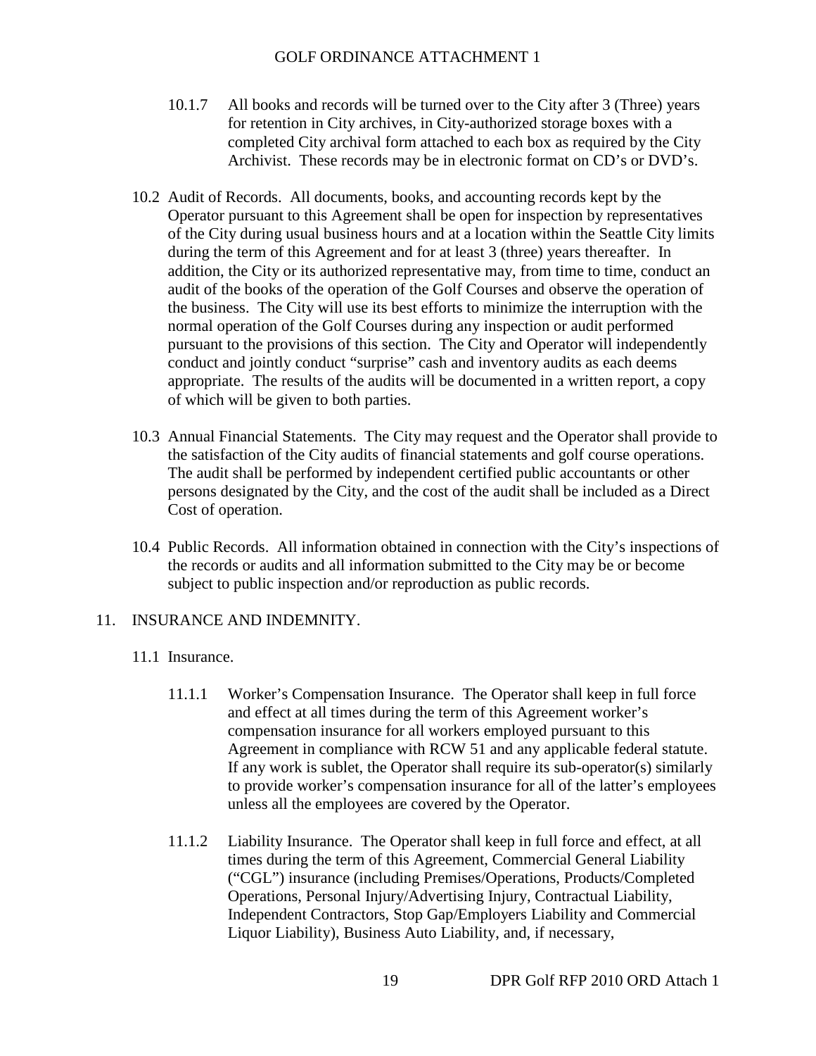10.1.7 All books and records will be turned over to the City after 3 (Three) years for retention in City archives, in City-authorized storage boxes with a completed City archival form attached to each box as required by the City Archivist. These records may be in electronic format on CD's or DVD's.

10.2 Audit of Records. All documents, books, and accounting records kept by the Operator pursuant to this Agreement shall be open for inspection by representatives of the City during usual business hours and at a location within the Seattle City limits during the term of this Agreement and for at least 3 (three) years thereafter. In addition, the City or its authorized representative may, from time to time, conduct an audit of the books of the operation of the Golf Courses and observe the operation of the business. The City will use its best efforts to minimize the interruption with the normal operation of the Golf Courses during any inspection or audit performed pursuant to the provisions of this section. The City and Operator will independently conduct and jointly conduct "surprise" cash and inventory audits as each deems appropriate. The results of the audits will be documented in a written report, a copy of which will be given to both parties.

10.3 Annual Financial Statements. The City may request and the Operator shall provide to the satisfaction of the City audits of financial statements and golf course operations. The audit shall be performed by independent certified public accountants or other persons designated by the City, and the cost of the audit shall be included as a Direct Cost of operation.

10.4 Public Records. All information obtained in connection with the City's inspections of the records or audits and all information submitted to the City may be or become subject to public inspection and/or reproduction as public records.

## 11. INSURANCE AND INDEMNITY.

11.1 Insurance.

11.1.1 Worker's Compensation Insurance. The Operator shall keep in full force and effect at all times during the term of this Agreement worker's compensation insurance for all workers employed pursuant to this Agreement in compliance with RCW 51 and any applicable federal statute. If any work is sublet, the Operator shall require its sub-operator(s) similarly to provide worker's compensation insurance for all of the latter's employees unless all the employees are covered by the Operator.

11.1.2 Liability Insurance. The Operator shall keep in full force and effect, at all times during the term of this Agreement, Commercial General Liability ("CGL") insurance (including Premises/Operations, Products/Completed Operations, Personal Injury/Advertising Injury, Contractual Liability, Independent Contractors, Stop Gap/Employers Liability and Commercial Liquor Liability), Business Auto Liability, and, if necessary,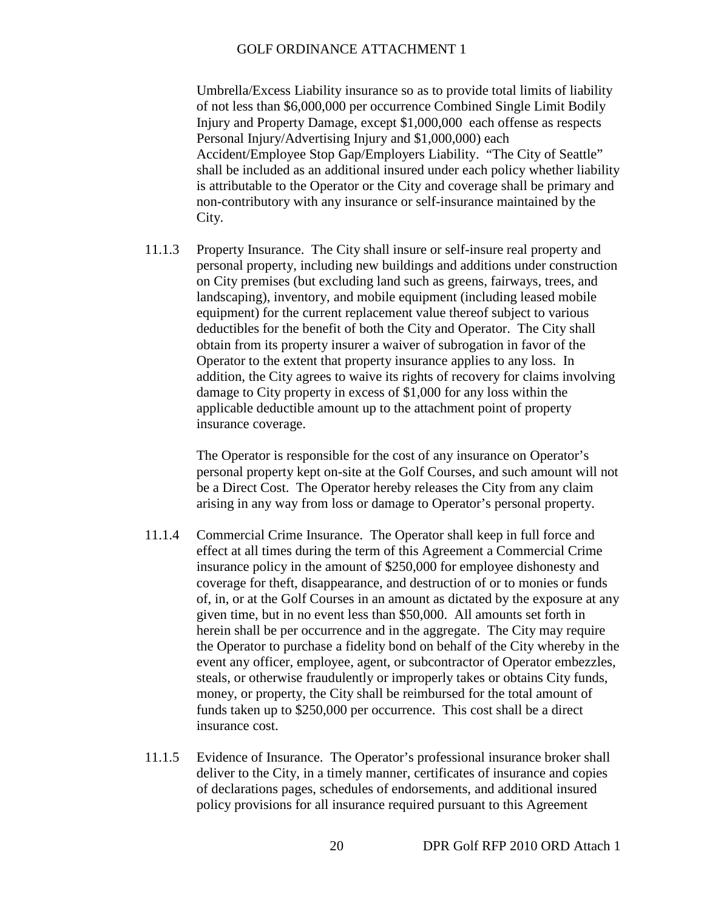Umbrella/Excess Liability insurance so as to provide total limits of liability of not less than $6,000,000 per occurrence Combined Single Limit Bodily Injury and Property Damage, except $1,000,000 each offense as respects Personal Injury/Advertising Injury and $1,000,000) each Accident/Employee Stop Gap/Employers Liability. "The City of Seattle" shall be included as an additional insured under each policy whether liability is attributable to the Operator or the City and coverage shall be primary and non-contributory with any insurance or self-insurance maintained by the City.

11.1.3 Property Insurance. The City shall insure or self-insure real property and personal property, including new buildings and additions under construction on City premises (but excluding land such as greens, fairways, trees, and landscaping), inventory, and mobile equipment (including leased mobile equipment) for the current replacement value thereof subject to various deductibles for the benefit of both the City and Operator. The City shall obtain from its property insurer a waiver of subrogation in favor of the Operator to the extent that property insurance applies to any loss. In addition, the City agrees to waive its rights of recovery for claims involving damage to City property in excess of $1,000 for any loss within the applicable deductible amount up to the attachment point of property insurance coverage.

The Operator is responsible for the cost of any insurance on Operator's personal property kept on-site at the Golf Courses, and such amount will not be a Direct Cost. The Operator hereby releases the City from any claim arising in any way from loss or damage to Operator's personal property.

11.1.4 Commercial Crime Insurance. The Operator shall keep in full force and effect at all times during the term of this Agreement a Commercial Crime insurance policy in the amount of $250,000 for employee dishonesty and coverage for theft, disappearance, and destruction of or to monies or funds of, in, or at the Golf Courses in an amount as dictated by the exposure at any given time, but in no event less than $50,000. All amounts set forth in herein shall be per occurrence and in the aggregate. The City may require the Operator to purchase a fidelity bond on behalf of the City whereby in the event any officer, employee, agent, or subcontractor of Operator embezzles, steals, or otherwise fraudulently or improperly takes or obtains City funds, money, or property, the City shall be reimbursed for the total amount of funds taken up to $250,000 per occurrence. This cost shall be a direct insurance cost.

11.1.5 Evidence of Insurance. The Operator's professional insurance broker shall deliver to the City, in a timely manner, certificates of insurance and copies of declarations pages, schedules of endorsements, and additional insured policy provisions for all insurance required pursuant to this Agreement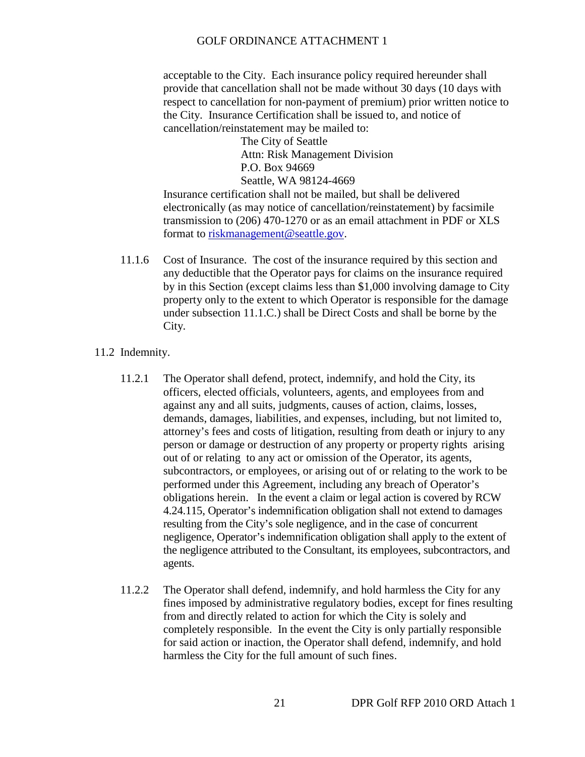acceptable to the City. Each insurance policy required hereunder shall provide that cancellation shall not be made without 30 days (10 days with respect to cancellation for non-payment of premium) prior written notice to the City. Insurance Certification shall be issued to, and notice of cancellation/reinstatement may be mailed to:

The City of Seattle
Attn: Risk Management Division
P.O. Box 94669
Seattle, WA 98124-4669

Insurance certification shall not be mailed, but shall be delivered electronically (as may notice of cancellation/reinstatement) by facsimile transmission to (206) 470-1270 or as an email attachment in PDF or XLS format to [riskmanagement@seattle.gov](mailto:riskmanagement@seattle.gov).

11.1.6 Cost of Insurance. The cost of the insurance required by this section and any deductible that the Operator pays for claims on the insurance required by in this Section (except claims less than $1,000 involving damage to City property only to the extent to which Operator is responsible for the damage under subsection 11.1.C.) shall be Direct Costs and shall be borne by the City.

11.2 Indemnity.

11.2.1 The Operator shall defend, protect, indemnify, and hold the City, its officers, elected officials, volunteers, agents, and employees from and against any and all suits, judgments, causes of action, claims, losses, demands, damages, liabilities, and expenses, including, but not limited to, attorney's fees and costs of litigation, resulting from death or injury to any person or damage or destruction of any property or property rights arising out of or relating to any act or omission of the Operator, its agents, subcontractors, or employees, or arising out of or relating to the work to be performed under this Agreement, including any breach of Operator's obligations herein. In the event a claim or legal action is covered by RCW 4.24.115, Operator's indemnification obligation shall not extend to damages resulting from the City's sole negligence, and in the case of concurrent negligence, Operator's indemnification obligation shall apply to the extent of the negligence attributed to the Consultant, its employees, subcontractors, and agents.

11.2.2 The Operator shall defend, indemnify, and hold harmless the City for any fines imposed by administrative regulatory bodies, except for fines resulting from and directly related to action for which the City is solely and completely responsible. In the event the City is only partially responsible for said action or inaction, the Operator shall defend, indemnify, and hold harmless the City for the full amount of such fines.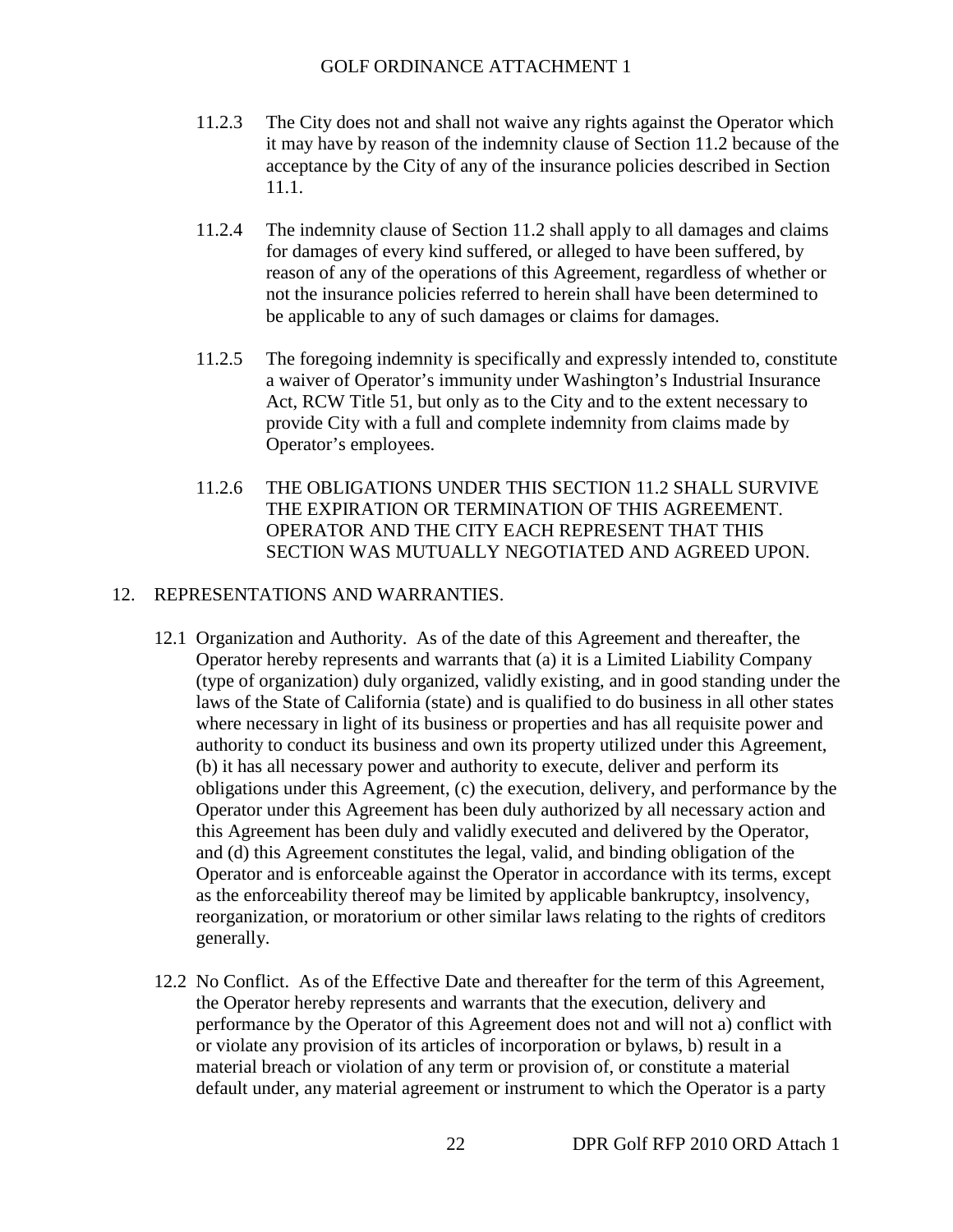11.2.3 The City does not and shall not waive any rights against the Operator which it may have by reason of the indemnity clause of Section 11.2 because of the acceptance by the City of any of the insurance policies described in Section 11.1.

11.2.4 The indemnity clause of Section 11.2 shall apply to all damages and claims for damages of every kind suffered, or alleged to have been suffered, by reason of any of the operations of this Agreement, regardless of whether or not the insurance policies referred to herein shall have been determined to be applicable to any of such damages or claims for damages.

11.2.5 The foregoing indemnity is specifically and expressly intended to, constitute a waiver of Operator's immunity under Washington's Industrial Insurance Act, RCW Title 51, but only as to the City and to the extent necessary to provide City with a full and complete indemnity from claims made by Operator's employees.

11.2.6 THE OBLIGATIONS UNDER THIS SECTION 11.2 SHALL SURVIVE THE EXPIRATION OR TERMINATION OF THIS AGREEMENT. OPERATOR AND THE CITY EACH REPRESENT THAT THIS SECTION WAS MUTUALLY NEGOTIATED AND AGREED UPON.

## 12. REPRESENTATIONS AND WARRANTIES.

12.1 Organization and Authority. As of the date of this Agreement and thereafter, the Operator hereby represents and warrants that (a) it is a Limited Liability Company (type of organization) duly organized, validly existing, and in good standing under the laws of the State of California (state) and is qualified to do business in all other states where necessary in light of its business or properties and has all requisite power and authority to conduct its business and own its property utilized under this Agreement, (b) it has all necessary power and authority to execute, deliver and perform its obligations under this Agreement, (c) the execution, delivery, and performance by the Operator under this Agreement has been duly authorized by all necessary action and this Agreement has been duly and validly executed and delivered by the Operator, and (d) this Agreement constitutes the legal, valid, and binding obligation of the Operator and is enforceable against the Operator in accordance with its terms, except as the enforceability thereof may be limited by applicable bankruptcy, insolvency, reorganization, or moratorium or other similar laws relating to the rights of creditors generally.

12.2 No Conflict. As of the Effective Date and thereafter for the term of this Agreement, the Operator hereby represents and warrants that the execution, delivery and performance by the Operator of this Agreement does not and will not a) conflict with or violate any provision of its articles of incorporation or bylaws, b) result in a material breach or violation of any term or provision of, or constitute a material default under, any material agreement or instrument to which the Operator is a party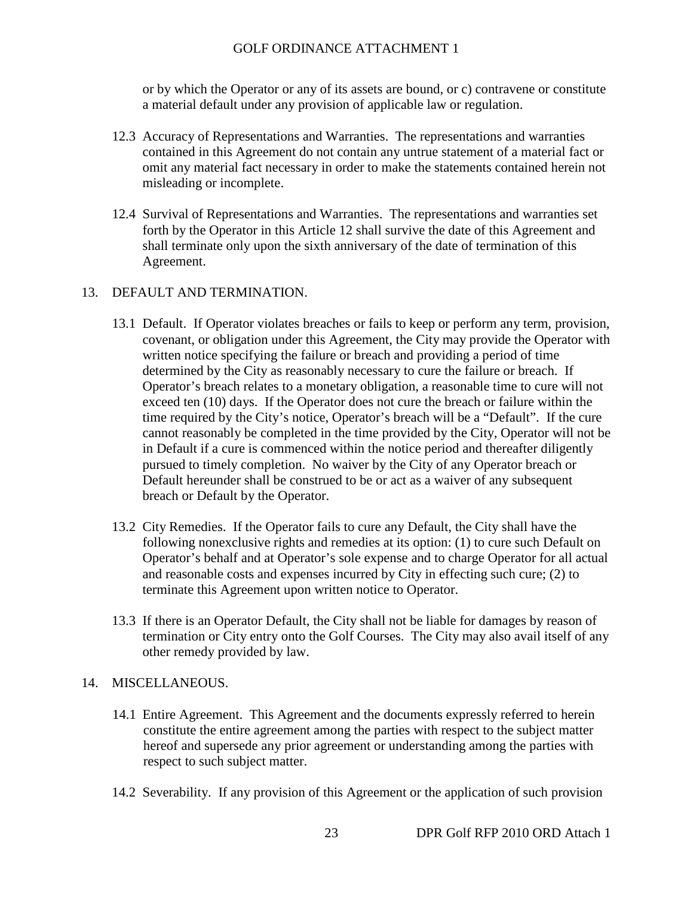or by which the Operator or any of its assets are bound, or c) contravene or constitute a material default under any provision of applicable law or regulation.

12.3 Accuracy of Representations and Warranties. The representations and warranties contained in this Agreement do not contain any untrue statement of a material fact or omit any material fact necessary in order to make the statements contained herein not misleading or incomplete.

12.4 Survival of Representations and Warranties. The representations and warranties set forth by the Operator in this Article 12 shall survive the date of this Agreement and shall terminate only upon the sixth anniversary of the date of termination of this Agreement.

## 13. DEFAULT AND TERMINATION.

13.1 Default. If Operator violates breaches or fails to keep or perform any term, provision, covenant, or obligation under this Agreement, the City may provide the Operator with written notice specifying the failure or breach and providing a period of time determined by the City as reasonably necessary to cure the failure or breach. If Operator's breach relates to a monetary obligation, a reasonable time to cure will not exceed ten (10) days. If the Operator does not cure the breach or failure within the time required by the City's notice, Operator's breach will be a "Default". If the cure cannot reasonably be completed in the time provided by the City, Operator will not be in Default if a cure is commenced within the notice period and thereafter diligently pursued to timely completion. No waiver by the City of any Operator breach or Default hereunder shall be construed to be or act as a waiver of any subsequent breach or Default by the Operator.

13.2 City Remedies. If the Operator fails to cure any Default, the City shall have the following nonexclusive rights and remedies at its option: (1) to cure such Default on Operator's behalf and at Operator's sole expense and to charge Operator for all actual and reasonable costs and expenses incurred by City in effecting such cure; (2) to terminate this Agreement upon written notice to Operator.

13.3 If there is an Operator Default, the City shall not be liable for damages by reason of termination or City entry onto the Golf Courses. The City may also avail itself of any other remedy provided by law.

## 14. MISCELLANEOUS.

14.1 Entire Agreement. This Agreement and the documents expressly referred to herein constitute the entire agreement among the parties with respect to the subject matter hereof and supersede any prior agreement or understanding among the parties with respect to such subject matter.

14.2 Severability. If any provision of this Agreement or the application of such provision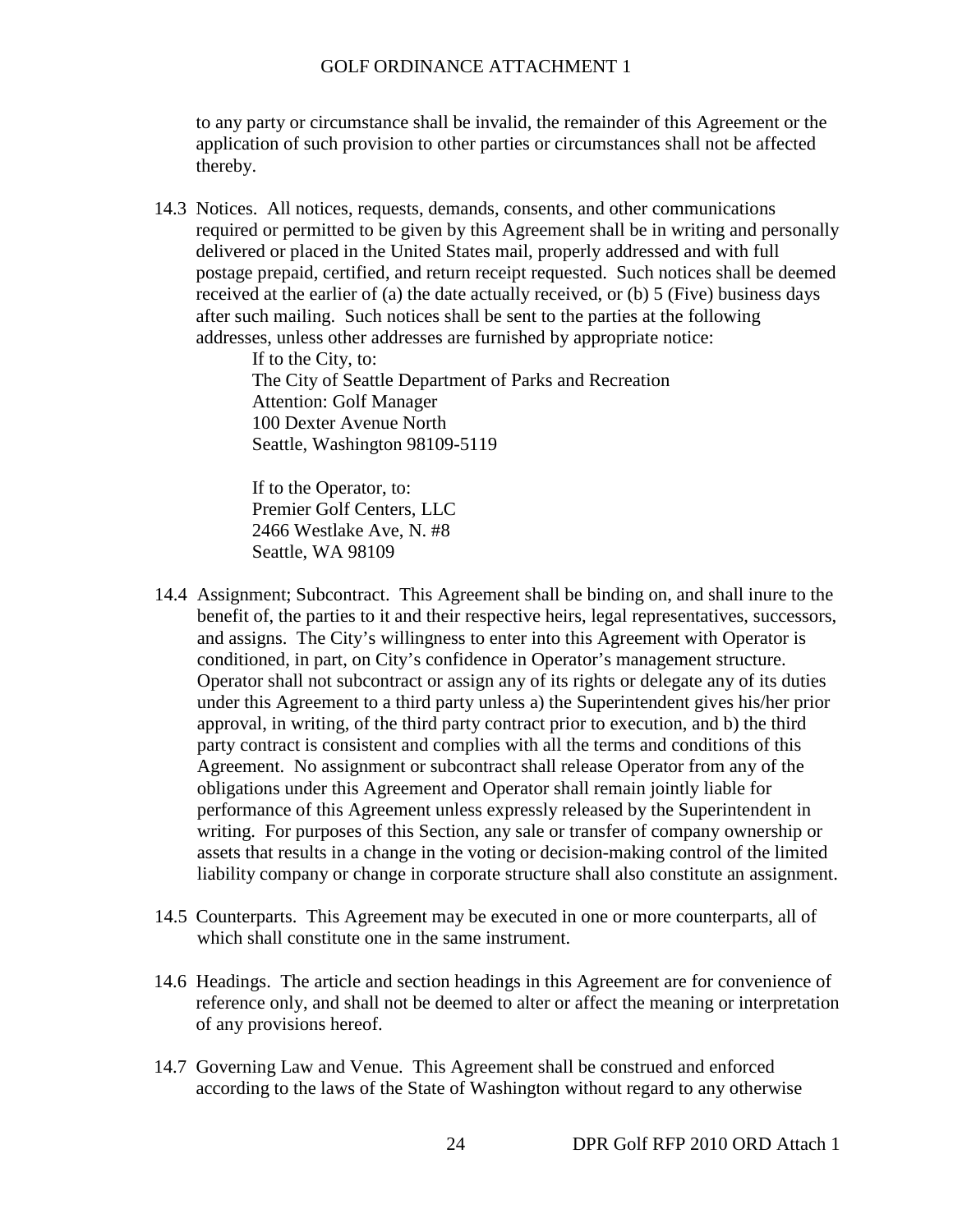to any party or circumstance shall be invalid, the remainder of this Agreement or the application of such provision to other parties or circumstances shall not be affected thereby.

14.3 Notices. All notices, requests, demands, consents, and other communications required or permitted to be given by this Agreement shall be in writing and personally delivered or placed in the United States mail, properly addressed and with full postage prepaid, certified, and return receipt requested. Such notices shall be deemed received at the earlier of (a) the date actually received, or (b) 5 (Five) business days after such mailing. Such notices shall be sent to the parties at the following addresses, unless other addresses are furnished by appropriate notice:

If to the City, to:
The City of Seattle Department of Parks and Recreation
Attention: Golf Manager
100 Dexter Avenue North
Seattle, Washington 98109-5119

If to the Operator, to:
Premier Golf Centers, LLC
2466 Westlake Ave, N. #8
Seattle, WA 98109

14.4 Assignment; Subcontract. This Agreement shall be binding on, and shall inure to the benefit of, the parties to it and their respective heirs, legal representatives, successors, and assigns. The City's willingness to enter into this Agreement with Operator is conditioned, in part, on City's confidence in Operator's management structure. Operator shall not subcontract or assign any of its rights or delegate any of its duties under this Agreement to a third party unless a) the Superintendent gives his/her prior approval, in writing, of the third party contract prior to execution, and b) the third party contract is consistent and complies with all the terms and conditions of this Agreement. No assignment or subcontract shall release Operator from any of the obligations under this Agreement and Operator shall remain jointly liable for performance of this Agreement unless expressly released by the Superintendent in writing. For purposes of this Section, any sale or transfer of company ownership or assets that results in a change in the voting or decision-making control of the limited liability company or change in corporate structure shall also constitute an assignment.

14.5 Counterparts. This Agreement may be executed in one or more counterparts, all of which shall constitute one in the same instrument.

14.6 Headings. The article and section headings in this Agreement are for convenience of reference only, and shall not be deemed to alter or affect the meaning or interpretation of any provisions hereof.

14.7 Governing Law and Venue. This Agreement shall be construed and enforced according to the laws of the State of Washington without regard to any otherwise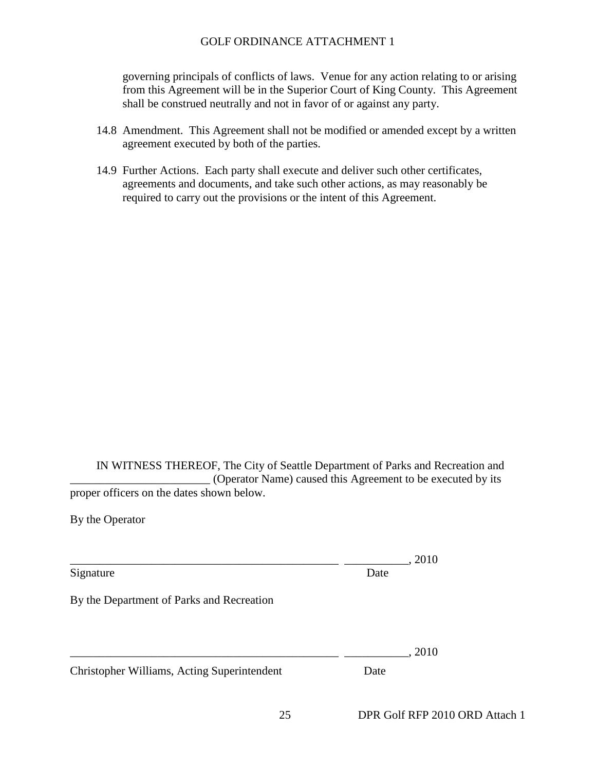governing principals of conflicts of laws. Venue for any action relating to or arising from this Agreement will be in the Superior Court of King County. This Agreement shall be construed neutrally and not in favor of or against any party.

14.8 Amendment. This Agreement shall not be modified or amended except by a written agreement executed by both of the parties.

14.9 Further Actions. Each party shall execute and deliver such other certificates, agreements and documents, and take such other actions, as may reasonably be required to carry out the provisions or the intent of this Agreement.

IN WITNESS THEREOF, The City of Seattle Department of Parks and Recreation and ________________________ (Operator Name) caused this Agreement to be executed by its proper officers on the dates shown below.

By the Operator

_______________________________________________ ___________, 2010
Signature Date

By the Department of Parks and Recreation

_______________________________________________ ___________, 2010
Christopher Williams, Acting Superintendent Date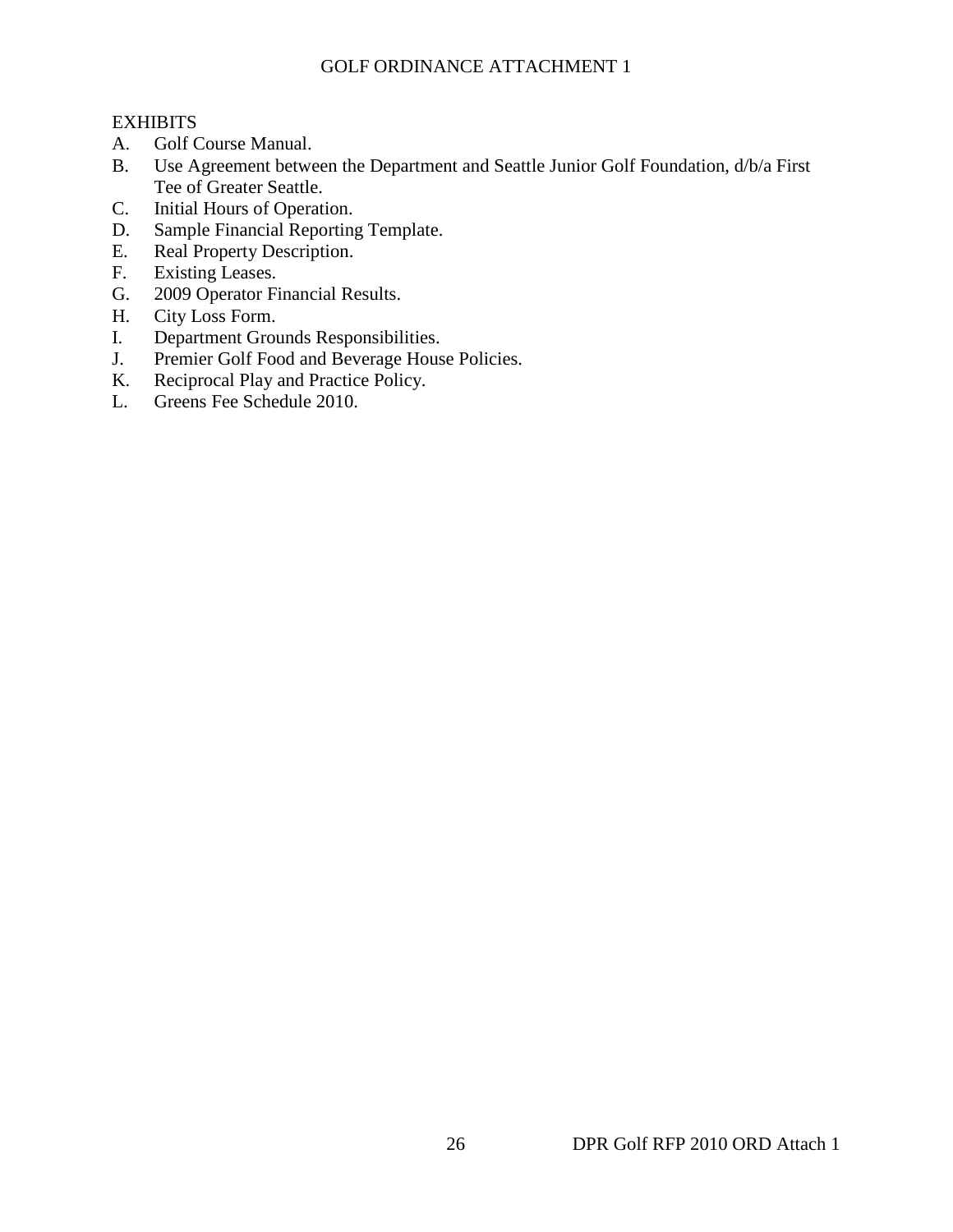EXHIBITS

A. Golf Course Manual.
B. Use Agreement between the Department and Seattle Junior Golf Foundation, d/b/a First Tee of Greater Seattle.
C. Initial Hours of Operation.
D. Sample Financial Reporting Template.
E. Real Property Description.
F. Existing Leases.
G. 2009 Operator Financial Results.
H. City Loss Form.
I. Department Grounds Responsibilities.
J. Premier Golf Food and Beverage House Policies.
K. Reciprocal Play and Practice Policy.
L. Greens Fee Schedule 2010.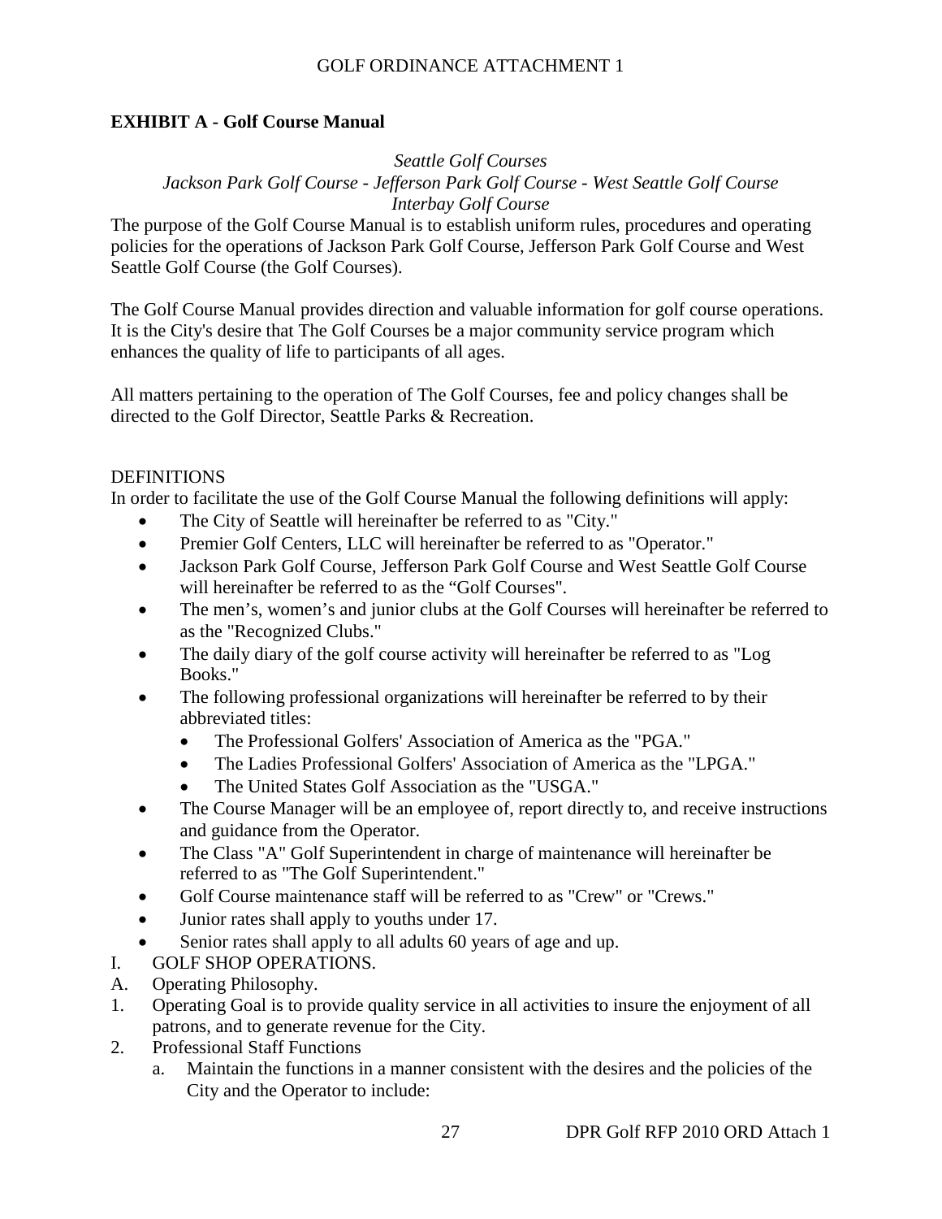GOLF ORDINANCE ATTACHMENT 1

**EXHIBIT A - Golf Course Manual**

*Seattle Golf Courses*
*Jackson Park Golf Course - Jefferson Park Golf Course - West Seattle Golf Course*
*Interbay Golf Course*

The purpose of the Golf Course Manual is to establish uniform rules, procedures and operating policies for the operations of Jackson Park Golf Course, Jefferson Park Golf Course and West Seattle Golf Course (the Golf Courses).

The Golf Course Manual provides direction and valuable information for golf course operations. It is the City's desire that The Golf Courses be a major community service program which enhances the quality of life to participants of all ages.

All matters pertaining to the operation of The Golf Courses, fee and policy changes shall be directed to the Golf Director, Seattle Parks & Recreation.

DEFINITIONS

In order to facilitate the use of the Golf Course Manual the following definitions will apply:

- The City of Seattle will hereinafter be referred to as "City."
- Premier Golf Centers, LLC will hereinafter be referred to as "Operator."
- Jackson Park Golf Course, Jefferson Park Golf Course and West Seattle Golf Course will hereinafter be referred to as the "Golf Courses".
- The men's, women's and junior clubs at the Golf Courses will hereinafter be referred to as the "Recognized Clubs."
- The daily diary of the golf course activity will hereinafter be referred to as "Log Books."
- The following professional organizations will hereinafter be referred to by their abbreviated titles:
  - The Professional Golfers' Association of America as the "PGA."
  - The Ladies Professional Golfers' Association of America as the "LPGA."
  - The United States Golf Association as the "USGA."
- The Course Manager will be an employee of, report directly to, and receive instructions and guidance from the Operator.
- The Class "A" Golf Superintendent in charge of maintenance will hereinafter be referred to as "The Golf Superintendent."
- Golf Course maintenance staff will be referred to as "Crew" or "Crews."
- Junior rates shall apply to youths under 17.
- Senior rates shall apply to all adults 60 years of age and up.

I. GOLF SHOP OPERATIONS.

A. Operating Philosophy.

1. Operating Goal is to provide quality service in all activities to insure the enjoyment of all patrons, and to generate revenue for the City.
2. Professional Staff Functions
   a. Maintain the functions in a manner consistent with the desires and the policies of the City and the Operator to include: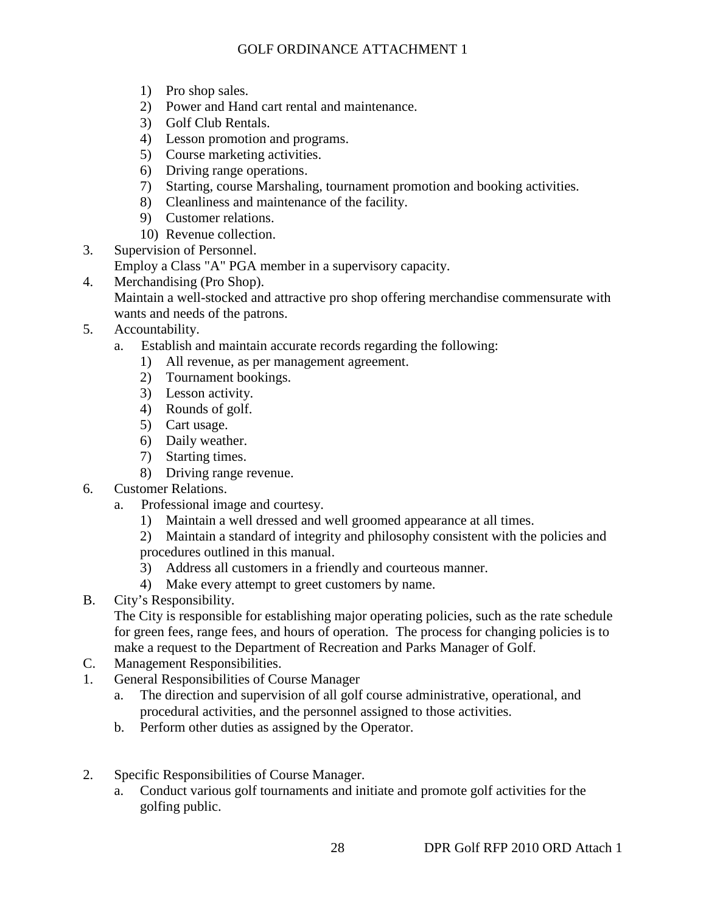1) Pro shop sales.
2) Power and Hand cart rental and maintenance.
3) Golf Club Rentals.
4) Lesson promotion and programs.
5) Course marketing activities.
6) Driving range operations.
7) Starting, course Marshaling, tournament promotion and booking activities.
8) Cleanliness and maintenance of the facility.
9) Customer relations.
10) Revenue collection.

3. Supervision of Personnel.
   Employ a Class "A" PGA member in a supervisory capacity.

4. Merchandising (Pro Shop).
   Maintain a well-stocked and attractive pro shop offering merchandise commensurate with wants and needs of the patrons.

5. Accountability.
   a. Establish and maintain accurate records regarding the following:
      1) All revenue, as per management agreement.
      2) Tournament bookings.
      3) Lesson activity.
      4) Rounds of golf.
      5) Cart usage.
      6) Daily weather.
      7) Starting times.
      8) Driving range revenue.

6. Customer Relations.
   a. Professional image and courtesy.
      1) Maintain a well dressed and well groomed appearance at all times.
      2) Maintain a standard of integrity and philosophy consistent with the policies and procedures outlined in this manual.
      3) Address all customers in a friendly and courteous manner.
      4) Make every attempt to greet customers by name.

B. City's Responsibility.
   The City is responsible for establishing major operating policies, such as the rate schedule for green fees, range fees, and hours of operation. The process for changing policies is to make a request to the Department of Recreation and Parks Manager of Golf.

C. Management Responsibilities.

1. General Responsibilities of Course Manager
   a. The direction and supervision of all golf course administrative, operational, and procedural activities, and the personnel assigned to those activities.
   b. Perform other duties as assigned by the Operator.

2. Specific Responsibilities of Course Manager.
   a. Conduct various golf tournaments and initiate and promote golf activities for the golfing public.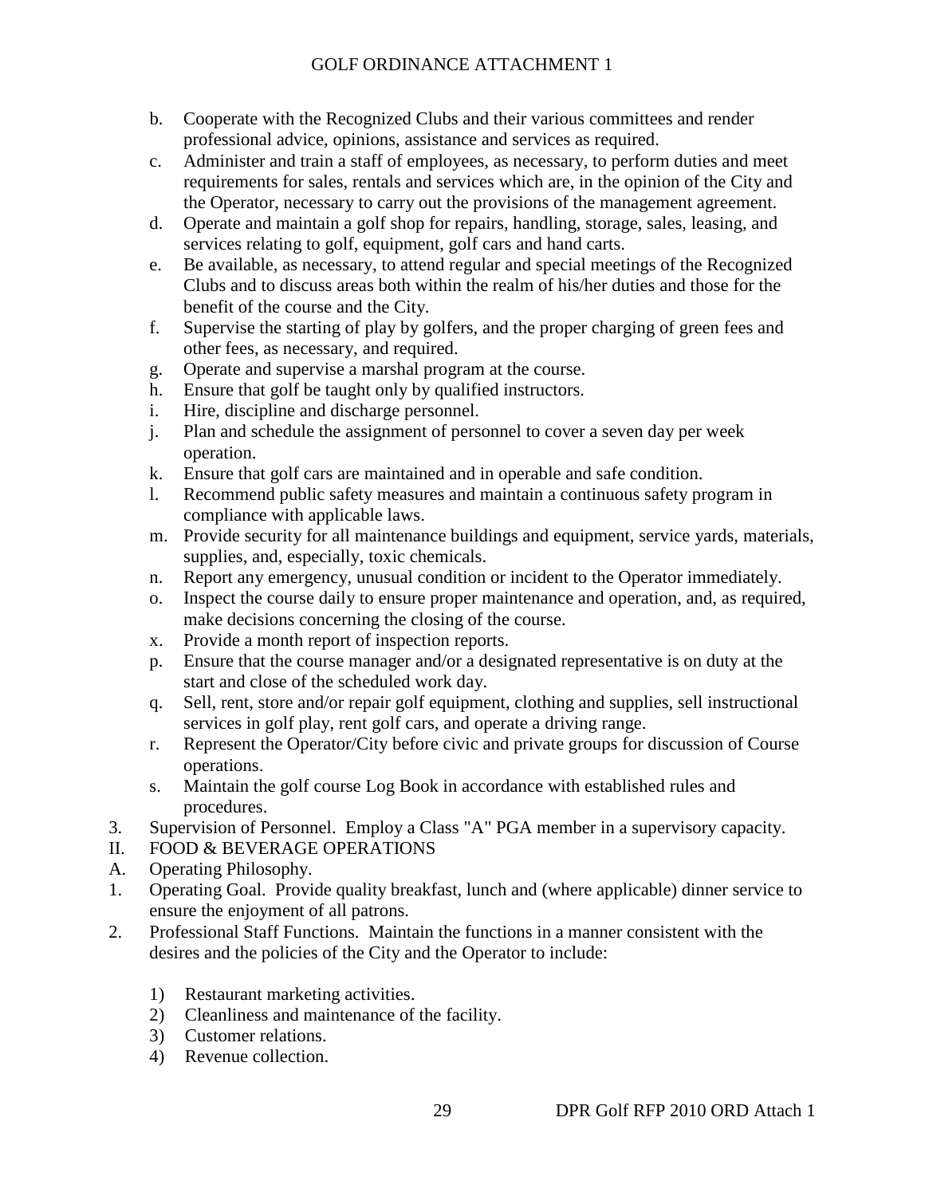- b. Cooperate with the Recognized Clubs and their various committees and render professional advice, opinions, assistance and services as required.
- c. Administer and train a staff of employees, as necessary, to perform duties and meet requirements for sales, rentals and services which are, in the opinion of the City and the Operator, necessary to carry out the provisions of the management agreement.
- d. Operate and maintain a golf shop for repairs, handling, storage, sales, leasing, and services relating to golf, equipment, golf cars and hand carts.
- e. Be available, as necessary, to attend regular and special meetings of the Recognized Clubs and to discuss areas both within the realm of his/her duties and those for the benefit of the course and the City.
- f. Supervise the starting of play by golfers, and the proper charging of green fees and other fees, as necessary, and required.
- g. Operate and supervise a marshal program at the course.
- h. Ensure that golf be taught only by qualified instructors.
- i. Hire, discipline and discharge personnel.
- j. Plan and schedule the assignment of personnel to cover a seven day per week operation.
- k. Ensure that golf cars are maintained and in operable and safe condition.
- l. Recommend public safety measures and maintain a continuous safety program in compliance with applicable laws.
- m. Provide security for all maintenance buildings and equipment, service yards, materials, supplies, and, especially, toxic chemicals.
- n. Report any emergency, unusual condition or incident to the Operator immediately.
- o. Inspect the course daily to ensure proper maintenance and operation, and, as required, make decisions concerning the closing of the course.
- x. Provide a month report of inspection reports.
- p. Ensure that the course manager and/or a designated representative is on duty at the start and close of the scheduled work day.
- q. Sell, rent, store and/or repair golf equipment, clothing and supplies, sell instructional services in golf play, rent golf cars, and operate a driving range.
- r. Represent the Operator/City before civic and private groups for discussion of Course operations.
- s. Maintain the golf course Log Book in accordance with established rules and procedures.

3. Supervision of Personnel. Employ a Class "A" PGA member in a supervisory capacity.

II. FOOD & BEVERAGE OPERATIONS

A. Operating Philosophy.

1. Operating Goal. Provide quality breakfast, lunch and (where applicable) dinner service to ensure the enjoyment of all patrons.
2. Professional Staff Functions. Maintain the functions in a manner consistent with the desires and the policies of the City and the Operator to include:

   1) Restaurant marketing activities.
   2) Cleanliness and maintenance of the facility.
   3) Customer relations.
   4) Revenue collection.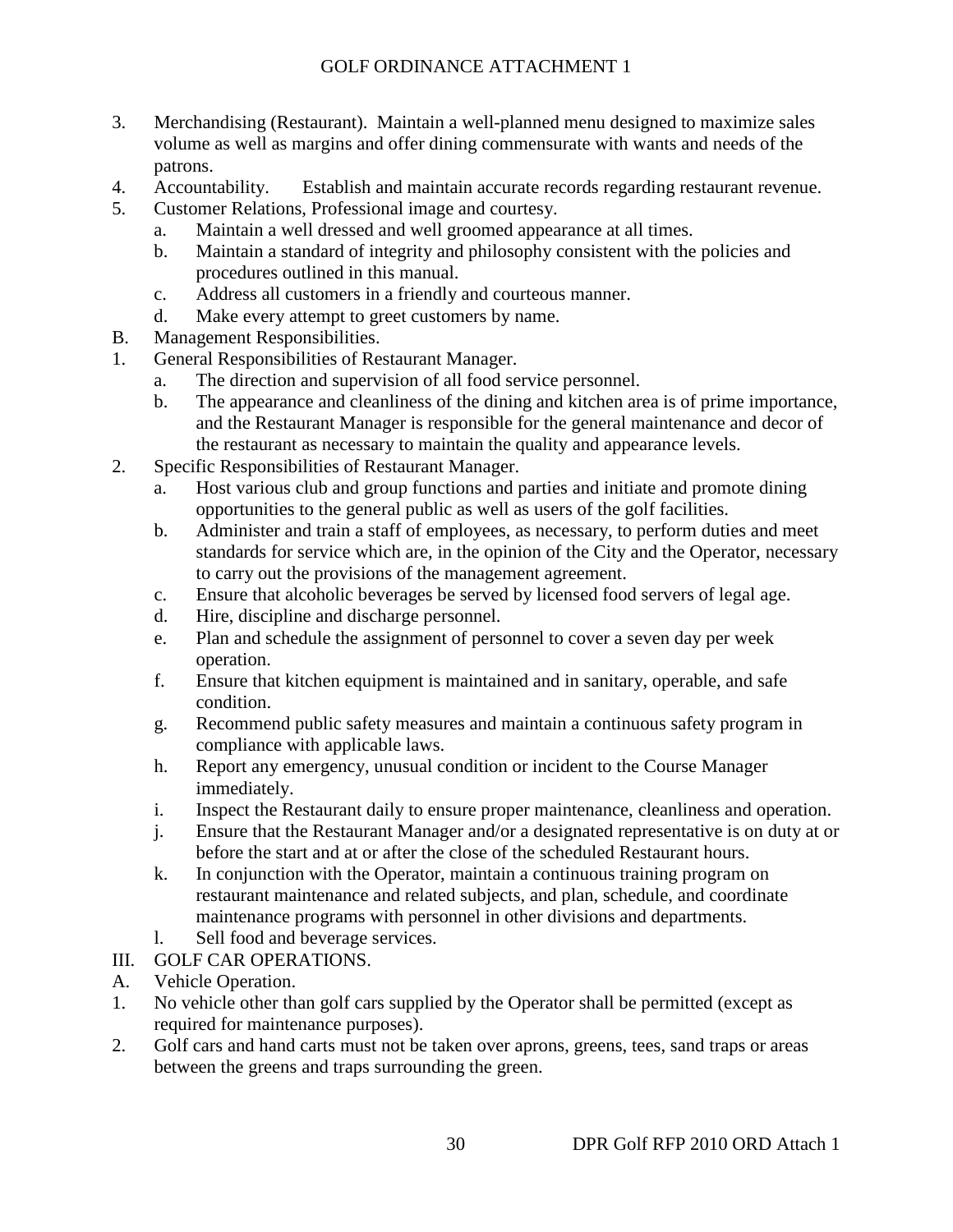3. Merchandising (Restaurant). Maintain a well-planned menu designed to maximize sales volume as well as margins and offer dining commensurate with wants and needs of the patrons.
4. Accountability. Establish and maintain accurate records regarding restaurant revenue.
5. Customer Relations, Professional image and courtesy.
   a. Maintain a well dressed and well groomed appearance at all times.
   b. Maintain a standard of integrity and philosophy consistent with the policies and procedures outlined in this manual.
   c. Address all customers in a friendly and courteous manner.
   d. Make every attempt to greet customers by name.

B. Management Responsibilities.

1. General Responsibilities of Restaurant Manager.
   a. The direction and supervision of all food service personnel.
   b. The appearance and cleanliness of the dining and kitchen area is of prime importance, and the Restaurant Manager is responsible for the general maintenance and decor of the restaurant as necessary to maintain the quality and appearance levels.
2. Specific Responsibilities of Restaurant Manager.
   a. Host various club and group functions and parties and initiate and promote dining opportunities to the general public as well as users of the golf facilities.
   b. Administer and train a staff of employees, as necessary, to perform duties and meet standards for service which are, in the opinion of the City and the Operator, necessary to carry out the provisions of the management agreement.
   c. Ensure that alcoholic beverages be served by licensed food servers of legal age.
   d. Hire, discipline and discharge personnel.
   e. Plan and schedule the assignment of personnel to cover a seven day per week operation.
   f. Ensure that kitchen equipment is maintained and in sanitary, operable, and safe condition.
   g. Recommend public safety measures and maintain a continuous safety program in compliance with applicable laws.
   h. Report any emergency, unusual condition or incident to the Course Manager immediately.
   i. Inspect the Restaurant daily to ensure proper maintenance, cleanliness and operation.
   j. Ensure that the Restaurant Manager and/or a designated representative is on duty at or before the start and at or after the close of the scheduled Restaurant hours.
   k. In conjunction with the Operator, maintain a continuous training program on restaurant maintenance and related subjects, and plan, schedule, and coordinate maintenance programs with personnel in other divisions and departments.
   l. Sell food and beverage services.

III. GOLF CAR OPERATIONS.

A. Vehicle Operation.

1. No vehicle other than golf cars supplied by the Operator shall be permitted (except as required for maintenance purposes).
2. Golf cars and hand carts must not be taken over aprons, greens, tees, sand traps or areas between the greens and traps surrounding the green.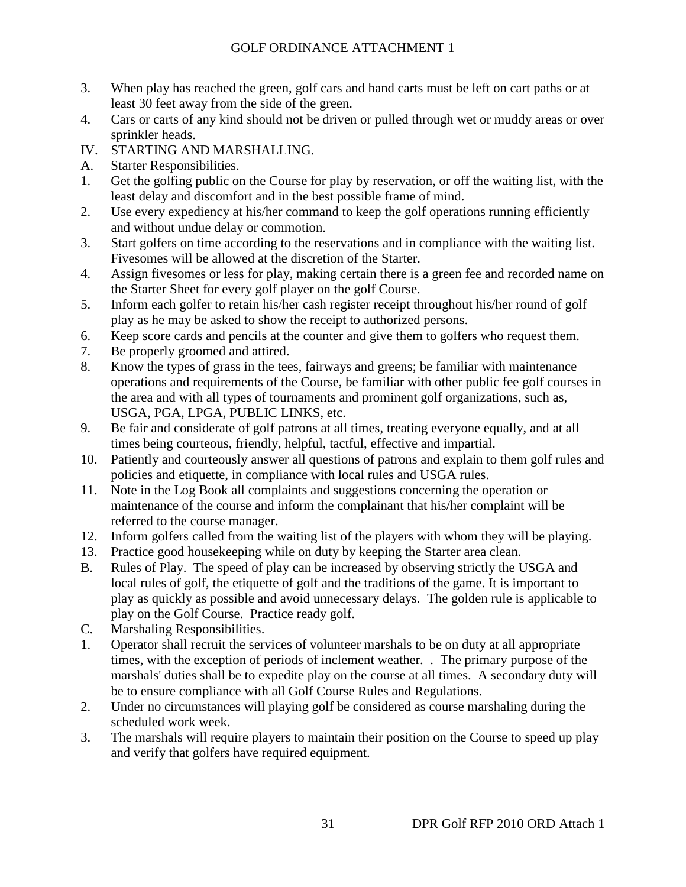3. When play has reached the green, golf cars and hand carts must be left on cart paths or at least 30 feet away from the side of the green.
4. Cars or carts of any kind should not be driven or pulled through wet or muddy areas or over sprinkler heads.

IV. STARTING AND MARSHALLING.

A. Starter Responsibilities.

1. Get the golfing public on the Course for play by reservation, or off the waiting list, with the least delay and discomfort and in the best possible frame of mind.
2. Use every expediency at his/her command to keep the golf operations running efficiently and without undue delay or commotion.
3. Start golfers on time according to the reservations and in compliance with the waiting list. Fivesomes will be allowed at the discretion of the Starter.
4. Assign fivesomes or less for play, making certain there is a green fee and recorded name on the Starter Sheet for every golf player on the golf Course.
5. Inform each golfer to retain his/her cash register receipt throughout his/her round of golf play as he may be asked to show the receipt to authorized persons.
6. Keep score cards and pencils at the counter and give them to golfers who request them.
7. Be properly groomed and attired.
8. Know the types of grass in the tees, fairways and greens; be familiar with maintenance operations and requirements of the Course, be familiar with other public fee golf courses in the area and with all types of tournaments and prominent golf organizations, such as, USGA, PGA, LPGA, PUBLIC LINKS, etc.
9. Be fair and considerate of golf patrons at all times, treating everyone equally, and at all times being courteous, friendly, helpful, tactful, effective and impartial.
10. Patiently and courteously answer all questions of patrons and explain to them golf rules and policies and etiquette, in compliance with local rules and USGA rules.
11. Note in the Log Book all complaints and suggestions concerning the operation or maintenance of the course and inform the complainant that his/her complaint will be referred to the course manager.
12. Inform golfers called from the waiting list of the players with whom they will be playing.
13. Practice good housekeeping while on duty by keeping the Starter area clean.

B. Rules of Play. The speed of play can be increased by observing strictly the USGA and local rules of golf, the etiquette of golf and the traditions of the game. It is important to play as quickly as possible and avoid unnecessary delays. The golden rule is applicable to play on the Golf Course. Practice ready golf.

C. Marshaling Responsibilities.

1. Operator shall recruit the services of volunteer marshals to be on duty at all appropriate times, with the exception of periods of inclement weather. . The primary purpose of the marshals' duties shall be to expedite play on the course at all times. A secondary duty will be to ensure compliance with all Golf Course Rules and Regulations.
2. Under no circumstances will playing golf be considered as course marshaling during the scheduled work week.
3. The marshals will require players to maintain their position on the Course to speed up play and verify that golfers have required equipment.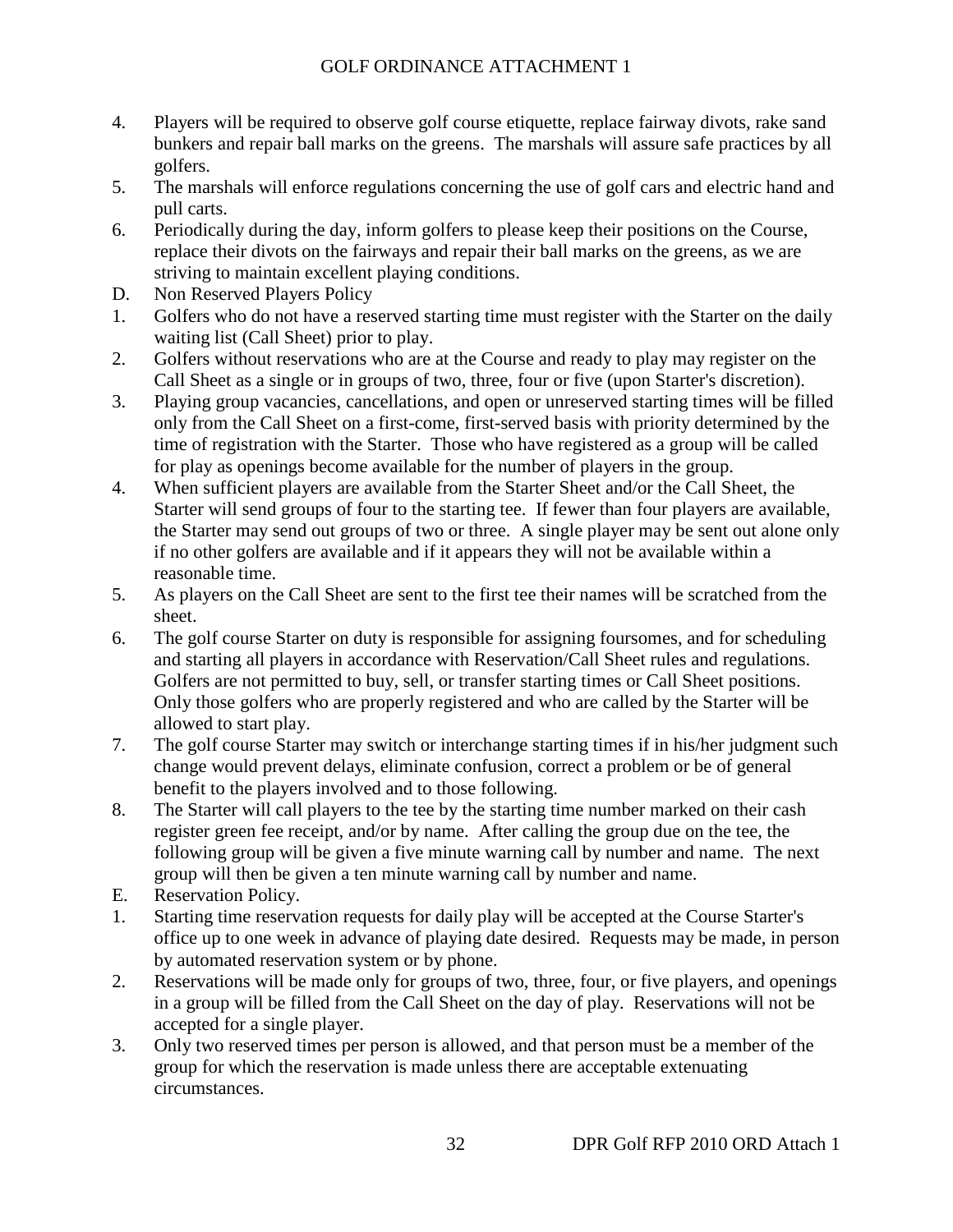4. Players will be required to observe golf course etiquette, replace fairway divots, rake sand bunkers and repair ball marks on the greens. The marshals will assure safe practices by all golfers.
5. The marshals will enforce regulations concerning the use of golf cars and electric hand and pull carts.
6. Periodically during the day, inform golfers to please keep their positions on the Course, replace their divots on the fairways and repair their ball marks on the greens, as we are striving to maintain excellent playing conditions.

D. Non Reserved Players Policy

1. Golfers who do not have a reserved starting time must register with the Starter on the daily waiting list (Call Sheet) prior to play.
2. Golfers without reservations who are at the Course and ready to play may register on the Call Sheet as a single or in groups of two, three, four or five (upon Starter's discretion).
3. Playing group vacancies, cancellations, and open or unreserved starting times will be filled only from the Call Sheet on a first-come, first-served basis with priority determined by the time of registration with the Starter. Those who have registered as a group will be called for play as openings become available for the number of players in the group.
4. When sufficient players are available from the Starter Sheet and/or the Call Sheet, the Starter will send groups of four to the starting tee. If fewer than four players are available, the Starter may send out groups of two or three. A single player may be sent out alone only if no other golfers are available and if it appears they will not be available within a reasonable time.
5. As players on the Call Sheet are sent to the first tee their names will be scratched from the sheet.
6. The golf course Starter on duty is responsible for assigning foursomes, and for scheduling and starting all players in accordance with Reservation/Call Sheet rules and regulations. Golfers are not permitted to buy, sell, or transfer starting times or Call Sheet positions. Only those golfers who are properly registered and who are called by the Starter will be allowed to start play.
7. The golf course Starter may switch or interchange starting times if in his/her judgment such change would prevent delays, eliminate confusion, correct a problem or be of general benefit to the players involved and to those following.
8. The Starter will call players to the tee by the starting time number marked on their cash register green fee receipt, and/or by name. After calling the group due on the tee, the following group will be given a five minute warning call by number and name. The next group will then be given a ten minute warning call by number and name.

E. Reservation Policy.

1. Starting time reservation requests for daily play will be accepted at the Course Starter's office up to one week in advance of playing date desired. Requests may be made, in person by automated reservation system or by phone.
2. Reservations will be made only for groups of two, three, four, or five players, and openings in a group will be filled from the Call Sheet on the day of play. Reservations will not be accepted for a single player.
3. Only two reserved times per person is allowed, and that person must be a member of the group for which the reservation is made unless there are acceptable extenuating circumstances.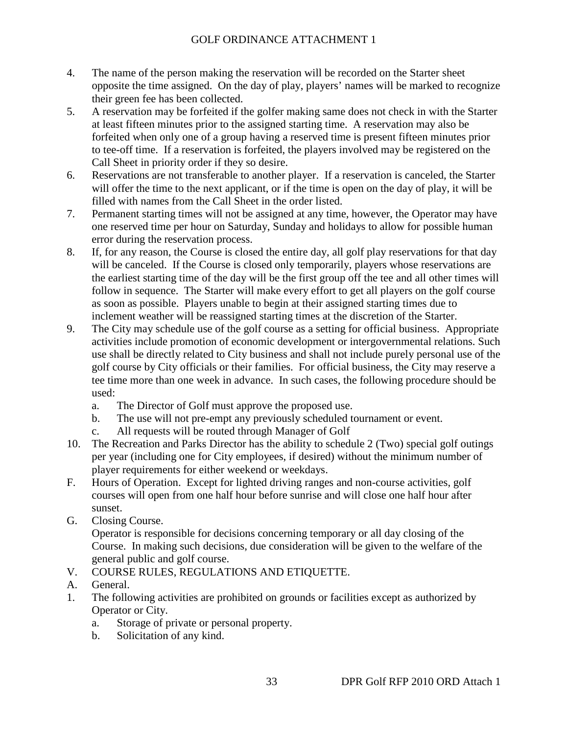4. The name of the person making the reservation will be recorded on the Starter sheet opposite the time assigned. On the day of play, players' names will be marked to recognize their green fee has been collected.
5. A reservation may be forfeited if the golfer making same does not check in with the Starter at least fifteen minutes prior to the assigned starting time. A reservation may also be forfeited when only one of a group having a reserved time is present fifteen minutes prior to tee-off time. If a reservation is forfeited, the players involved may be registered on the Call Sheet in priority order if they so desire.
6. Reservations are not transferable to another player. If a reservation is canceled, the Starter will offer the time to the next applicant, or if the time is open on the day of play, it will be filled with names from the Call Sheet in the order listed.
7. Permanent starting times will not be assigned at any time, however, the Operator may have one reserved time per hour on Saturday, Sunday and holidays to allow for possible human error during the reservation process.
8. If, for any reason, the Course is closed the entire day, all golf play reservations for that day will be canceled. If the Course is closed only temporarily, players whose reservations are the earliest starting time of the day will be the first group off the tee and all other times will follow in sequence. The Starter will make every effort to get all players on the golf course as soon as possible. Players unable to begin at their assigned starting times due to inclement weather will be reassigned starting times at the discretion of the Starter.
9. The City may schedule use of the golf course as a setting for official business. Appropriate activities include promotion of economic development or intergovernmental relations. Such use shall be directly related to City business and shall not include purely personal use of the golf course by City officials or their families. For official business, the City may reserve a tee time more than one week in advance. In such cases, the following procedure should be used:
   a. The Director of Golf must approve the proposed use.
   b. The use will not pre-empt any previously scheduled tournament or event.
   c. All requests will be routed through Manager of Golf
10. The Recreation and Parks Director has the ability to schedule 2 (Two) special golf outings per year (including one for City employees, if desired) without the minimum number of player requirements for either weekend or weekdays.

F. Hours of Operation. Except for lighted driving ranges and non-course activities, golf courses will open from one half hour before sunrise and will close one half hour after sunset.

G. Closing Course.
Operator is responsible for decisions concerning temporary or all day closing of the Course. In making such decisions, due consideration will be given to the welfare of the general public and golf course.

V. COURSE RULES, REGULATIONS AND ETIQUETTE.

A. General.

1. The following activities are prohibited on grounds or facilities except as authorized by Operator or City.
   a. Storage of private or personal property.
   b. Solicitation of any kind.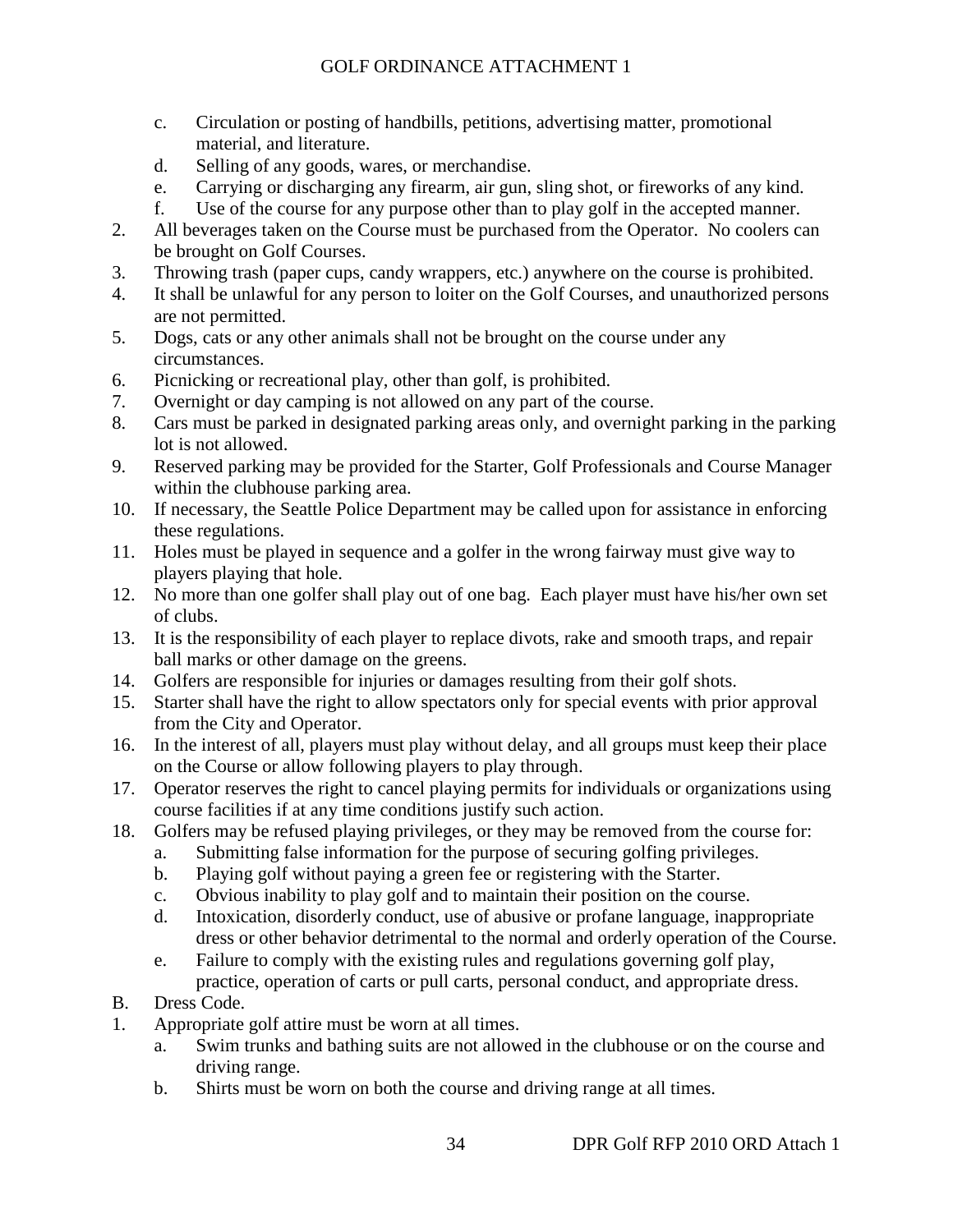c. Circulation or posting of handbills, petitions, advertising matter, promotional material, and literature.
d. Selling of any goods, wares, or merchandise.
e. Carrying or discharging any firearm, air gun, sling shot, or fireworks of any kind.
f. Use of the course for any purpose other than to play golf in the accepted manner.

2. All beverages taken on the Course must be purchased from the Operator. No coolers can be brought on Golf Courses.
3. Throwing trash (paper cups, candy wrappers, etc.) anywhere on the course is prohibited.
4. It shall be unlawful for any person to loiter on the Golf Courses, and unauthorized persons are not permitted.
5. Dogs, cats or any other animals shall not be brought on the course under any circumstances.
6. Picnicking or recreational play, other than golf, is prohibited.
7. Overnight or day camping is not allowed on any part of the course.
8. Cars must be parked in designated parking areas only, and overnight parking in the parking lot is not allowed.
9. Reserved parking may be provided for the Starter, Golf Professionals and Course Manager within the clubhouse parking area.
10. If necessary, the Seattle Police Department may be called upon for assistance in enforcing these regulations.
11. Holes must be played in sequence and a golfer in the wrong fairway must give way to players playing that hole.
12. No more than one golfer shall play out of one bag. Each player must have his/her own set of clubs.
13. It is the responsibility of each player to replace divots, rake and smooth traps, and repair ball marks or other damage on the greens.
14. Golfers are responsible for injuries or damages resulting from their golf shots.
15. Starter shall have the right to allow spectators only for special events with prior approval from the City and Operator.
16. In the interest of all, players must play without delay, and all groups must keep their place on the Course or allow following players to play through.
17. Operator reserves the right to cancel playing permits for individuals or organizations using course facilities if at any time conditions justify such action.
18. Golfers may be refused playing privileges, or they may be removed from the course for:
    a. Submitting false information for the purpose of securing golfing privileges.
    b. Playing golf without paying a green fee or registering with the Starter.
    c. Obvious inability to play golf and to maintain their position on the course.
    d. Intoxication, disorderly conduct, use of abusive or profane language, inappropriate dress or other behavior detrimental to the normal and orderly operation of the Course.
    e. Failure to comply with the existing rules and regulations governing golf play, practice, operation of carts or pull carts, personal conduct, and appropriate dress.

B. Dress Code.

1. Appropriate golf attire must be worn at all times.
    a. Swim trunks and bathing suits are not allowed in the clubhouse or on the course and driving range.
    b. Shirts must be worn on both the course and driving range at all times.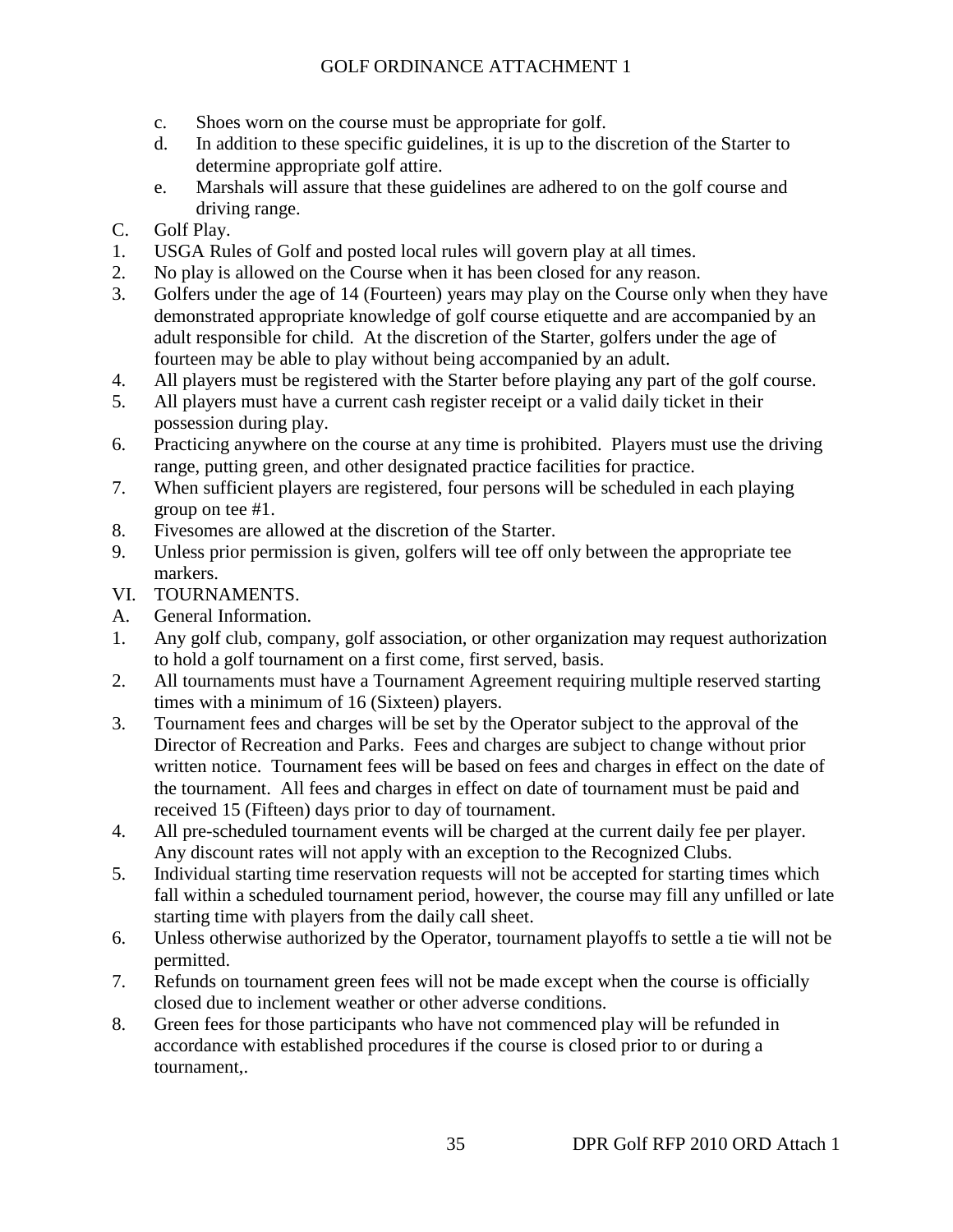c. Shoes worn on the course must be appropriate for golf.

d. In addition to these specific guidelines, it is up to the discretion of the Starter to determine appropriate golf attire.

e. Marshals will assure that these guidelines are adhered to on the golf course and driving range.

C. Golf Play.

1. USGA Rules of Golf and posted local rules will govern play at all times.
2. No play is allowed on the Course when it has been closed for any reason.
3. Golfers under the age of 14 (Fourteen) years may play on the Course only when they have demonstrated appropriate knowledge of golf course etiquette and are accompanied by an adult responsible for child. At the discretion of the Starter, golfers under the age of fourteen may be able to play without being accompanied by an adult.
4. All players must be registered with the Starter before playing any part of the golf course.
5. All players must have a current cash register receipt or a valid daily ticket in their possession during play.
6. Practicing anywhere on the course at any time is prohibited. Players must use the driving range, putting green, and other designated practice facilities for practice.
7. When sufficient players are registered, four persons will be scheduled in each playing group on tee #1.
8. Fivesomes are allowed at the discretion of the Starter.
9. Unless prior permission is given, golfers will tee off only between the appropriate tee markers.

VI. TOURNAMENTS.

A. General Information.

1. Any golf club, company, golf association, or other organization may request authorization to hold a golf tournament on a first come, first served, basis.
2. All tournaments must have a Tournament Agreement requiring multiple reserved starting times with a minimum of 16 (Sixteen) players.
3. Tournament fees and charges will be set by the Operator subject to the approval of the Director of Recreation and Parks. Fees and charges are subject to change without prior written notice. Tournament fees will be based on fees and charges in effect on the date of the tournament. All fees and charges in effect on date of tournament must be paid and received 15 (Fifteen) days prior to day of tournament.
4. All pre-scheduled tournament events will be charged at the current daily fee per player. Any discount rates will not apply with an exception to the Recognized Clubs.
5. Individual starting time reservation requests will not be accepted for starting times which fall within a scheduled tournament period, however, the course may fill any unfilled or late starting time with players from the daily call sheet.
6. Unless otherwise authorized by the Operator, tournament playoffs to settle a tie will not be permitted.
7. Refunds on tournament green fees will not be made except when the course is officially closed due to inclement weather or other adverse conditions.
8. Green fees for those participants who have not commenced play will be refunded in accordance with established procedures if the course is closed prior to or during a tournament,.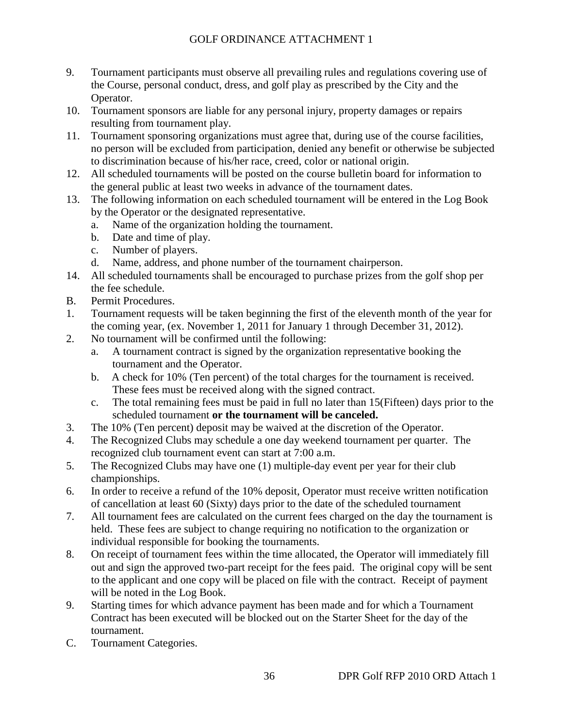9. Tournament participants must observe all prevailing rules and regulations covering use of the Course, personal conduct, dress, and golf play as prescribed by the City and the Operator.
10. Tournament sponsors are liable for any personal injury, property damages or repairs resulting from tournament play.
11. Tournament sponsoring organizations must agree that, during use of the course facilities, no person will be excluded from participation, denied any benefit or otherwise be subjected to discrimination because of his/her race, creed, color or national origin.
12. All scheduled tournaments will be posted on the course bulletin board for information to the general public at least two weeks in advance of the tournament dates.
13. The following information on each scheduled tournament will be entered in the Log Book by the Operator or the designated representative.
    a. Name of the organization holding the tournament.
    b. Date and time of play.
    c. Number of players.
    d. Name, address, and phone number of the tournament chairperson.
14. All scheduled tournaments shall be encouraged to purchase prizes from the golf shop per the fee schedule.

B. Permit Procedures.

1. Tournament requests will be taken beginning the first of the eleventh month of the year for the coming year, (ex. November 1, 2011 for January 1 through December 31, 2012).
2. No tournament will be confirmed until the following:
    a. A tournament contract is signed by the organization representative booking the tournament and the Operator.
    b. A check for 10% (Ten percent) of the total charges for the tournament is received. These fees must be received along with the signed contract.
    c. The total remaining fees must be paid in full no later than 15(Fifteen) days prior to the scheduled tournament **or the tournament will be canceled.**
3. The 10% (Ten percent) deposit may be waived at the discretion of the Operator.
4. The Recognized Clubs may schedule a one day weekend tournament per quarter. The recognized club tournament event can start at 7:00 a.m.
5. The Recognized Clubs may have one (1) multiple-day event per year for their club championships.
6. In order to receive a refund of the 10% deposit, Operator must receive written notification of cancellation at least 60 (Sixty) days prior to the date of the scheduled tournament
7. All tournament fees are calculated on the current fees charged on the day the tournament is held. These fees are subject to change requiring no notification to the organization or individual responsible for booking the tournaments.
8. On receipt of tournament fees within the time allocated, the Operator will immediately fill out and sign the approved two-part receipt for the fees paid. The original copy will be sent to the applicant and one copy will be placed on file with the contract. Receipt of payment will be noted in the Log Book.
9. Starting times for which advance payment has been made and for which a Tournament Contract has been executed will be blocked out on the Starter Sheet for the day of the tournament.

C. Tournament Categories.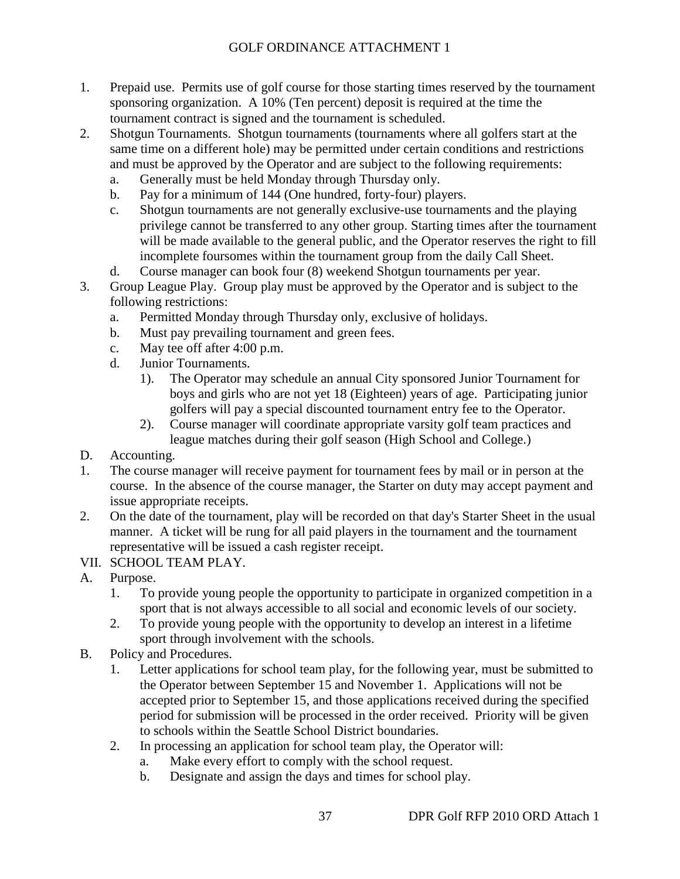GOLF ORDINANCE ATTACHMENT 1

1. Prepaid use. Permits use of golf course for those starting times reserved by the tournament sponsoring organization. A 10% (Ten percent) deposit is required at the time the tournament contract is signed and the tournament is scheduled.
2. Shotgun Tournaments. Shotgun tournaments (tournaments where all golfers start at the same time on a different hole) may be permitted under certain conditions and restrictions and must be approved by the Operator and are subject to the following requirements:
   a. Generally must be held Monday through Thursday only.
   b. Pay for a minimum of 144 (One hundred, forty-four) players.
   c. Shotgun tournaments are not generally exclusive-use tournaments and the playing privilege cannot be transferred to any other group. Starting times after the tournament will be made available to the general public, and the Operator reserves the right to fill incomplete foursomes within the tournament group from the daily Call Sheet.
   d. Course manager can book four (8) weekend Shotgun tournaments per year.
3. Group League Play. Group play must be approved by the Operator and is subject to the following restrictions:
   a. Permitted Monday through Thursday only, exclusive of holidays.
   b. Must pay prevailing tournament and green fees.
   c. May tee off after 4:00 p.m.
   d. Junior Tournaments.
      1). The Operator may schedule an annual City sponsored Junior Tournament for boys and girls who are not yet 18 (Eighteen) years of age. Participating junior golfers will pay a special discounted tournament entry fee to the Operator.
      2). Course manager will coordinate appropriate varsity golf team practices and league matches during their golf season (High School and College.)

D. Accounting.

1. The course manager will receive payment for tournament fees by mail or in person at the course. In the absence of the course manager, the Starter on duty may accept payment and issue appropriate receipts.
2. On the date of the tournament, play will be recorded on that day's Starter Sheet in the usual manner. A ticket will be rung for all paid players in the tournament and the tournament representative will be issued a cash register receipt.

VII. SCHOOL TEAM PLAY.

A. Purpose.
   1. To provide young people the opportunity to participate in organized competition in a sport that is not always accessible to all social and economic levels of our society.
   2. To provide young people with the opportunity to develop an interest in a lifetime sport through involvement with the schools.

B. Policy and Procedures.
   1. Letter applications for school team play, for the following year, must be submitted to the Operator between September 15 and November 1. Applications will not be accepted prior to September 15, and those applications received during the specified period for submission will be processed in the order received. Priority will be given to schools within the Seattle School District boundaries.
   2. In processing an application for school team play, the Operator will:
      a. Make every effort to comply with the school request.
      b. Designate and assign the days and times for school play.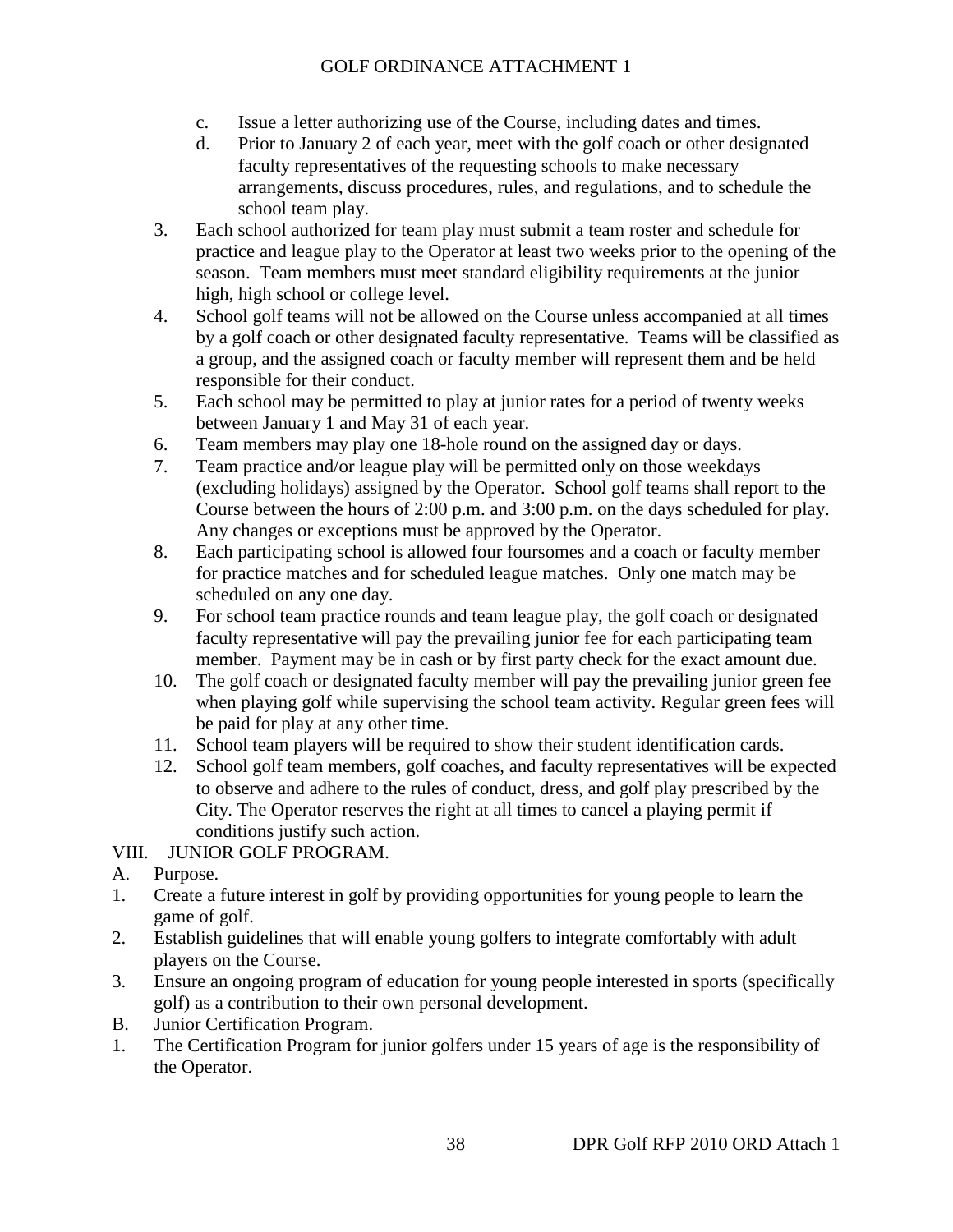c. Issue a letter authorizing use of the Course, including dates and times.
d. Prior to January 2 of each year, meet with the golf coach or other designated faculty representatives of the requesting schools to make necessary arrangements, discuss procedures, rules, and regulations, and to schedule the school team play.

3. Each school authorized for team play must submit a team roster and schedule for practice and league play to the Operator at least two weeks prior to the opening of the season. Team members must meet standard eligibility requirements at the junior high, high school or college level.
4. School golf teams will not be allowed on the Course unless accompanied at all times by a golf coach or other designated faculty representative. Teams will be classified as a group, and the assigned coach or faculty member will represent them and be held responsible for their conduct.
5. Each school may be permitted to play at junior rates for a period of twenty weeks between January 1 and May 31 of each year.
6. Team members may play one 18-hole round on the assigned day or days.
7. Team practice and/or league play will be permitted only on those weekdays (excluding holidays) assigned by the Operator. School golf teams shall report to the Course between the hours of 2:00 p.m. and 3:00 p.m. on the days scheduled for play. Any changes or exceptions must be approved by the Operator.
8. Each participating school is allowed four foursomes and a coach or faculty member for practice matches and for scheduled league matches. Only one match may be scheduled on any one day.
9. For school team practice rounds and team league play, the golf coach or designated faculty representative will pay the prevailing junior fee for each participating team member. Payment may be in cash or by first party check for the exact amount due.
10. The golf coach or designated faculty member will pay the prevailing junior green fee when playing golf while supervising the school team activity. Regular green fees will be paid for play at any other time.
11. School team players will be required to show their student identification cards.
12. School golf team members, golf coaches, and faculty representatives will be expected to observe and adhere to the rules of conduct, dress, and golf play prescribed by the City. The Operator reserves the right at all times to cancel a playing permit if conditions justify such action.

VIII. JUNIOR GOLF PROGRAM.

A. Purpose.

1. Create a future interest in golf by providing opportunities for young people to learn the game of golf.
2. Establish guidelines that will enable young golfers to integrate comfortably with adult players on the Course.
3. Ensure an ongoing program of education for young people interested in sports (specifically golf) as a contribution to their own personal development.

B. Junior Certification Program.

1. The Certification Program for junior golfers under 15 years of age is the responsibility of the Operator.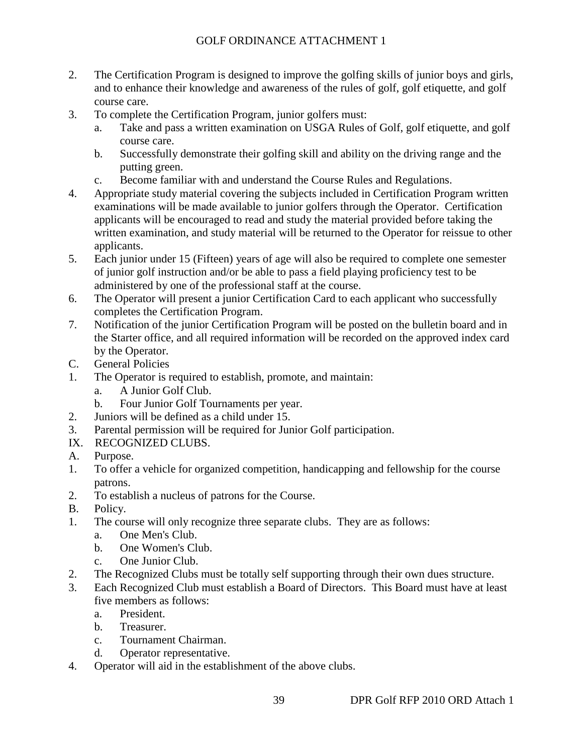2. The Certification Program is designed to improve the golfing skills of junior boys and girls, and to enhance their knowledge and awareness of the rules of golf, golf etiquette, and golf course care.
3. To complete the Certification Program, junior golfers must:
   a. Take and pass a written examination on USGA Rules of Golf, golf etiquette, and golf course care.
   b. Successfully demonstrate their golfing skill and ability on the driving range and the putting green.
   c. Become familiar with and understand the Course Rules and Regulations.
4. Appropriate study material covering the subjects included in Certification Program written examinations will be made available to junior golfers through the Operator. Certification applicants will be encouraged to read and study the material provided before taking the written examination, and study material will be returned to the Operator for reissue to other applicants.
5. Each junior under 15 (Fifteen) years of age will also be required to complete one semester of junior golf instruction and/or be able to pass a field playing proficiency test to be administered by one of the professional staff at the course.
6. The Operator will present a junior Certification Card to each applicant who successfully completes the Certification Program.
7. Notification of the junior Certification Program will be posted on the bulletin board and in the Starter office, and all required information will be recorded on the approved index card by the Operator.

C. General Policies

1. The Operator is required to establish, promote, and maintain:
   a. A Junior Golf Club.
   b. Four Junior Golf Tournaments per year.
2. Juniors will be defined as a child under 15.
3. Parental permission will be required for Junior Golf participation.

IX. RECOGNIZED CLUBS.

A. Purpose.

1. To offer a vehicle for organized competition, handicapping and fellowship for the course patrons.
2. To establish a nucleus of patrons for the Course.

B. Policy.

1. The course will only recognize three separate clubs. They are as follows:
   a. One Men's Club.
   b. One Women's Club.
   c. One Junior Club.
2. The Recognized Clubs must be totally self supporting through their own dues structure.
3. Each Recognized Club must establish a Board of Directors. This Board must have at least five members as follows:
   a. President.
   b. Treasurer.
   c. Tournament Chairman.
   d. Operator representative.
4. Operator will aid in the establishment of the above clubs.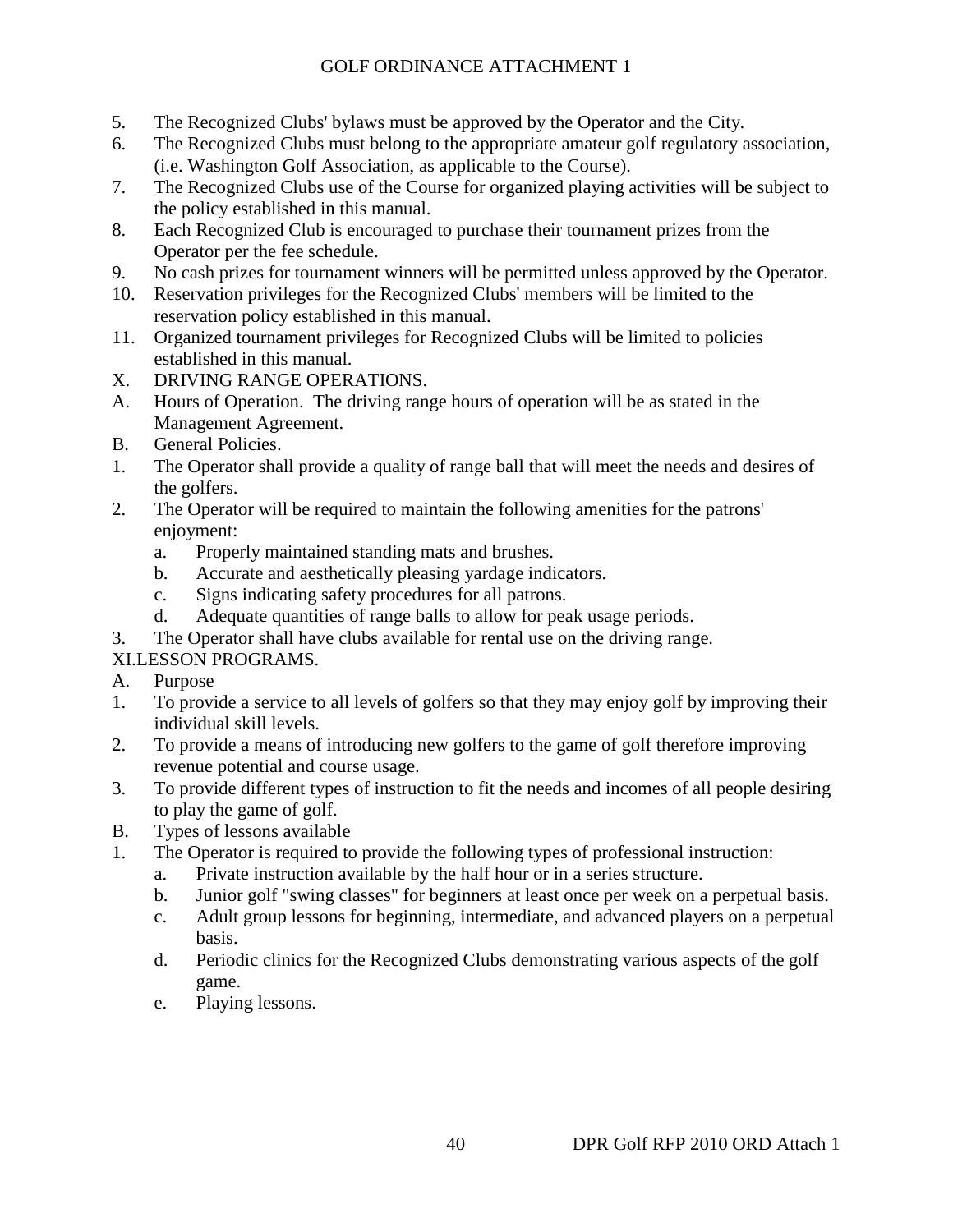5. The Recognized Clubs' bylaws must be approved by the Operator and the City.
6. The Recognized Clubs must belong to the appropriate amateur golf regulatory association, (i.e. Washington Golf Association, as applicable to the Course).
7. The Recognized Clubs use of the Course for organized playing activities will be subject to the policy established in this manual.
8. Each Recognized Club is encouraged to purchase their tournament prizes from the Operator per the fee schedule.
9. No cash prizes for tournament winners will be permitted unless approved by the Operator.
10. Reservation privileges for the Recognized Clubs' members will be limited to the reservation policy established in this manual.
11. Organized tournament privileges for Recognized Clubs will be limited to policies established in this manual.

X. DRIVING RANGE OPERATIONS.

A. Hours of Operation. The driving range hours of operation will be as stated in the Management Agreement.

B. General Policies.

1. The Operator shall provide a quality of range ball that will meet the needs and desires of the golfers.
2. The Operator will be required to maintain the following amenities for the patrons' enjoyment:
   a. Properly maintained standing mats and brushes.
   b. Accurate and aesthetically pleasing yardage indicators.
   c. Signs indicating safety procedures for all patrons.
   d. Adequate quantities of range balls to allow for peak usage periods.
3. The Operator shall have clubs available for rental use on the driving range.

XI. LESSON PROGRAMS.

A. Purpose

1. To provide a service to all levels of golfers so that they may enjoy golf by improving their individual skill levels.
2. To provide a means of introducing new golfers to the game of golf therefore improving revenue potential and course usage.
3. To provide different types of instruction to fit the needs and incomes of all people desiring to play the game of golf.

B. Types of lessons available

1. The Operator is required to provide the following types of professional instruction:
   a. Private instruction available by the half hour or in a series structure.
   b. Junior golf "swing classes" for beginners at least once per week on a perpetual basis.
   c. Adult group lessons for beginning, intermediate, and advanced players on a perpetual basis.
   d. Periodic clinics for the Recognized Clubs demonstrating various aspects of the golf game.
   e. Playing lessons.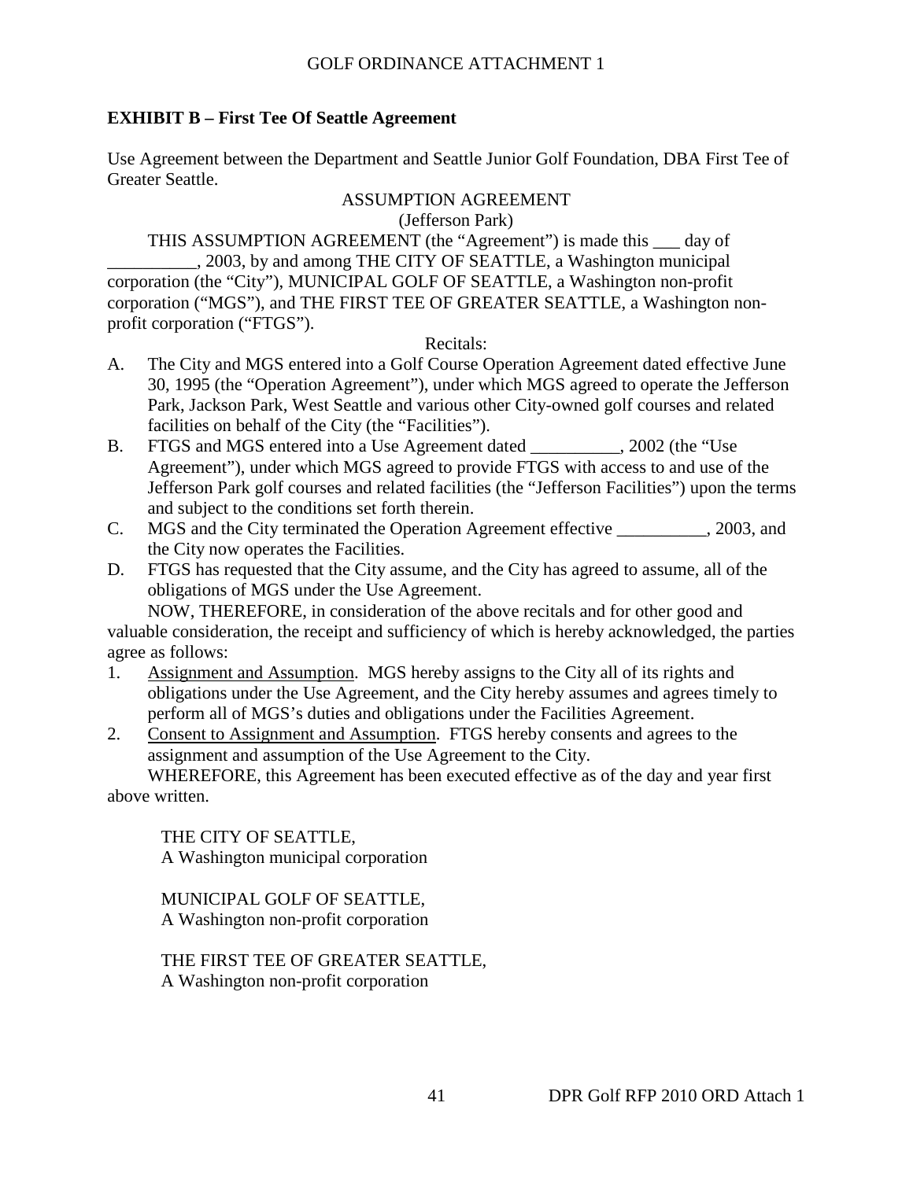**EXHIBIT B – First Tee Of Seattle Agreement**

Use Agreement between the Department and Seattle Junior Golf Foundation, DBA First Tee of Greater Seattle.

ASSUMPTION AGREEMENT

(Jefferson Park)

THIS ASSUMPTION AGREEMENT (the "Agreement") is made this ___ day of __________, 2003, by and among THE CITY OF SEATTLE, a Washington municipal corporation (the "City"), MUNICIPAL GOLF OF SEATTLE, a Washington non-profit corporation ("MGS"), and THE FIRST TEE OF GREATER SEATTLE, a Washington non-profit corporation ("FTGS").

Recitals:

A. The City and MGS entered into a Golf Course Operation Agreement dated effective June 30, 1995 (the "Operation Agreement"), under which MGS agreed to operate the Jefferson Park, Jackson Park, West Seattle and various other City-owned golf courses and related facilities on behalf of the City (the "Facilities").

B. FTGS and MGS entered into a Use Agreement dated __________, 2002 (the "Use Agreement"), under which MGS agreed to provide FTGS with access to and use of the Jefferson Park golf courses and related facilities (the "Jefferson Facilities") upon the terms and subject to the conditions set forth therein.

C. MGS and the City terminated the Operation Agreement effective __________, 2003, and the City now operates the Facilities.

D. FTGS has requested that the City assume, and the City has agreed to assume, all of the obligations of MGS under the Use Agreement.

NOW, THEREFORE, in consideration of the above recitals and for other good and valuable consideration, the receipt and sufficiency of which is hereby acknowledged, the parties agree as follows:

1. <u>Assignment and Assumption</u>. MGS hereby assigns to the City all of its rights and obligations under the Use Agreement, and the City hereby assumes and agrees timely to perform all of MGS's duties and obligations under the Facilities Agreement.

2. <u>Consent to Assignment and Assumption</u>. FTGS hereby consents and agrees to the assignment and assumption of the Use Agreement to the City.

WHEREFORE, this Agreement has been executed effective as of the day and year first above written.

THE CITY OF SEATTLE,
A Washington municipal corporation

MUNICIPAL GOLF OF SEATTLE,
A Washington non-profit corporation

THE FIRST TEE OF GREATER SEATTLE,
A Washington non-profit corporation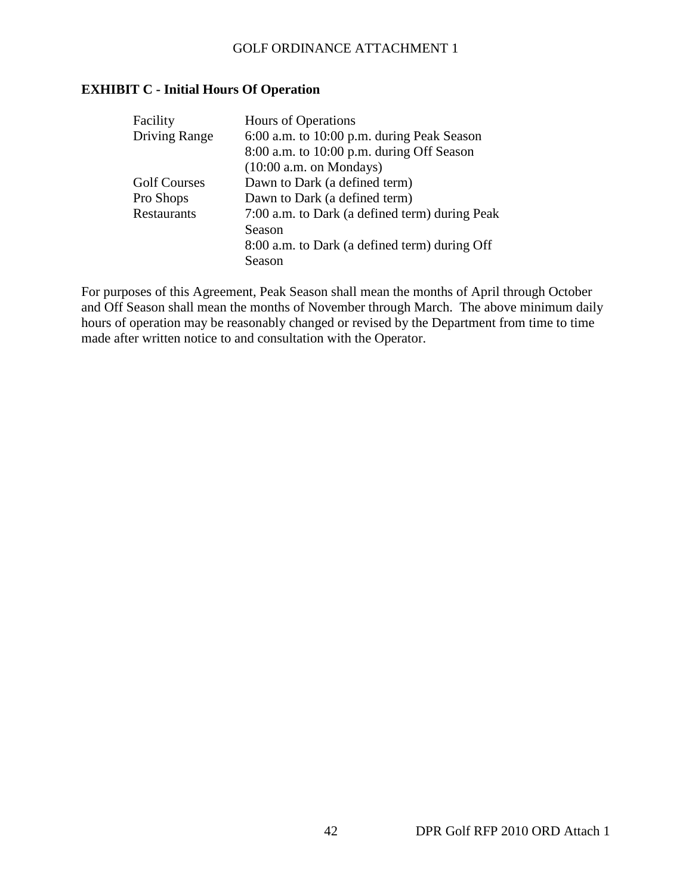**EXHIBIT C - Initial Hours Of Operation**

| Facility | Hours of Operations |
|---|---|
| Driving Range | 6:00 a.m. to 10:00 p.m. during Peak Season<br>8:00 a.m. to 10:00 p.m. during Off Season<br>(10:00 a.m. on Mondays) |
| Golf Courses | Dawn to Dark (a defined term) |
| Pro Shops | Dawn to Dark (a defined term) |
| Restaurants | 7:00 a.m. to Dark (a defined term) during Peak Season<br>8:00 a.m. to Dark (a defined term) during Off Season |

For purposes of this Agreement, Peak Season shall mean the months of April through October and Off Season shall mean the months of November through March. The above minimum daily hours of operation may be reasonably changed or revised by the Department from time to time made after written notice to and consultation with the Operator.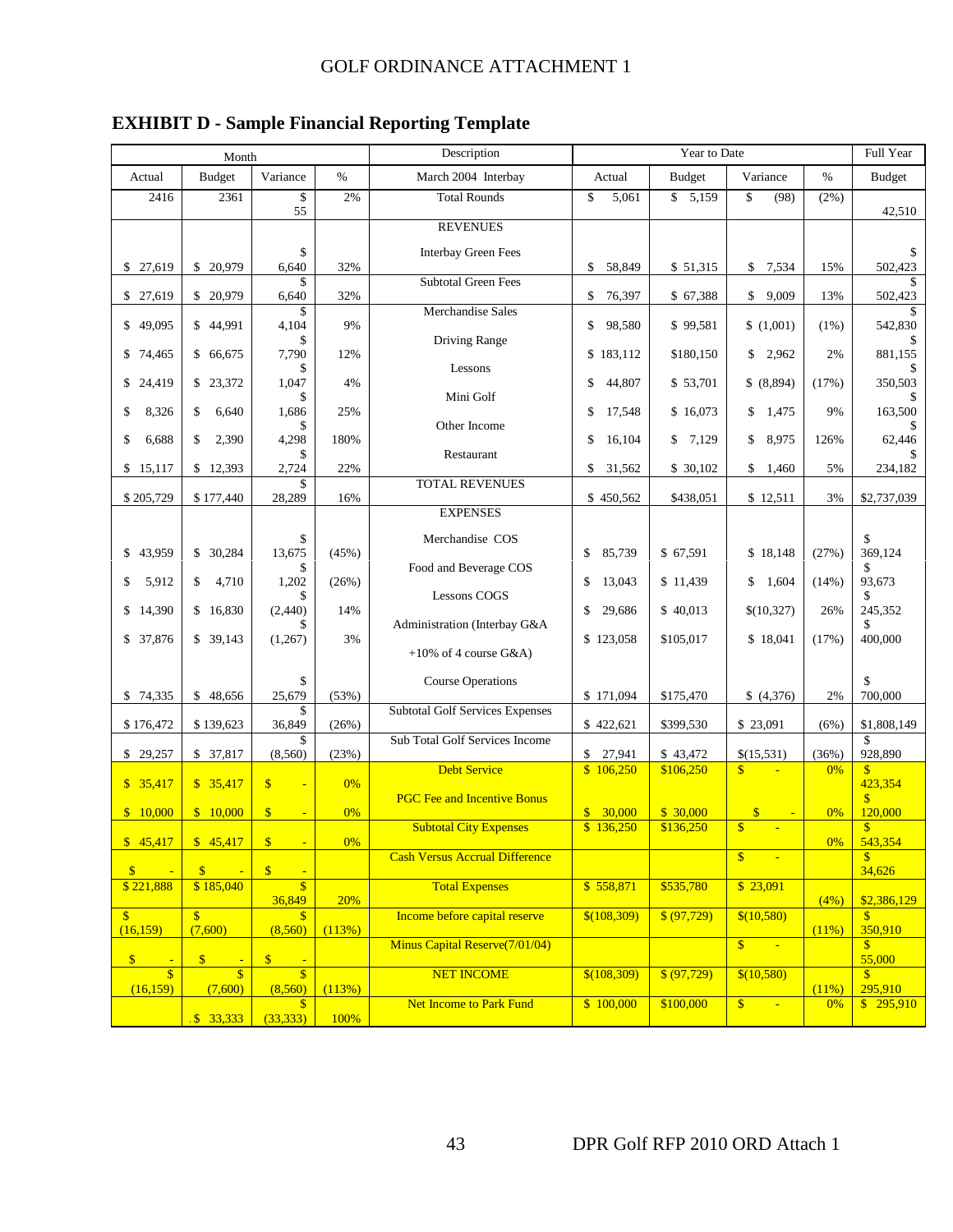GOLF ORDINANCE ATTACHMENT 1

## EXHIBIT D - Sample Financial Reporting Template

| Month | | | | Description | Year to Date | | | | Full Year |
|---|---|---|---|---|---|---|---|---|---|
| Actual | Budget | Variance | % | March 2004 Interbay | Actual | Budget | Variance | % | Budget |
| 2416 | 2361 | $ 55 | 2% | Total Rounds | $ 5,061 | $ 5,159 | $ (98) | (2%) | 42,510 |
| | | | | REVENUES | | | | | |
| $ 27,619 | $ 20,979 | $ 6,640 | 32% | Interbay Green Fees | $ 58,849 | $ 51,315 | $ 7,534 | 15% | $ 502,423 |
| $ 27,619 | $ 20,979 | $ 6,640 | 32% | Subtotal Green Fees | $ 76,397 | $ 67,388 | $ 9,009 | 13% | $ 502,423 |
| $ 49,095 | $ 44,991 | $ 4,104 | 9% | Merchandise Sales | $ 98,580 | $ 99,581 | $ (1,001) | (1%) | $ 542,830 |
| $ 74,465 | $ 66,675 | $ 7,790 | 12% | Driving Range | $ 183,112 | $180,150 | $ 2,962 | 2% | $ 881,155 |
| $ 24,419 | $ 23,372 | $ 1,047 | 4% | Lessons | $ 44,807 | $ 53,701 | $ (8,894) | (17%) | $ 350,503 |
| $ 8,326 | $ 6,640 | $ 1,686 | 25% | Mini Golf | $ 17,548 | $ 16,073 | $ 1,475 | 9% | $ 163,500 |
| $ 6,688 | $ 2,390 | $ 4,298 | 180% | Other Income | $ 16,104 | $ 7,129 | $ 8,975 | 126% | $ 62,446 |
| $ 15,117 | $ 12,393 | $ 2,724 | 22% | Restaurant | $ 31,562 | $ 30,102 | $ 1,460 | 5% | $ 234,182 |
| $ 205,729 | $ 177,440 | $ 28,289 | 16% | TOTAL REVENUES | $ 450,562 | $438,051 | $ 12,511 | 3% | $2,737,039 |
| | | | | EXPENSES | | | | | |
| $ 43,959 | $ 30,284 | $ 13,675 | (45%) | Merchandise COS | $ 85,739 | $ 67,591 | $ 18,148 | (27%) | $ 369,124 |
| $ 5,912 | $ 4,710 | $ 1,202 | (26%) | Food and Beverage COS | $ 13,043 | $ 11,439 | $ 1,604 | (14%) | $ 93,673 |
| $ 14,390 | $ 16,830 | $ (2,440) | 14% | Lessons COGS | $ 29,686 | $ 40,013 | $(10,327) | 26% | $ 245,352 |
| $ 37,876 | $ 39,143 | $ (1,267) | 3% | Administration (Interbay G&A +10% of 4 course G&A) | $ 123,058 | $105,017 | $ 18,041 | (17%) | $ 400,000 |
| $ 74,335 | $ 48,656 | $ 25,679 | (53%) | Course Operations | $ 171,094 | $175,470 | $ (4,376) | 2% | $ 700,000 |
| $ 176,472 | $ 139,623 | $ 36,849 | (26%) | Subtotal Golf Services Expenses | $ 422,621 | $399,530 | $ 23,091 | (6%) | $1,808,149 |
| $ 29,257 | $ 37,817 | $ (8,560) | (23%) | Sub Total Golf Services Income | $ 27,941 | $ 43,472 | $(15,531) | (36%) | $ 928,890 |
| $ 35,417 | $ 35,417 | $ - | 0% | Debt Service | $ 106,250 | $106,250 | $ - | 0% | $ 423,354 |
| $ 10,000 | $ 10,000 | $ - | 0% | PGC Fee and Incentive Bonus | $ 30,000 | $ 30,000 | $ - | 0% | $ 120,000 |
| $ 45,417 | $ 45,417 | $ - | 0% | Subtotal City Expenses | $ 136,250 | $136,250 | $ - | 0% | $ 543,354 |
| $ - | $ - | $ - | | Cash Versus Accrual Difference | | | $ - | | $ 34,626 |
| $ 221,888 | $ 185,040 | $ 36,849 | 20% | Total Expenses | $ 558,871 | $535,780 | $ 23,091 | (4%) | $2,386,129 |
| $ (16,159) | $ (7,600) | $ (8,560) | (113%) | Income before capital reserve | $(108,309) | $ (97,729) | $(10,580) | (11%) | $ 350,910 |
| $ - | $ - | $ - | | Minus Capital Reserve(7/01/04) | | | $ - | | $ 55,000 |
| $ (16,159) | $ (7,600) | $ (8,560) | (113%) | NET INCOME | $(108,309) | $ (97,729) | $(10,580) | (11%) | $ 295,910 |
| | $ 33,333 | $ (33,333) | 100% | Net Income to Park Fund | $ 100,000 | $100,000 | $ - | 0% | $ 295,910 |

DPR Golf RFP 2010 ORD Attach 1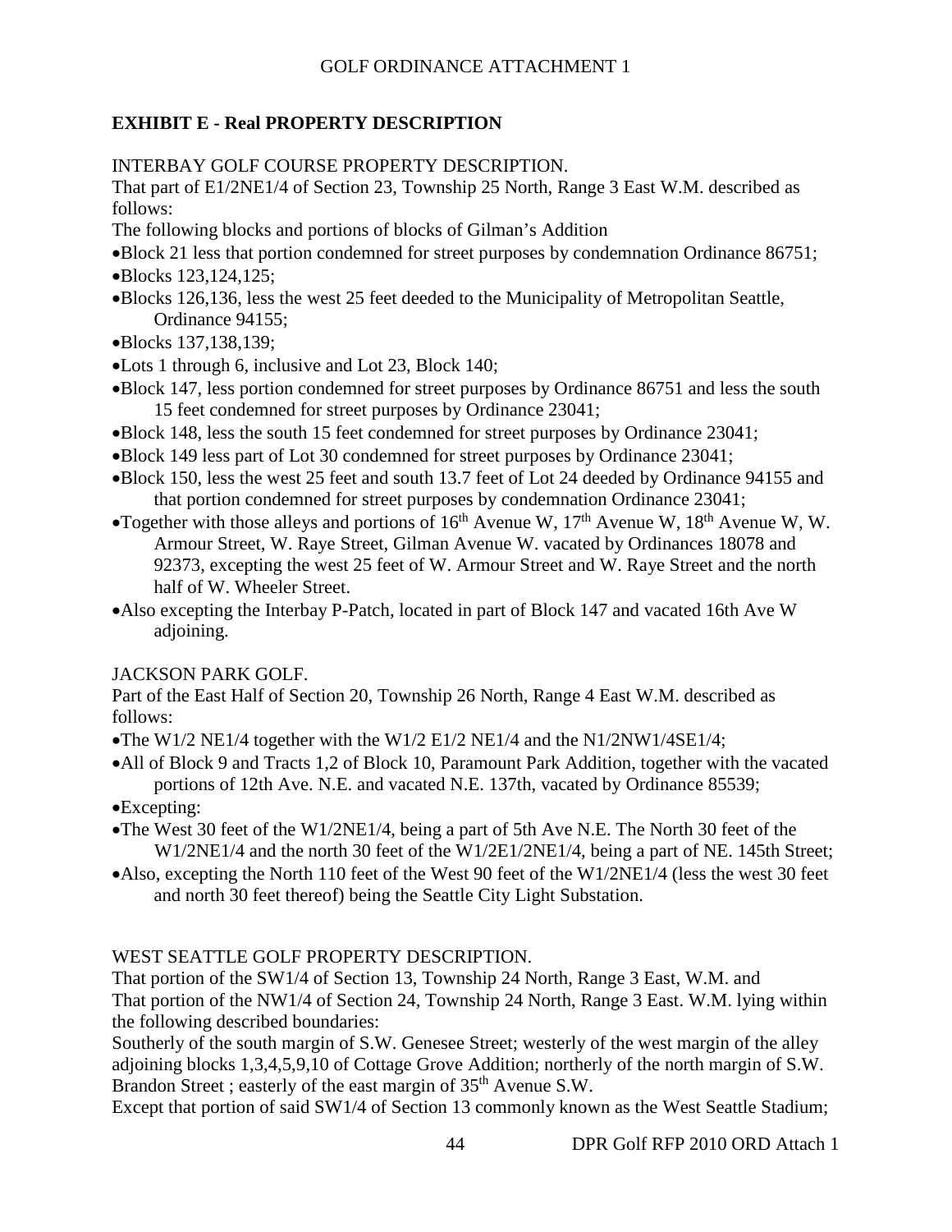GOLF ORDINANCE ATTACHMENT 1

## EXHIBIT E - Real PROPERTY DESCRIPTION

INTERBAY GOLF COURSE PROPERTY DESCRIPTION.
That part of E1/2NE1/4 of Section 23, Township 25 North, Range 3 East W.M. described as follows:
The following blocks and portions of blocks of Gilman's Addition

- Block 21 less that portion condemned for street purposes by condemnation Ordinance 86751;
- Blocks 123,124,125;
- Blocks 126,136, less the west 25 feet deeded to the Municipality of Metropolitan Seattle, Ordinance 94155;
- Blocks 137,138,139;
- Lots 1 through 6, inclusive and Lot 23, Block 140;
- Block 147, less portion condemned for street purposes by Ordinance 86751 and less the south 15 feet condemned for street purposes by Ordinance 23041;
- Block 148, less the south 15 feet condemned for street purposes by Ordinance 23041;
- Block 149 less part of Lot 30 condemned for street purposes by Ordinance 23041;
- Block 150, less the west 25 feet and south 13.7 feet of Lot 24 deeded by Ordinance 94155 and that portion condemned for street purposes by condemnation Ordinance 23041;
- Together with those alleys and portions of 16th Avenue W, 17th Avenue W, 18th Avenue W, W. Armour Street, W. Raye Street, Gilman Avenue W. vacated by Ordinances 18078 and 92373, excepting the west 25 feet of W. Armour Street and W. Raye Street and the north half of W. Wheeler Street.
- Also excepting the Interbay P-Patch, located in part of Block 147 and vacated 16th Ave W adjoining.

JACKSON PARK GOLF.
Part of the East Half of Section 20, Township 26 North, Range 4 East W.M. described as follows:

- The W1/2 NE1/4 together with the W1/2 E1/2 NE1/4 and the N1/2NW1/4SE1/4;
- All of Block 9 and Tracts 1,2 of Block 10, Paramount Park Addition, together with the vacated portions of 12th Ave. N.E. and vacated N.E. 137th, vacated by Ordinance 85539;
- Excepting:
- The West 30 feet of the W1/2NE1/4, being a part of 5th Ave N.E. The North 30 feet of the W1/2NE1/4 and the north 30 feet of the W1/2E1/2NE1/4, being a part of NE. 145th Street;
- Also, excepting the North 110 feet of the West 90 feet of the W1/2NE1/4 (less the west 30 feet and north 30 feet thereof) being the Seattle City Light Substation.

WEST SEATTLE GOLF PROPERTY DESCRIPTION.
That portion of the SW1/4 of Section 13, Township 24 North, Range 3 East, W.M. and
That portion of the NW1/4 of Section 24, Township 24 North, Range 3 East. W.M. lying within the following described boundaries:
Southerly of the south margin of S.W. Genesee Street; westerly of the west margin of the alley adjoining blocks 1,3,4,5,9,10 of Cottage Grove Addition; northerly of the north margin of S.W. Brandon Street ; easterly of the east margin of 35th Avenue S.W.
Except that portion of said SW1/4 of Section 13 commonly known as the West Seattle Stadium;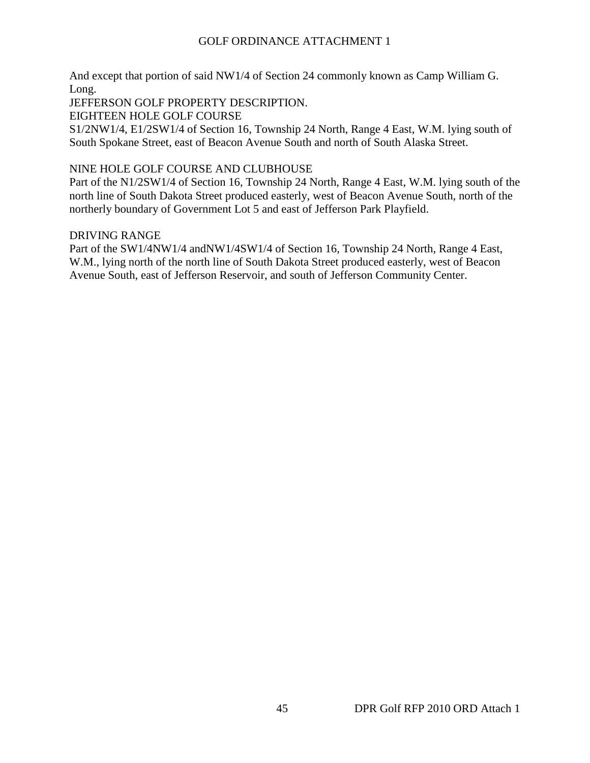And except that portion of said NW1/4 of Section 24 commonly known as Camp William G. Long.

JEFFERSON GOLF PROPERTY DESCRIPTION.

EIGHTEEN HOLE GOLF COURSE

S1/2NW1/4, E1/2SW1/4 of Section 16, Township 24 North, Range 4 East, W.M. lying south of South Spokane Street, east of Beacon Avenue South and north of South Alaska Street.

NINE HOLE GOLF COURSE AND CLUBHOUSE

Part of the N1/2SW1/4 of Section 16, Township 24 North, Range 4 East, W.M. lying south of the north line of South Dakota Street produced easterly, west of Beacon Avenue South, north of the northerly boundary of Government Lot 5 and east of Jefferson Park Playfield.

DRIVING RANGE

Part of the SW1/4NW1/4 andNW1/4SW1/4 of Section 16, Township 24 North, Range 4 East, W.M., lying north of the north line of South Dakota Street produced easterly, west of Beacon Avenue South, east of Jefferson Reservoir, and south of Jefferson Community Center.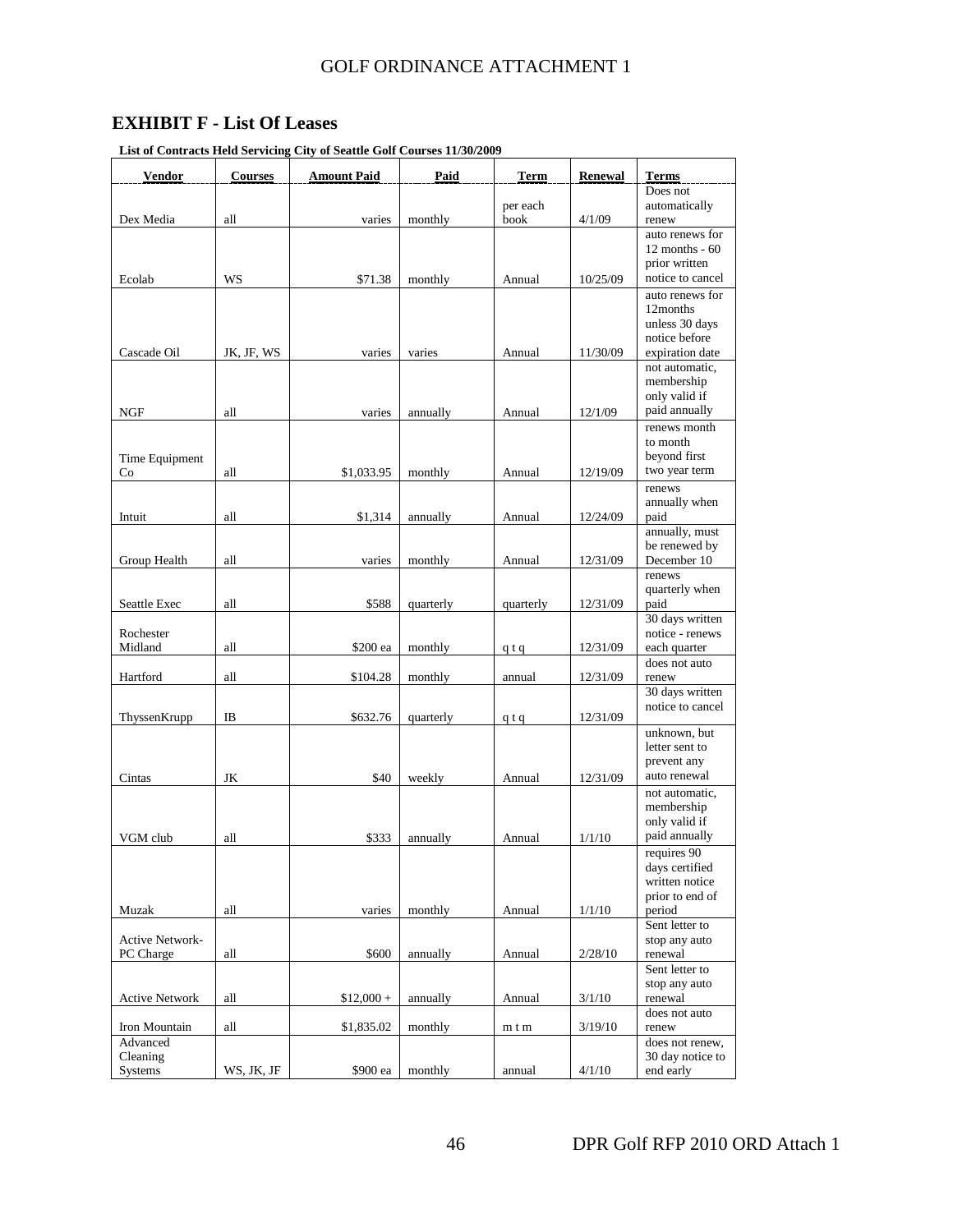GOLF ORDINANCE ATTACHMENT 1

## EXHIBIT F - List Of Leases

**List of Contracts Held Servicing City of Seattle Golf Courses 11/30/2009**

| Vendor | Courses | Amount Paid | Paid | Term | Renewal | Terms |
|---|---|---|---|---|---|---|
| Dex Media | all | varies | monthly | per each book | 4/1/09 | Does not automatically renew |
| Ecolab | WS | $71.38 | monthly | Annual | 10/25/09 | auto renews for 12 months - 60 prior written notice to cancel |
| Cascade Oil | JK, JF, WS | varies | varies | Annual | 11/30/09 | auto renews for 12months unless 30 days notice before expiration date |
| NGF | all | varies | annually | Annual | 12/1/09 | not automatic, membership only valid if paid annually |
| Time Equipment Co | all | $1,033.95 | monthly | Annual | 12/19/09 | renews month to month beyond first two year term |
| Intuit | all | $1,314 | annually | Annual | 12/24/09 | renews annually when paid |
| Group Health | all | varies | monthly | Annual | 12/31/09 | annually, must be renewed by December 10 |
| Seattle Exec | all | $588 | quarterly | quarterly | 12/31/09 | renews quarterly when paid |
| Rochester Midland | all | $200 ea | monthly | q t q | 12/31/09 | 30 days written notice - renews each quarter |
| Hartford | all | $104.28 | monthly | annual | 12/31/09 | does not auto renew |
| ThyssenKrupp | IB | $632.76 | quarterly | q t q | 12/31/09 | 30 days written notice to cancel |
| Cintas | JK | $40 | weekly | Annual | 12/31/09 | unknown, but letter sent to prevent any auto renewal |
| VGM club | all | $333 | annually | Annual | 1/1/10 | not automatic, membership only valid if paid annually |
| Muzak | all | varies | monthly | Annual | 1/1/10 | requires 90 days certified written notice prior to end of period |
| Active Network-PC Charge | all | $600 | annually | Annual | 2/28/10 | Sent letter to stop any auto renewal |
| Active Network | all | $12,000 + | annually | Annual | 3/1/10 | Sent letter to stop any auto renewal |
| Iron Mountain | all | $1,835.02 | monthly | m t m | 3/19/10 | does not auto renew |
| Advanced Cleaning Systems | WS, JK, JF | $900 ea | monthly | annual | 4/1/10 | does not renew, 30 day notice to end early |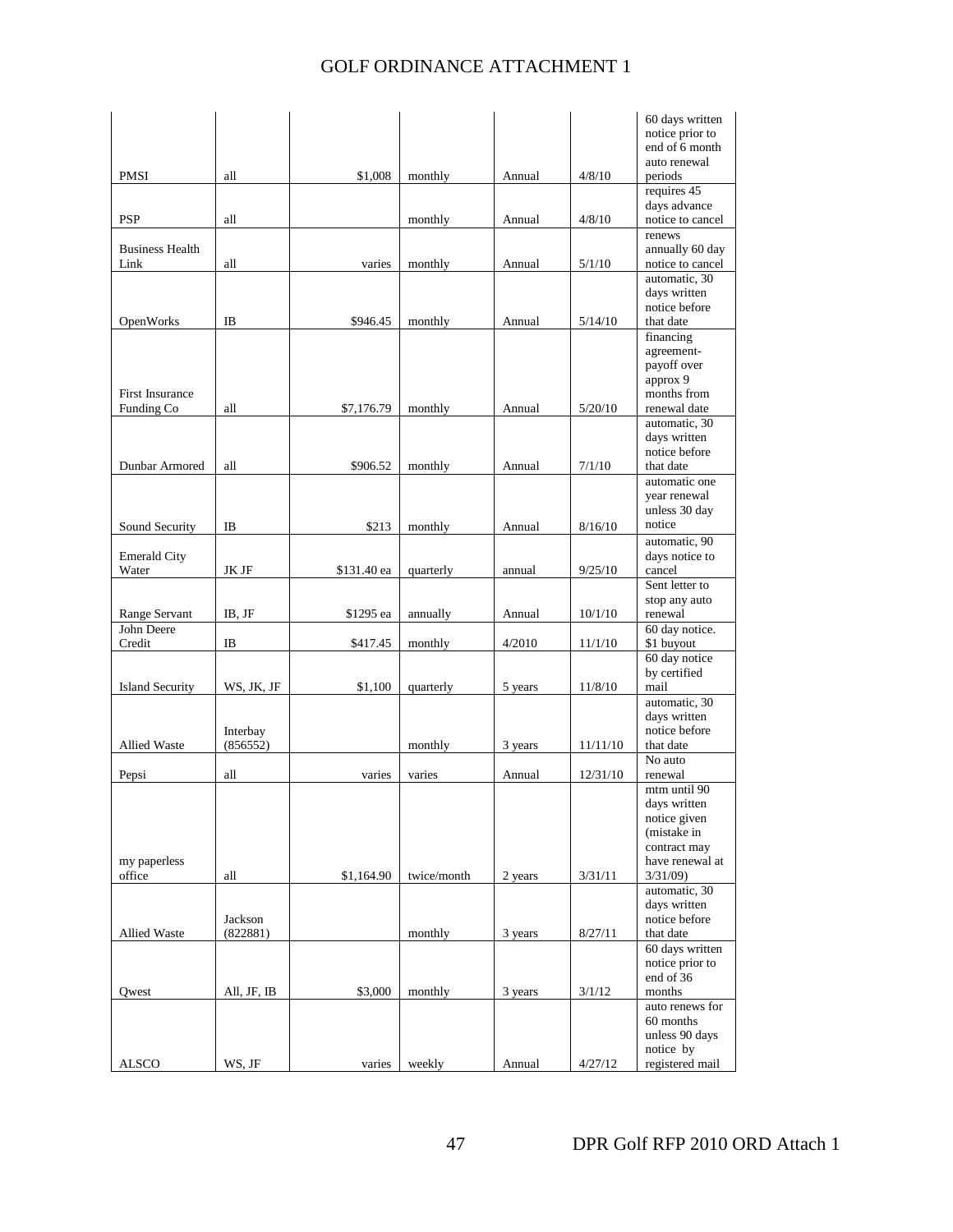# GOLF ORDINANCE ATTACHMENT 1

| | | | | | | |
|---|---|---|---|---|---|---|
| PMSI | all | $1,008 | monthly | Annual | 4/8/10 | 60 days written notice prior to end of 6 month auto renewal periods |
| PSP | all | | monthly | Annual | 4/8/10 | requires 45 days advance notice to cancel |
| Business Health Link | all | varies | monthly | Annual | 5/1/10 | renews annually 60 day notice to cancel |
| OpenWorks | IB | $946.45 | monthly | Annual | 5/14/10 | automatic, 30 days written notice before that date |
| First Insurance Funding Co | all | $7,176.79 | monthly | Annual | 5/20/10 | financing agreement- payoff over approx 9 months from renewal date |
| Dunbar Armored | all | $906.52 | monthly | Annual | 7/1/10 | automatic, 30 days written notice before that date |
| Sound Security | IB | $213 | monthly | Annual | 8/16/10 | automatic one year renewal unless 30 day notice |
| Emerald City Water | JK JF | $131.40 ea | quarterly | annual | 9/25/10 | automatic, 90 days notice to cancel |
| Range Servant | IB, JF | $1295 ea | annually | Annual | 10/1/10 | Sent letter to stop any auto renewal |
| John Deere Credit | IB | $417.45 | monthly | 4/2010 | 11/1/10 | 60 day notice. $1 buyout |
| Island Security | WS, JK, JF | $1,100 | quarterly | 5 years | 11/8/10 | 60 day notice by certified mail |
| Allied Waste | Interbay (856552) | | monthly | 3 years | 11/11/10 | automatic, 30 days written notice before that date |
| Pepsi | all | varies | varies | Annual | 12/31/10 | No auto renewal |
| my paperless office | all | $1,164.90 | twice/month | 2 years | 3/31/11 | mtm until 90 days written notice given (mistake in contract may have renewal at 3/31/09) |
| Allied Waste | Jackson (822881) | | monthly | 3 years | 8/27/11 | automatic, 30 days written notice before that date |
| Qwest | All, JF, IB | $3,000 | monthly | 3 years | 3/1/12 | 60 days written notice prior to end of 36 months |
| ALSCO | WS, JF | varies | weekly | Annual | 4/27/12 | auto renews for 60 months unless 90 days notice by registered mail |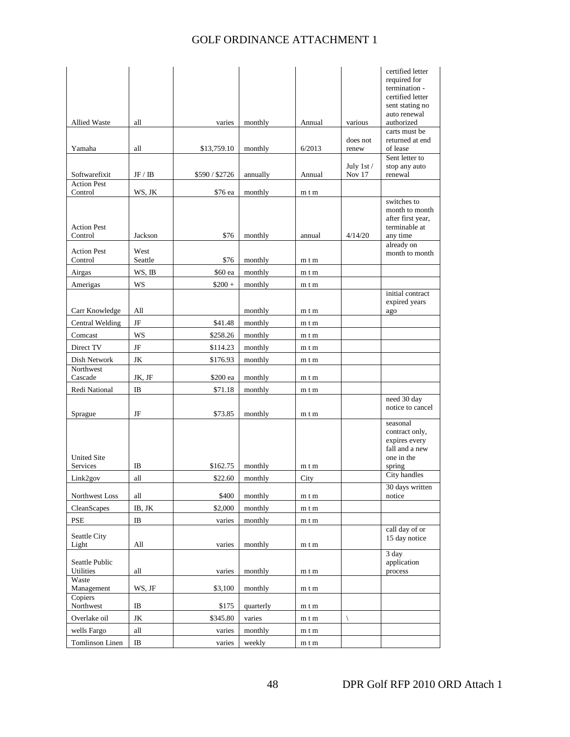# GOLF ORDINANCE ATTACHMENT 1

| | | | | | | |
|---|---|---|---|---|---|---|
| Allied Waste | all | varies | monthly | Annual | various | certified letter required for termination - certified letter sent stating no auto renewal authorized |
| Yamaha | all | $13,759.10 | monthly | 6/2013 | does not renew | carts must be returned at end of lease |
| Softwarefixit | JF / IB | $590 / $2726 | annually | Annual | July 1st / Nov 17 | Sent letter to stop any auto renewal |
| Action Pest Control | WS, JK | $76 ea | monthly | m t m | | |
| Action Pest Control | Jackson | $76 | monthly | annual | 4/14/20 | switches to month to month after first year, terminable at any time |
| Action Pest Control | West Seattle | $76 | monthly | m t m | | already on month to month |
| Airgas | WS, IB | $60 ea | monthly | m t m | | |
| Amerigas | WS | $200 + | monthly | m t m | | |
| Carr Knowledge | All | | monthly | m t m | | initial contract expired years ago |
| Central Welding | JF | $41.48 | monthly | m t m | | |
| Comcast | WS | $258.26 | monthly | m t m | | |
| Direct TV | JF | $114.23 | monthly | m t m | | |
| Dish Network | JK | $176.93 | monthly | m t m | | |
| Northwest Cascade | JK, JF | $200 ea | monthly | m t m | | |
| Redi National | IB | $71.18 | monthly | m t m | | |
| Sprague | JF | $73.85 | monthly | m t m | | need 30 day notice to cancel |
| United Site Services | IB | $162.75 | monthly | m t m | | seasonal contract only, expires every fall and a new one in the spring |
| Link2gov | all | $22.60 | monthly | City | | City handles |
| Northwest Loss | all | $400 | monthly | m t m | | 30 days written notice |
| CleanScapes | IB, JK | $2,000 | monthly | m t m | | |
| PSE | IB | varies | monthly | m t m | | |
| Seattle City Light | All | varies | monthly | m t m | | call day of or 15 day notice |
| Seattle Public Utilities | all | varies | monthly | m t m | | 3 day application process |
| Waste Management | WS, JF | $3,100 | monthly | m t m | | |
| Copiers Northwest | IB | $175 | quarterly | m t m | | |
| Overlake oil | JK | $345.80 | varies | m t m | \ | |
| wells Fargo | all | varies | monthly | m t m | | |
| Tomlinson Linen | IB | varies | weekly | m t m | | |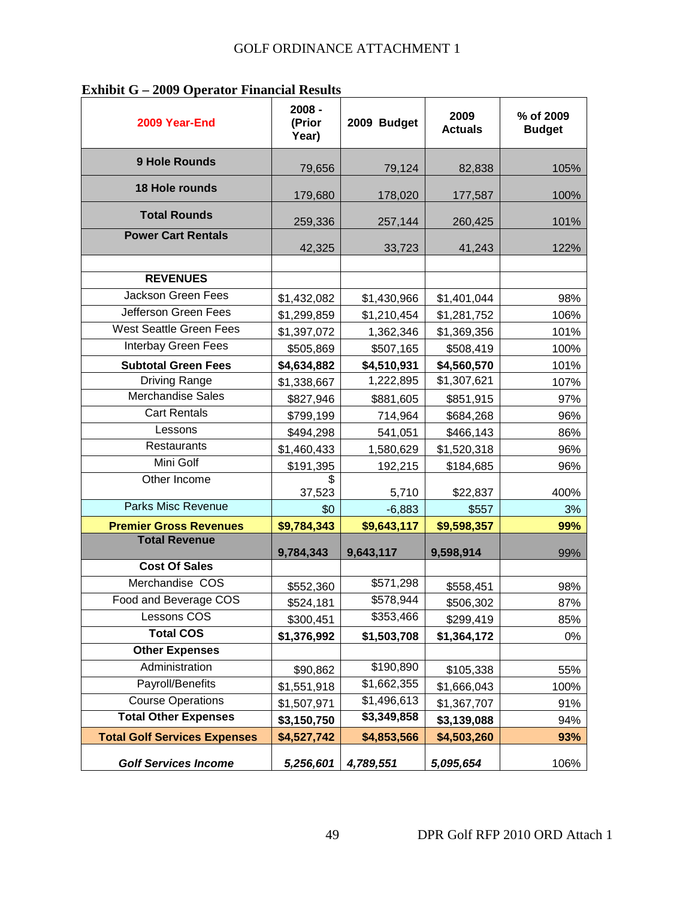GOLF ORDINANCE ATTACHMENT 1

**Exhibit G – 2009 Operator Financial Results**

| 2009 Year-End | 2008 - (Prior Year) | 2009 Budget | 2009 Actuals | % of 2009 Budget |
|---|---|---|---|---|
| **9 Hole Rounds** | 79,656 | 79,124 | 82,838 | 105% |
| **18 Hole rounds** | 179,680 | 178,020 | 177,587 | 100% |
| **Total Rounds** | 259,336 | 257,144 | 260,425 | 101% |
| **Power Cart Rentals** | 42,325 | 33,723 | 41,243 | 122% |
| | | | | |
| **REVENUES** | | | | |
| Jackson Green Fees | $1,432,082 | $1,430,966 | $1,401,044 | 98% |
| Jefferson Green Fees | $1,299,859 | $1,210,454 | $1,281,752 | 106% |
| West Seattle Green Fees | $1,397,072 | 1,362,346 | $1,369,356 | 101% |
| Interbay Green Fees | $505,869 | $507,165 | $508,419 | 100% |
| **Subtotal Green Fees** | **$4,634,882** | **$4,510,931** | **$4,560,570** | 101% |
| Driving Range | $1,338,667 | 1,222,895 | $1,307,621 | 107% |
| Merchandise Sales | $827,946 | $881,605 | $851,915 | 97% |
| Cart Rentals | $799,199 | 714,964 | $684,268 | 96% |
| Lessons | $494,298 | 541,051 | $466,143 | 86% |
| Restaurants | $1,460,433 | 1,580,629 | $1,520,318 | 96% |
| Mini Golf | $191,395 | 192,215 | $184,685 | 96% |
| Other Income | $ 37,523 | 5,710 | $22,837 | 400% |
| Parks Misc Revenue | $0 | -6,883 | $557 | 3% |
| **Premier Gross Revenues** | **$9,784,343** | **$9,643,117** | **$9,598,357** | **99%** |
| **Total Revenue** | **9,784,343** | **9,643,117** | **9,598,914** | 99% |
| **Cost Of Sales** | | | | |
| Merchandise COS | $552,360 | $571,298 | $558,451 | 98% |
| Food and Beverage COS | $524,181 | $578,944 | $506,302 | 87% |
| Lessons COS | $300,451 | $353,466 | $299,419 | 85% |
| **Total COS** | **$1,376,992** | **$1,503,708** | **$1,364,172** | 0% |
| **Other Expenses** | | | | |
| Administration | $90,862 | $190,890 | $105,338 | 55% |
| Payroll/Benefits | $1,551,918 | $1,662,355 | $1,666,043 | 100% |
| Course Operations | $1,507,971 | $1,496,613 | $1,367,707 | 91% |
| **Total Other Expenses** | **$3,150,750** | **$3,349,858** | **$3,139,088** | 94% |
| **Total Golf Services Expenses** | **$4,527,742** | **$4,853,566** | **$4,503,260** | **93%** |
| ***Golf Services Income*** | ***5,256,601*** | ***4,789,551*** | ***5,095,654*** | 106% |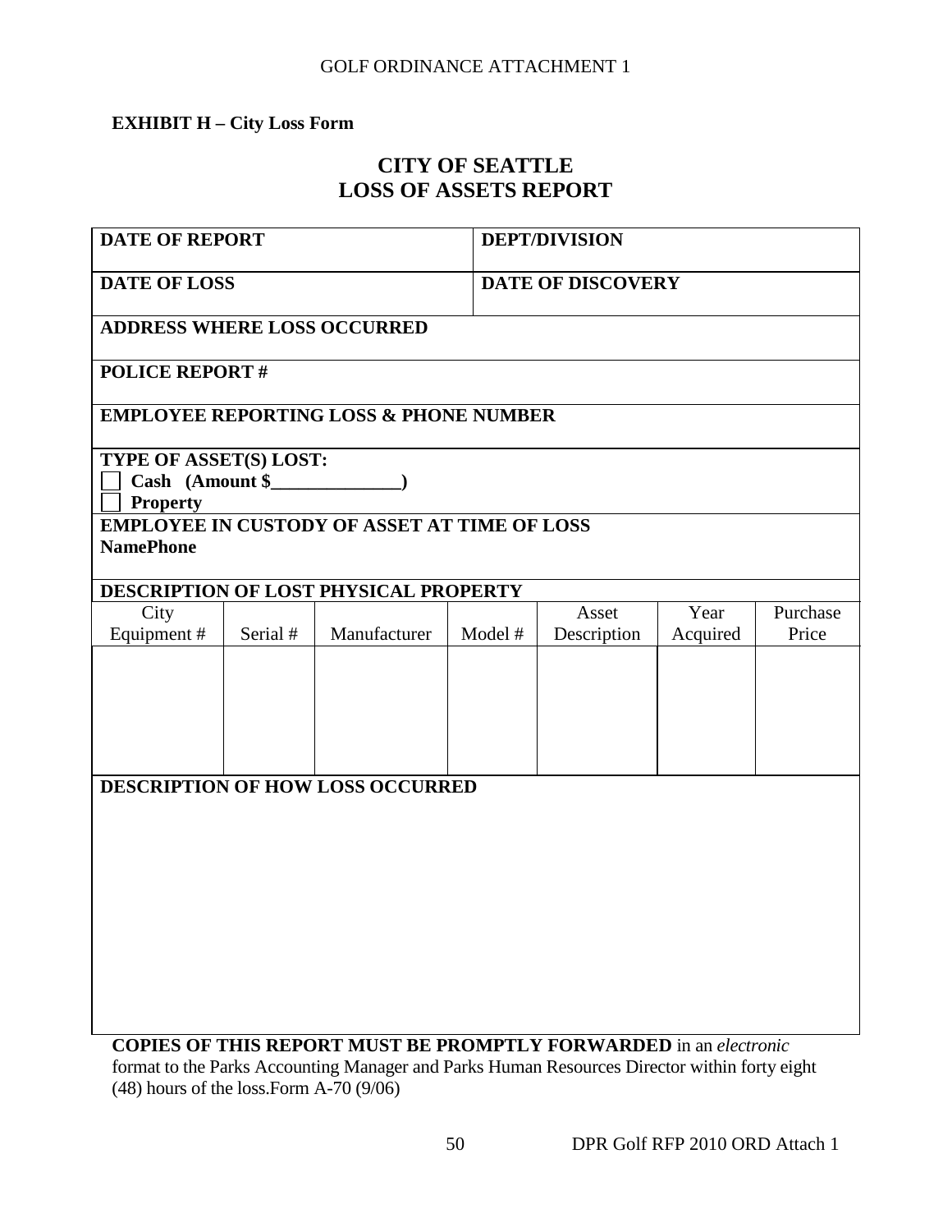GOLF ORDINANCE ATTACHMENT 1

**EXHIBIT H – City Loss Form**

## CITY OF SEATTLE
## LOSS OF ASSETS REPORT

| | |
|---|---|
| **DATE OF REPORT** | **DEPT/DIVISION** |
| **DATE OF LOSS** | **DATE OF DISCOVERY** |

**ADDRESS WHERE LOSS OCCURRED**

**POLICE REPORT #**

**EMPLOYEE REPORTING LOSS & PHONE NUMBER**

**TYPE OF ASSET(S) LOST:**

☐ **Cash (Amount $______________)**

☐ **Property**

**EMPLOYEE IN CUSTODY OF ASSET AT TIME OF LOSS**

**NamePhone**

**DESCRIPTION OF LOST PHYSICAL PROPERTY**

| City Equipment # | Serial # | Manufacturer | Model # | Asset Description | Year Acquired | Purchase Price |
|---|---|---|---|---|---|---|
| | | | | | | |

**DESCRIPTION OF HOW LOSS OCCURRED**

**COPIES OF THIS REPORT MUST BE PROMPTLY FORWARDED** in an *electronic* format to the Parks Accounting Manager and Parks Human Resources Director within forty eight (48) hours of the loss.Form A-70 (9/06)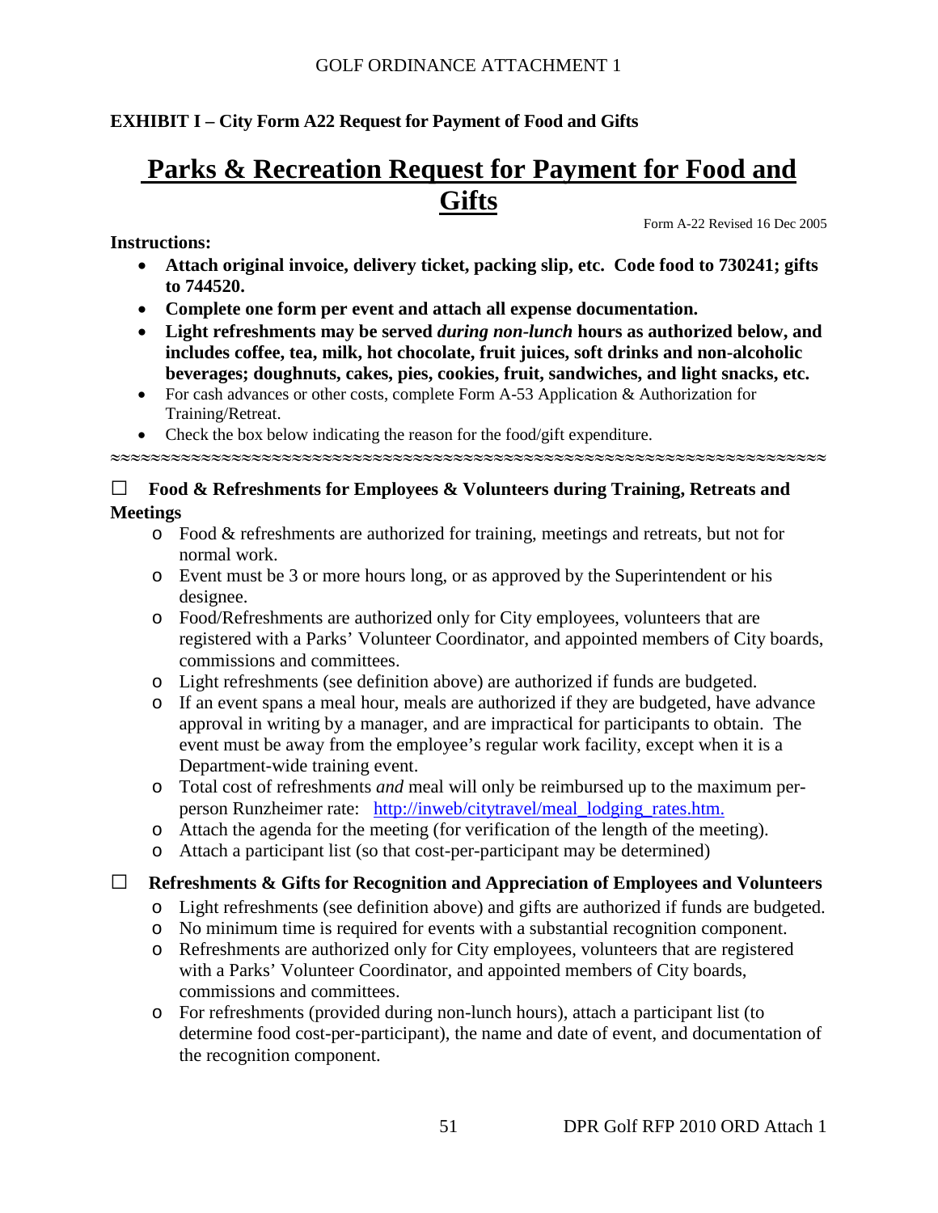GOLF ORDINANCE ATTACHMENT 1

**EXHIBIT I – City Form A22 Request for Payment of Food and Gifts**

# Parks & Recreation Request for Payment for Food and Gifts

Form A-22 Revised 16 Dec 2005

**Instructions:**

- **Attach original invoice, delivery ticket, packing slip, etc. Code food to 730241; gifts to 744520.**
- **Complete one form per event and attach all expense documentation.**
- **Light refreshments may be served *during non-lunch* hours as authorized below, and includes coffee, tea, milk, hot chocolate, fruit juices, soft drinks and non-alcoholic beverages; doughnuts, cakes, pies, cookies, fruit, sandwiches, and light snacks, etc.**
- For cash advances or other costs, complete Form A-53 Application & Authorization for Training/Retreat.
- Check the box below indicating the reason for the food/gift expenditure.

≈≈≈≈≈≈≈≈≈≈≈≈≈≈≈≈≈≈≈≈≈≈≈≈≈≈≈≈≈≈≈≈≈≈≈≈≈≈≈≈≈≈≈≈≈≈≈≈≈≈≈≈≈≈≈≈≈≈≈≈≈≈≈≈≈≈≈≈

☐ **Food & Refreshments for Employees & Volunteers during Training, Retreats and Meetings**

- Food & refreshments are authorized for training, meetings and retreats, but not for normal work.
- Event must be 3 or more hours long, or as approved by the Superintendent or his designee.
- Food/Refreshments are authorized only for City employees, volunteers that are registered with a Parks' Volunteer Coordinator, and appointed members of City boards, commissions and committees.
- Light refreshments (see definition above) are authorized if funds are budgeted.
- If an event spans a meal hour, meals are authorized if they are budgeted, have advance approval in writing by a manager, and are impractical for participants to obtain. The event must be away from the employee's regular work facility, except when it is a Department-wide training event.
- Total cost of refreshments *and* meal will only be reimbursed up to the maximum per-person Runzheimer rate: http://inweb/citytravel/meal_lodging_rates.htm.
- Attach the agenda for the meeting (for verification of the length of the meeting).
- Attach a participant list (so that cost-per-participant may be determined)

☐ **Refreshments & Gifts for Recognition and Appreciation of Employees and Volunteers**

- Light refreshments (see definition above) and gifts are authorized if funds are budgeted.
- No minimum time is required for events with a substantial recognition component.
- Refreshments are authorized only for City employees, volunteers that are registered with a Parks' Volunteer Coordinator, and appointed members of City boards, commissions and committees.
- For refreshments (provided during non-lunch hours), attach a participant list (to determine food cost-per-participant), the name and date of event, and documentation of the recognition component.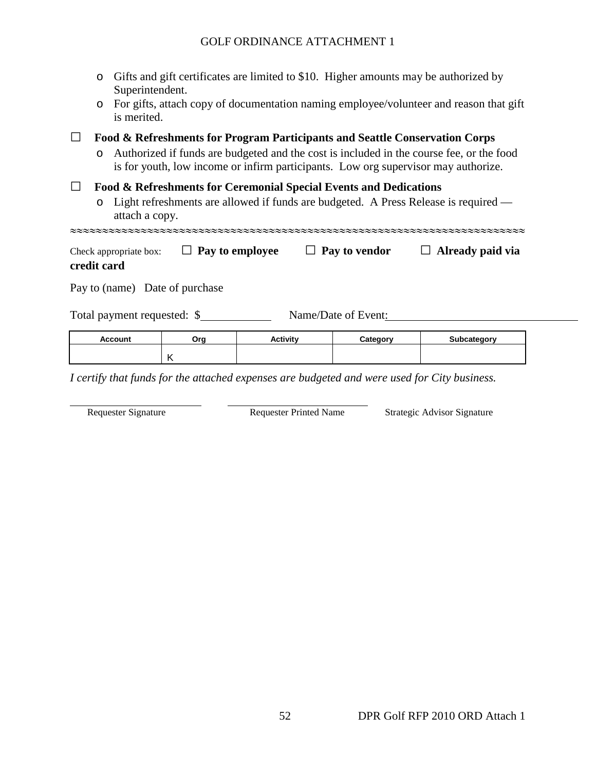- Gifts and gift certificates are limited to $10. Higher amounts may be authorized by Superintendent.
- For gifts, attach copy of documentation naming employee/volunteer and reason that gift is merited.

☐ **Food & Refreshments for Program Participants and Seattle Conservation Corps**

- Authorized if funds are budgeted and the cost is included in the course fee, or the food is for youth, low income or infirm participants. Low org supervisor may authorize.

☐ **Food & Refreshments for Ceremonial Special Events and Dedications**

- Light refreshments are allowed if funds are budgeted. A Press Release is required — attach a copy.

≈≈≈≈≈≈≈≈≈≈≈≈≈≈≈≈≈≈≈≈≈≈≈≈≈≈≈≈≈≈≈≈≈≈≈≈≈≈≈≈≈≈≈≈≈≈≈≈≈≈≈≈≈≈≈≈≈≈≈≈≈≈≈≈≈≈≈≈≈≈

Check appropriate box: ☐ **Pay to employee** ☐ **Pay to vendor** ☐ **Already paid via credit card**

Pay to (name) Date of purchase

Total payment requested: $____________ Name/Date of Event:________________________________

| Account | Org | Activity | Category | Subcategory |
|---|---|---|---|---|
| | K | | | |

*I certify that funds for the attached expenses are budgeted and were used for City business.*

________________________ ________________________

Requester Signature Requester Printed Name Strategic Advisor Signature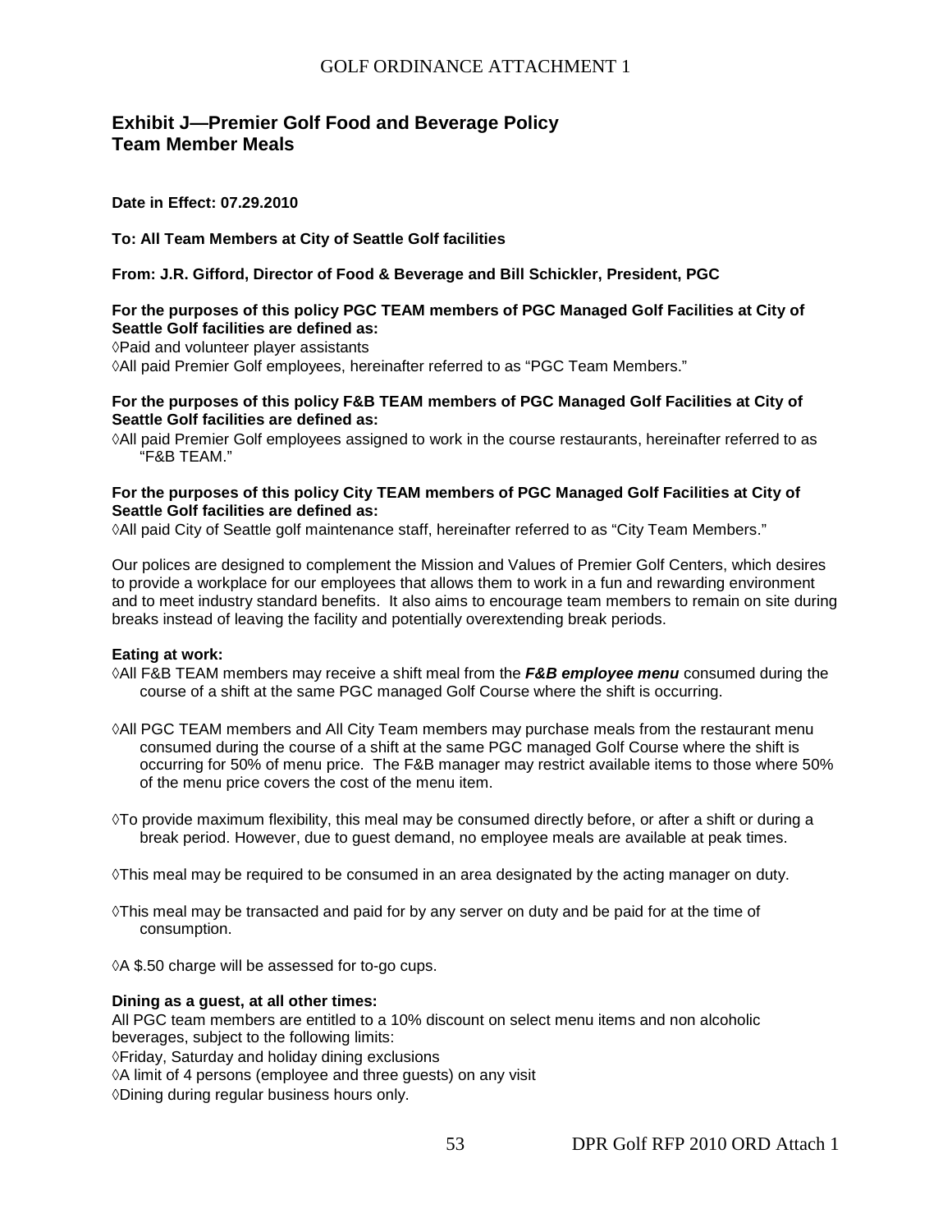# Exhibit J—Premier Golf Food and Beverage Policy
# Team Member Meals

**Date in Effect: 07.29.2010**

**To: All Team Members at City of Seattle Golf facilities**

**From: J.R. Gifford, Director of Food & Beverage and Bill Schickler, President, PGC**

**For the purposes of this policy PGC TEAM members of PGC Managed Golf Facilities at City of Seattle Golf facilities are defined as:**

◊Paid and volunteer player assistants
◊All paid Premier Golf employees, hereinafter referred to as "PGC Team Members."

**For the purposes of this policy F&B TEAM members of PGC Managed Golf Facilities at City of Seattle Golf facilities are defined as:**

◊All paid Premier Golf employees assigned to work in the course restaurants, hereinafter referred to as "F&B TEAM."

**For the purposes of this policy City TEAM members of PGC Managed Golf Facilities at City of Seattle Golf facilities are defined as:**

◊All paid City of Seattle golf maintenance staff, hereinafter referred to as "City Team Members."

Our polices are designed to complement the Mission and Values of Premier Golf Centers, which desires to provide a workplace for our employees that allows them to work in a fun and rewarding environment and to meet industry standard benefits. It also aims to encourage team members to remain on site during breaks instead of leaving the facility and potentially overextending break periods.

**Eating at work:**

◊All F&B TEAM members may receive a shift meal from the ***F&B employee menu*** consumed during the course of a shift at the same PGC managed Golf Course where the shift is occurring.

◊All PGC TEAM members and All City Team members may purchase meals from the restaurant menu consumed during the course of a shift at the same PGC managed Golf Course where the shift is occurring for 50% of menu price. The F&B manager may restrict available items to those where 50% of the menu price covers the cost of the menu item.

◊To provide maximum flexibility, this meal may be consumed directly before, or after a shift or during a break period. However, due to guest demand, no employee meals are available at peak times.

◊This meal may be required to be consumed in an area designated by the acting manager on duty.

◊This meal may be transacted and paid for by any server on duty and be paid for at the time of consumption.

◊A $.50 charge will be assessed for to-go cups.

**Dining as a guest, at all other times:**

All PGC team members are entitled to a 10% discount on select menu items and non alcoholic beverages, subject to the following limits:
◊Friday, Saturday and holiday dining exclusions
◊A limit of 4 persons (employee and three guests) on any visit
◊Dining during regular business hours only.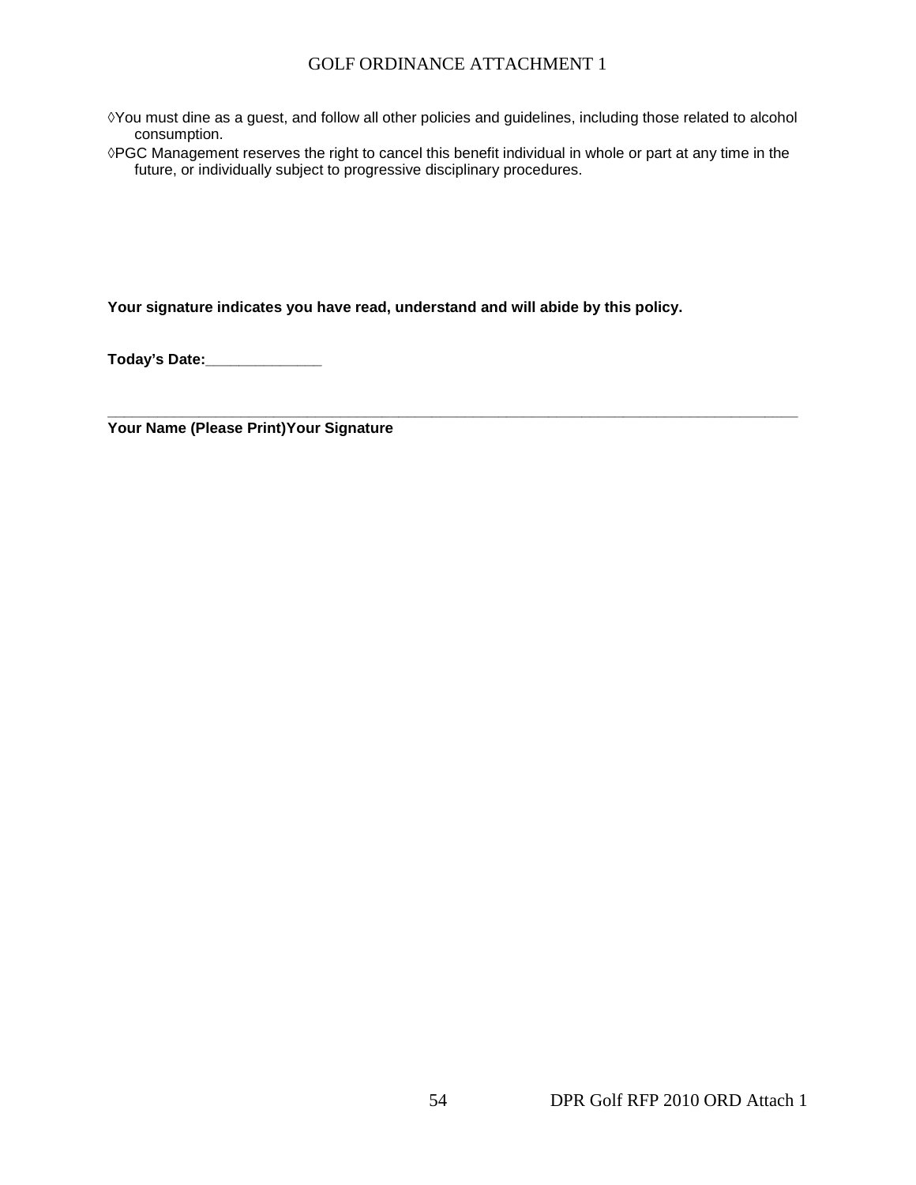◊You must dine as a guest, and follow all other policies and guidelines, including those related to alcohol consumption.

◊PGC Management reserves the right to cancel this benefit individual in whole or part at any time in the future, or individually subject to progressive disciplinary procedures.

**Your signature indicates you have read, understand and will abide by this policy.**

**Today's Date:_____________**

_______________________________________________________________________________

**Your Name (Please Print)Your Signature**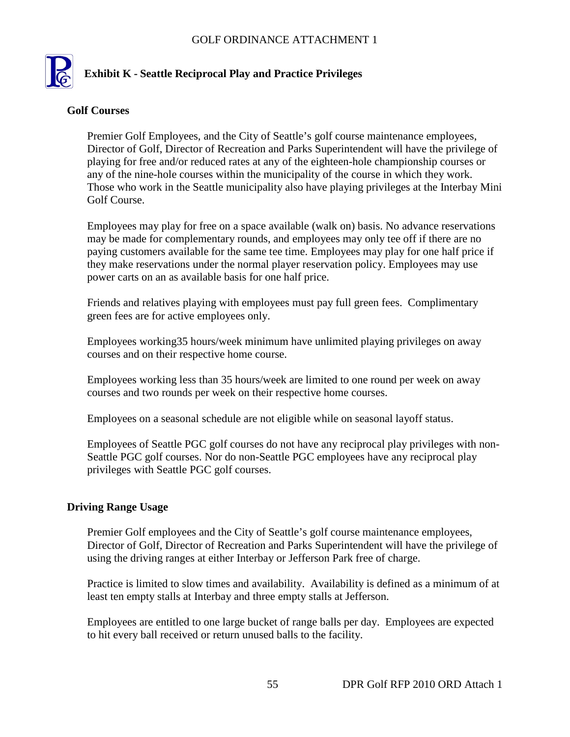# Exhibit K - Seattle Reciprocal Play and Practice Privileges

## Golf Courses

Premier Golf Employees, and the City of Seattle's golf course maintenance employees, Director of Golf, Director of Recreation and Parks Superintendent will have the privilege of playing for free and/or reduced rates at any of the eighteen-hole championship courses or any of the nine-hole courses within the municipality of the course in which they work. Those who work in the Seattle municipality also have playing privileges at the Interbay Mini Golf Course.

Employees may play for free on a space available (walk on) basis. No advance reservations may be made for complementary rounds, and employees may only tee off if there are no paying customers available for the same tee time. Employees may play for one half price if they make reservations under the normal player reservation policy. Employees may use power carts on an as available basis for one half price.

Friends and relatives playing with employees must pay full green fees. Complimentary green fees are for active employees only.

Employees working35 hours/week minimum have unlimited playing privileges on away courses and on their respective home course.

Employees working less than 35 hours/week are limited to one round per week on away courses and two rounds per week on their respective home courses.

Employees on a seasonal schedule are not eligible while on seasonal layoff status.

Employees of Seattle PGC golf courses do not have any reciprocal play privileges with non-Seattle PGC golf courses. Nor do non-Seattle PGC employees have any reciprocal play privileges with Seattle PGC golf courses.

## Driving Range Usage

Premier Golf employees and the City of Seattle's golf course maintenance employees, Director of Golf, Director of Recreation and Parks Superintendent will have the privilege of using the driving ranges at either Interbay or Jefferson Park free of charge.

Practice is limited to slow times and availability. Availability is defined as a minimum of at least ten empty stalls at Interbay and three empty stalls at Jefferson.

Employees are entitled to one large bucket of range balls per day. Employees are expected to hit every ball received or return unused balls to the facility.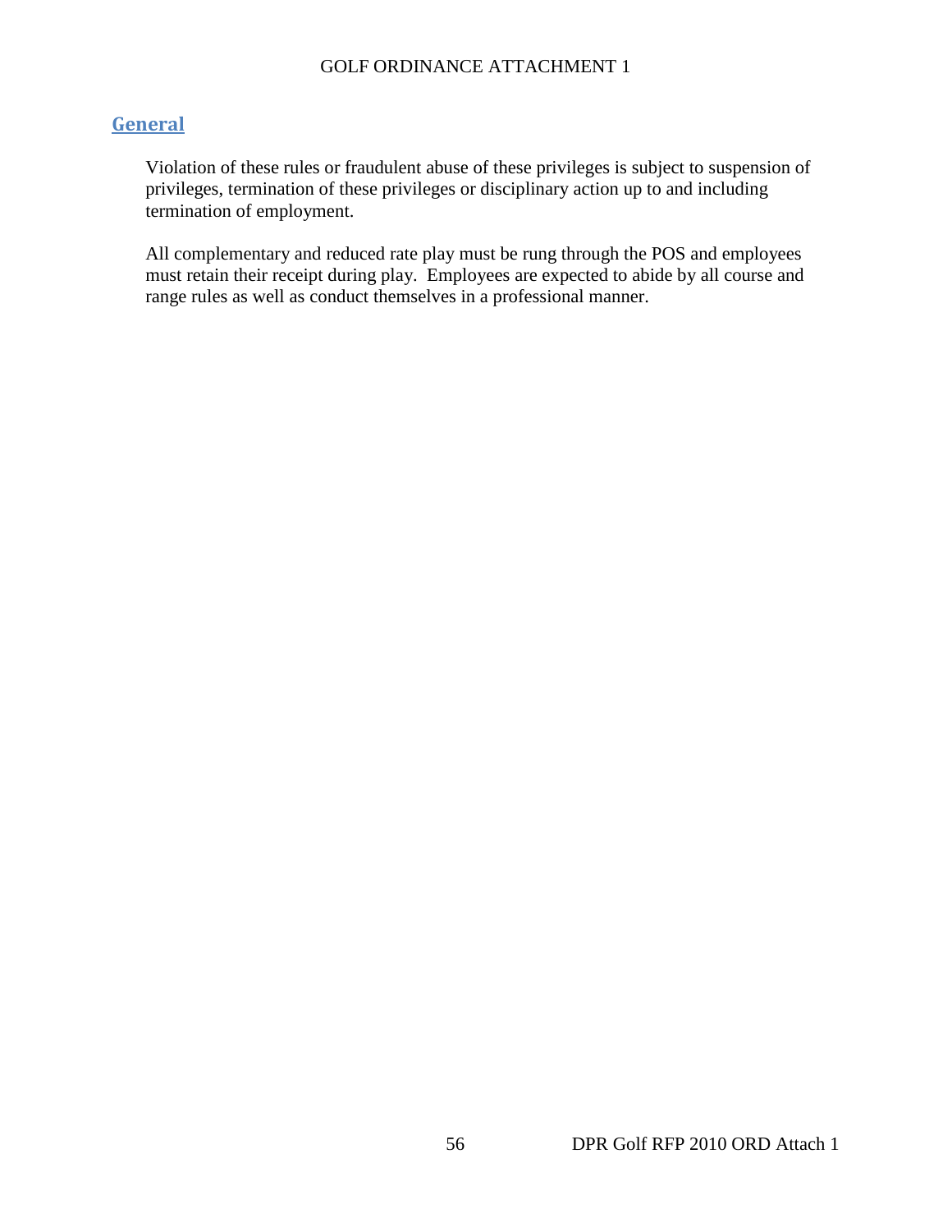## General

Violation of these rules or fraudulent abuse of these privileges is subject to suspension of privileges, termination of these privileges or disciplinary action up to and including termination of employment.

All complementary and reduced rate play must be rung through the POS and employees must retain their receipt during play. Employees are expected to abide by all course and range rules as well as conduct themselves in a professional manner.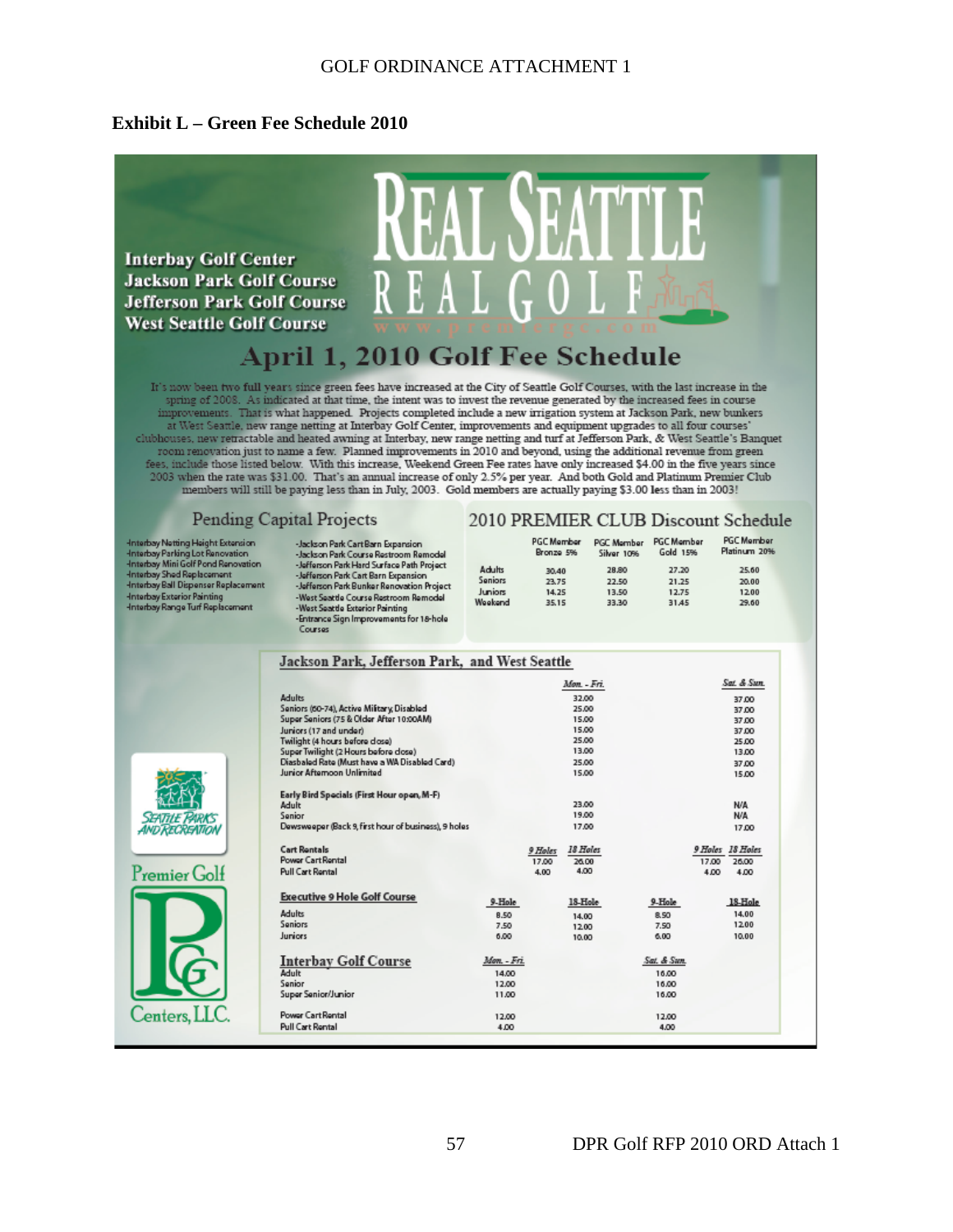GOLF ORDINANCE ATTACHMENT 1

## Exhibit L – Green Fee Schedule 2010

**Interbay Golf Center**
**Jackson Park Golf Course**
**Jefferson Park Golf Course**
**West Seattle Golf Course**

# REAL SEATTLE REAL GOLF

www.premiergc.com

# April 1, 2010 Golf Fee Schedule

It's now been two full years since green fees have increased at the City of Seattle Golf Courses, with the last increase in the spring of 2008. As indicated at that time, the intent was to invest the revenue generated by the increased fees in course improvements. That is what happened. Projects completed include a new irrigation system at Jackson Park, new bunkers at West Seattle, new range netting at Interbay Golf Center, improvements and equipment upgrades to all four courses' clubhouses, new retractable and heated awning at Interbay, new range netting and turf at Jefferson Park, & West Seattle's Banquet room renovation just to name a few. Planned improvements in 2010 and beyond, using the additional revenue from green fees, include those listed below. With this increase, Weekend Green Fee rates have only increased $4.00 in the five years since 2003 when the rate was $31.00. That's an annual increase of only 2.5% per year. And both Gold and Platinum Premier Club members will still be paying less than in July, 2003. Gold members are actually paying $3.00 less than in 2003!

## Pending Capital Projects

- Interbay Netting Height Extension
- Interbay Parking Lot Renovation
- Interbay Mini Golf Pond Renovation
- Interbay Shed Replacement
- Interbay Ball Dispenser Replacement
- Interbay Exterior Painting
- Interbay Range Turf Replacement
- Jackson Park Cart Barn Expansion
- Jackson Park Course Restroom Remodel
- Jefferson Park Hard Surface Path Project
- Jefferson Park Cart Barn Expansion
- Jefferson Park Bunker Renovation Project
- West Seattle Course Restroom Remodel
- West Seattle Exterior Painting
- Entrance Sign Improvements for 18-hole Courses

## 2010 PREMIER CLUB Discount Schedule

| | PGC Member Bronze 5% | PGC Member Silver 10% | PGC Member Gold 15% | PGC Member Platinum 20% |
|---|---|---|---|---|
| Adults | 30.40 | 28.80 | 27.20 | 25.60 |
| Seniors | 23.75 | 22.50 | 21.25 | 20.00 |
| Juniors | 14.25 | 13.50 | 12.75 | 12.00 |
| Weekend | 35.15 | 33.30 | 31.45 | 29.60 |

## Jackson Park, Jefferson Park, and West Seattle

| | Mon. - Fri. | Sat. & Sun. |
|---|---|---|
| Adults | 32.00 | 37.00 |
| Seniors (60-74), Active Military, Disabled | 25.00 | 37.00 |
| Super Seniors (75 & Older After 10:00AM) | 15.00 | 37.00 |
| Juniors (17 and under) | 15.00 | 37.00 |
| Twilight (4 hours before close) | 25.00 | 25.00 |
| Super Twilight (2 Hours before close) | 13.00 | 13.00 |
| Diasbaled Rate (Must have a WA Disabled Card) | 25.00 | 37.00 |
| Junior Afternoon Unlimited | 15.00 | 15.00 |
| **Early Bird Specials (First Hour open, M-F)** | | |
| Adult | 23.00 | N/A |
| Senior | 19.00 | N/A |
| Dewsweeper (Back 9, first hour of business), 9 holes | 17.00 | 17.00 |

| Cart Rentals | Mon. - Fri. 9 Holes | Mon. - Fri. 18 Holes | Sat. & Sun. 9 Holes | Sat. & Sun. 18 Holes |
|---|---|---|---|---|
| Power Cart Rental | 17.00 | 26.00 | 17.00 | 26.00 |
| Pull Cart Rental | 4.00 | 4.00 | 4.00 | 4.00 |

| Executive 9 Hole Golf Course | 9-Hole | 18-Hole | 9-Hole | 18-Hole |
|---|---|---|---|---|
| Adults | 8.50 | 14.00 | 8.50 | 14.00 |
| Seniors | 7.50 | 12.00 | 7.50 | 12.00 |
| Juniors | 6.00 | 10.00 | 6.00 | 10.00 |

## Interbay Golf Course

| | Mon. - Fri. | Sat. & Sun. |
|---|---|---|
| Adult | 14.00 | 16.00 |
| Senior | 12.00 | 16.00 |
| Super Senior/Junior | 11.00 | 16.00 |
| Power Cart Rental | 12.00 | 12.00 |
| Pull Cart Rental | 4.00 | 4.00 |

Seattle Parks and Recreation

Premier Golf Centers, LLC.

DPR Golf RFP 2010 ORD Attach 1